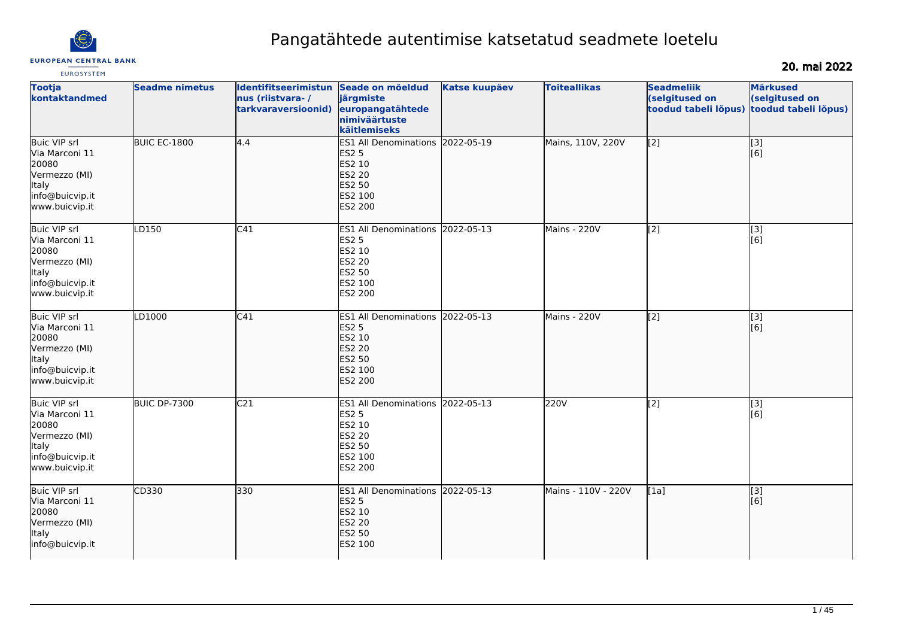# Pangatähtede autentimise katsetatud seadmete loetelu

**20. mai 2022**

| Tootja kontaktandmed | Seadme nimetus | Identifitseerimistunnus (riistvara- / tarkvaraversioonid) | Seade on mõeldud järgmiste europangatähtede nimiväärtuste käitlemiseks | Katse kuupäev | Toiteallikas | Seadmeliik (selgitused on toodud tabeli lõpus) | Märkused (selgitused on toodud tabeli lõpus) |
|---|---|---|---|---|---|---|---|
| Buic VIP srl<br>Via Marconi 11<br>20080<br>Vermezzo (MI)<br>Italy<br>info@buicvip.it<br>www.buicvip.it | BUIC EC-1800 | 4.4 | ES1 All Denominations<br>ES2 5<br>ES2 10<br>ES2 20<br>ES2 50<br>ES2 100<br>ES2 200 | 2022-05-19 | Mains, 110V, 220V | [2] | [3]<br>[6] |
| Buic VIP srl<br>Via Marconi 11<br>20080<br>Vermezzo (MI)<br>Italy<br>info@buicvip.it<br>www.buicvip.it | LD150 | C41 | ES1 All Denominations<br>ES2 5<br>ES2 10<br>ES2 20<br>ES2 50<br>ES2 100<br>ES2 200 | 2022-05-13 | Mains - 220V | [2] | [3]<br>[6] |
| Buic VIP srl<br>Via Marconi 11<br>20080<br>Vermezzo (MI)<br>Italy<br>info@buicvip.it<br>www.buicvip.it | LD1000 | C41 | ES1 All Denominations<br>ES2 5<br>ES2 10<br>ES2 20<br>ES2 50<br>ES2 100<br>ES2 200 | 2022-05-13 | Mains - 220V | [2] | [3]<br>[6] |
| Buic VIP srl<br>Via Marconi 11<br>20080<br>Vermezzo (MI)<br>Italy<br>info@buicvip.it<br>www.buicvip.it | BUIC DP-7300 | C21 | ES1 All Denominations<br>ES2 5<br>ES2 10<br>ES2 20<br>ES2 50<br>ES2 100<br>ES2 200 | 2022-05-13 | 220V | [2] | [3]<br>[6] |
| Buic VIP srl<br>Via Marconi 11<br>20080<br>Vermezzo (MI)<br>Italy<br>info@buicvip.it | CD330 | 330 | ES1 All Denominations<br>ES2 5<br>ES2 10<br>ES2 20<br>ES2 50<br>ES2 100 | 2022-05-13 | Mains - 110V - 220V | [1a] | [3]<br>[6] |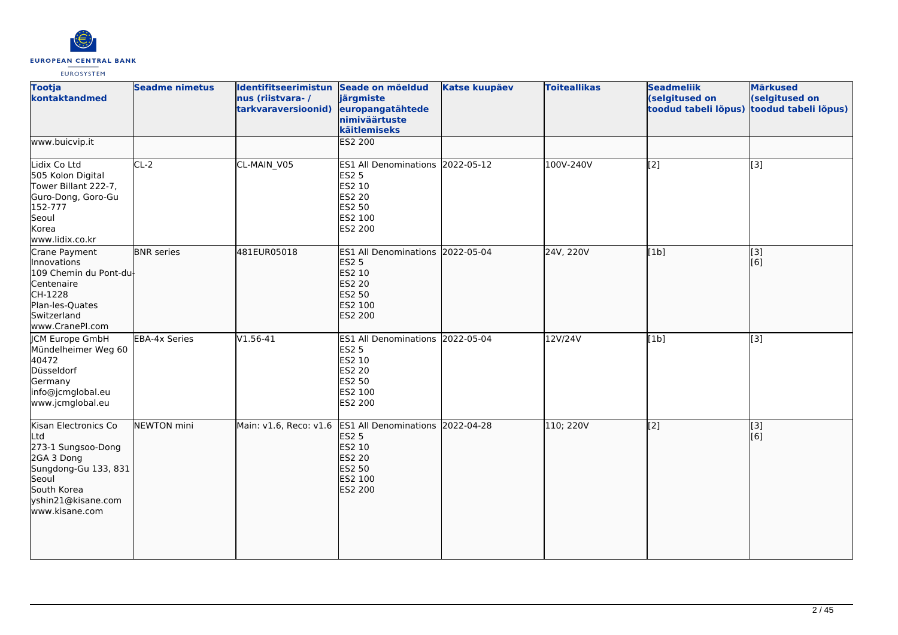| Tootja kontaktandmed | Seadme nimetus | Identifitseerimistunnus (riistvara- / tarkvaraversioonid) | Seade on mõeldud järgmiste europangatähtede nimiväärtuste käitlemiseks | Katse kuupäev | Toiteallikas | Seadmeliik (selgitused on toodud tabeli lõpus) | Märkused (selgitused on toodud tabeli lõpus) |
|---|---|---|---|---|---|---|---|
| www.buicvip.it | | | ES2 200 | | | | |
| Lidix Co Ltd<br>505 Kolon Digital Tower Billant 222-7, Guro-Dong, Goro-Gu<br>152-777<br>Seoul<br>Korea<br>www.lidix.co.kr | CL-2 | CL-MAIN_V05 | ES1 All Denominations<br>ES2 5<br>ES2 10<br>ES2 20<br>ES2 50<br>ES2 100<br>ES2 200 | 2022-05-12 | 100V-240V | [2] | [3] |
| Crane Payment Innovations<br>109 Chemin du Pont-du-Centenaire<br>CH-1228<br>Plan-les-Quates<br>Switzerland<br>www.CranePI.com | BNR series | 481EUR05018 | ES1 All Denominations<br>ES2 5<br>ES2 10<br>ES2 20<br>ES2 50<br>ES2 100<br>ES2 200 | 2022-05-04 | 24V, 220V | [1b] | [3]<br>[6] |
| JCM Europe GmbH<br>Mündelheimer Weg 60<br>40472<br>Düsseldorf<br>Germany<br>info@jcmglobal.eu<br>www.jcmglobal.eu | EBA-4x Series | V1.56-41 | ES1 All Denominations<br>ES2 5<br>ES2 10<br>ES2 20<br>ES2 50<br>ES2 100<br>ES2 200 | 2022-05-04 | 12V/24V | [1b] | [3] |
| Kisan Electronics Co Ltd<br>273-1 Sungsoo-Dong 2GA 3 Dong<br>Sungdong-Gu 133, 831<br>Seoul<br>South Korea<br>yshin21@kisane.com<br>www.kisane.com | NEWTON mini | Main: v1.6, Reco: v1.6 | ES1 All Denominations<br>ES2 5<br>ES2 10<br>ES2 20<br>ES2 50<br>ES2 100<br>ES2 200 | 2022-04-28 | 110; 220V | [2] | [3]<br>[6] |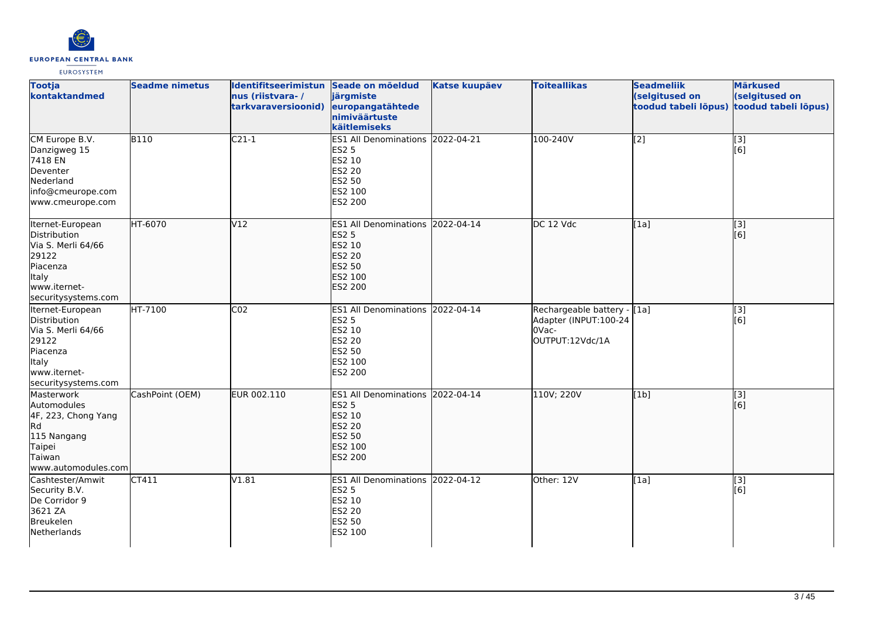| Tootja kontaktandmed | Seadme nimetus | Identifitseerimistunnus (riistvara- / tarkvaraversioonid) | Seade on mõeldud järgmiste europangatähtede nimiväärtuste käitlemiseks | Katse kuupäev | Toiteallikas | Seadmeliik (selgitused on toodud tabeli lõpus) | Märkused (selgitused on toodud tabeli lõpus) |
|---|---|---|---|---|---|---|---|
| CM Europe B.V.<br>Danzigweg 15<br>7418 EN<br>Deventer<br>Nederland<br>info@cmeurope.com<br>www.cmeurope.com | B110 | C21-1 | ES1 All Denominations<br>ES2 5<br>ES2 10<br>ES2 20<br>ES2 50<br>ES2 100<br>ES2 200 | 2022-04-21 | 100-240V | [2] | [3]<br>[6] |
| Iternet-European Distribution<br>Via S. Merli 64/66<br>29122<br>Piacenza<br>Italy<br>www.iternet-securitysystems.com | HT-6070 | V12 | ES1 All Denominations<br>ES2 5<br>ES2 10<br>ES2 20<br>ES2 50<br>ES2 100<br>ES2 200 | 2022-04-14 | DC 12 Vdc | [1a] | [3]<br>[6] |
| Iternet-European Distribution<br>Via S. Merli 64/66<br>29122<br>Piacenza<br>Italy<br>www.iternet-securitysystems.com | HT-7100 | C02 | ES1 All Denominations<br>ES2 5<br>ES2 10<br>ES2 20<br>ES2 50<br>ES2 100<br>ES2 200 | 2022-04-14 | Rechargeable battery - Adapter (INPUT:100-240Vac-OUTPUT:12Vdc/1A | [1a] | [3]<br>[6] |
| Masterwork Automodules<br>4F, 223, Chong Yang Rd<br>115 Nangang<br>Taipei<br>Taiwan<br>www.automodules.com | CashPoint (OEM) | EUR 002.110 | ES1 All Denominations<br>ES2 5<br>ES2 10<br>ES2 20<br>ES2 50<br>ES2 100<br>ES2 200 | 2022-04-14 | 110V; 220V | [1b] | [3]<br>[6] |
| Cashtester/Amwit Security B.V.<br>De Corridor 9<br>3621 ZA<br>Breukelen<br>Netherlands | CT411 | V1.81 | ES1 All Denominations<br>ES2 5<br>ES2 10<br>ES2 20<br>ES2 50<br>ES2 100 | 2022-04-12 | Other: 12V | [1a] | [3]<br>[6] |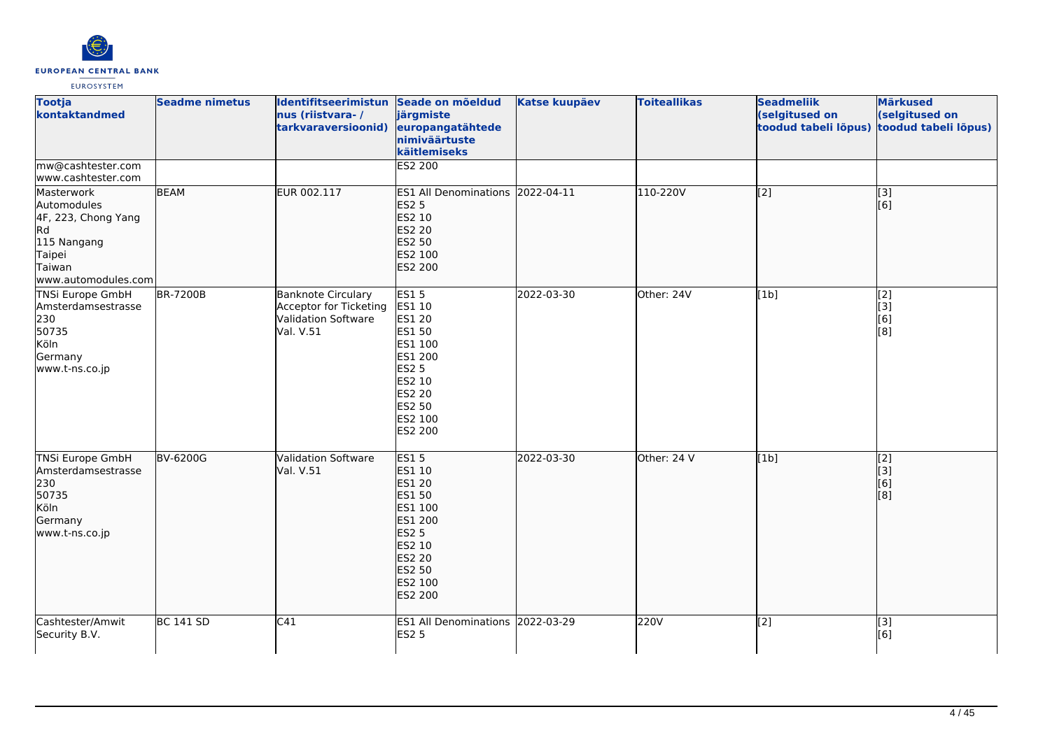| Tootja kontaktandmed | Seadme nimetus | Identifitseerimistunnus (riistvara- / tarkvaraversioonid) | Seade on mõeldud järgmiste europangatähtede nimiväärtuste käitlemiseks | Katse kuupäev | Toiteallikas | Seadmeliik (selgitused on toodud tabeli lõpus) | Märkused (selgitused on toodud tabeli lõpus) |
|---|---|---|---|---|---|---|---|
| mw@cashtester.com<br>www.cashtester.com | | | ES2 200 | | | | |
| Masterwork Automodules<br>4F, 223, Chong Yang Rd<br>115 Nangang<br>Taipei<br>Taiwan<br>www.automodules.com | BEAM | EUR 002.117 | ES1 All Denominations<br>ES2 5<br>ES2 10<br>ES2 20<br>ES2 50<br>ES2 100<br>ES2 200 | 2022-04-11 | 110-220V | [2] | [3]<br>[6] |
| TNSi Europe GmbH<br>Amsterdamsestrasse 230<br>50735<br>Köln<br>Germany<br>www.t-ns.co.jp | BR-7200B | Banknote Circulary Acceptor for Ticketing Validation Software Val. V.51 | ES1 5<br>ES1 10<br>ES1 20<br>ES1 50<br>ES1 100<br>ES1 200<br>ES2 5<br>ES2 10<br>ES2 20<br>ES2 50<br>ES2 100<br>ES2 200 | 2022-03-30 | Other: 24V | [1b] | [2]<br>[3]<br>[6]<br>[8] |
| TNSi Europe GmbH<br>Amsterdamsestrasse 230<br>50735<br>Köln<br>Germany<br>www.t-ns.co.jp | BV-6200G | Validation Software Val. V.51 | ES1 5<br>ES1 10<br>ES1 20<br>ES1 50<br>ES1 100<br>ES1 200<br>ES2 5<br>ES2 10<br>ES2 20<br>ES2 50<br>ES2 100<br>ES2 200 | 2022-03-30 | Other: 24 V | [1b] | [2]<br>[3]<br>[6]<br>[8] |
| Cashtester/Amwit Security B.V. | BC 141 SD | C41 | ES1 All Denominations<br>ES2 5 | 2022-03-29 | 220V | [2] | [3]<br>[6] |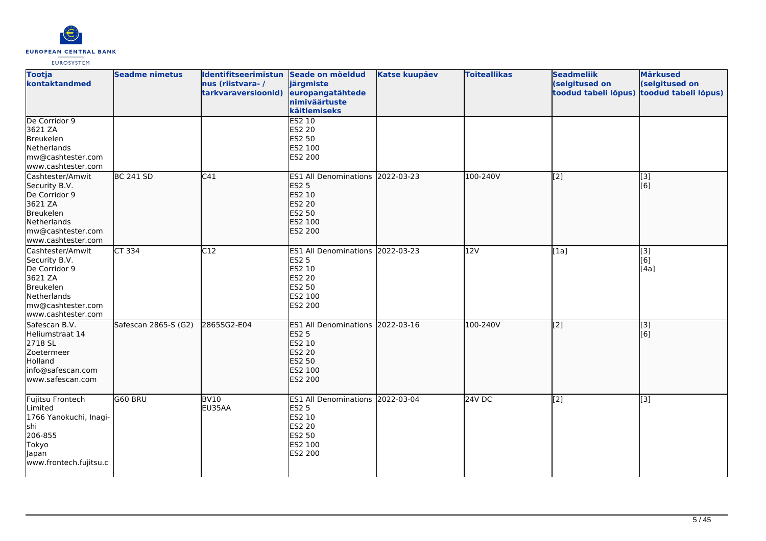| Tootja kontaktandmed | Seadme nimetus | Identifitseerimistunnus (riistvara- / tarkvaraversioonid) | Seade on mõeldud järgmiste europangatähtede nimiväärtuste käitlemiseks | Katse kuupäev | Toiteallikas | Seadmeliik (selgitused on toodud tabeli lõpus) | Märkused (selgitused on toodud tabeli lõpus) |
|---|---|---|---|---|---|---|---|
| De Corridor 9<br>3621 ZA<br>Breukelen<br>Netherlands<br>mw@cashtester.com<br>www.cashtester.com | | | ES2 10<br>ES2 20<br>ES2 50<br>ES2 100<br>ES2 200 | | | | |
| Cashtester/Amwit Security B.V.<br>De Corridor 9<br>3621 ZA<br>Breukelen<br>Netherlands<br>mw@cashtester.com<br>www.cashtester.com | BC 241 SD | C41 | ES1 All Denominations<br>ES2 5<br>ES2 10<br>ES2 20<br>ES2 50<br>ES2 100<br>ES2 200 | 2022-03-23 | 100-240V | [2] | [3]<br>[6] |
| Cashtester/Amwit Security B.V.<br>De Corridor 9<br>3621 ZA<br>Breukelen<br>Netherlands<br>mw@cashtester.com<br>www.cashtester.com | CT 334 | C12 | ES1 All Denominations<br>ES2 5<br>ES2 10<br>ES2 20<br>ES2 50<br>ES2 100<br>ES2 200 | 2022-03-23 | 12V | [1a] | [3]<br>[6]<br>[4a] |
| Safescan B.V.<br>Heliumstraat 14<br>2718 SL<br>Zoetermeer<br>Holland<br>info@safescan.com<br>www.safescan.com | Safescan 2865-S (G2) | 2865SG2-E04 | ES1 All Denominations<br>ES2 5<br>ES2 10<br>ES2 20<br>ES2 50<br>ES2 100<br>ES2 200 | 2022-03-16 | 100-240V | [2] | [3]<br>[6] |
| Fujitsu Frontech Limited<br>1766 Yanokuchi, Inagi-shi<br>206-855<br>Tokyo<br>Japan<br>www.frontech.fujitsu.c | G60 BRU | BV10<br>EU35AA | ES1 All Denominations<br>ES2 5<br>ES2 10<br>ES2 20<br>ES2 50<br>ES2 100<br>ES2 200 | 2022-03-04 | 24V DC | [2] | [3] |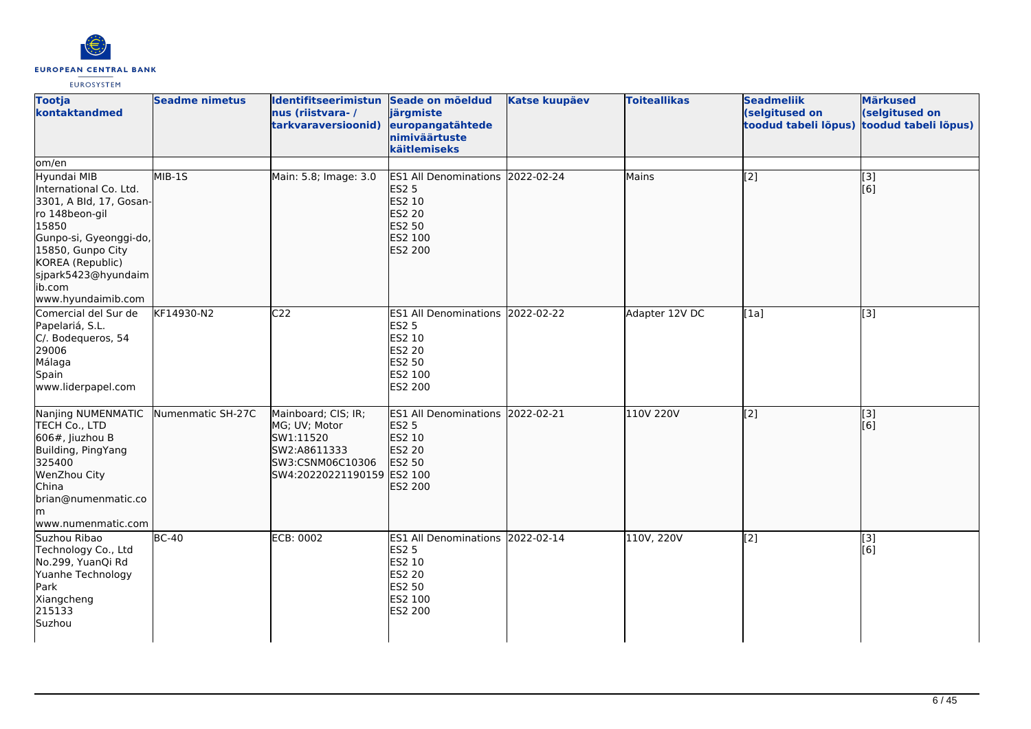| Tootja kontaktandmed | Seadme nimetus | Identifitseerimistunnus (riistvara- / tarkvaraversioonid) | Seade on mõeldud järgmiste europangatähtede nimiväärtuste käitlemiseks | Katse kuupäev | Toiteallikas | Seadmeliik (selgitused on toodud tabeli lõpus) | Märkused (selgitused on toodud tabeli lõpus) |
|---|---|---|---|---|---|---|---|
| om/en | | | | | | | |
| Hyundai MIB International Co. Ltd.<br>3301, A Bld, 17, Gosan-ro 148beon-gil<br>15850<br>Gunpo-si, Gyeonggi-do, 15850, Gunpo City<br>KOREA (Republic)<br>sjpark5423@hyundaimib.com<br>www.hyundaimib.com | MIB-1S | Main: 5.8; Image: 3.0 | ES1 All Denominations<br>ES2 5<br>ES2 10<br>ES2 20<br>ES2 50<br>ES2 100<br>ES2 200 | 2022-02-24 | Mains | [2] | [3]<br>[6] |
| Comercial del Sur de Papelariá, S.L.<br>C/. Bodequeros, 54<br>29006<br>Málaga<br>Spain<br>www.liderpapel.com | KF14930-N2 | C22 | ES1 All Denominations<br>ES2 5<br>ES2 10<br>ES2 20<br>ES2 50<br>ES2 100<br>ES2 200 | 2022-02-22 | Adapter 12V DC | [1a] | [3] |
| Nanjing NUMENMATIC TECH Co., LTD<br>606#, Jiuzhou B Building, PingYang<br>325400<br>WenZhou City<br>China<br>brian@numenmatic.com<br>www.numenmatic.com | Numenmatic SH-27C | Mainboard; CIS; IR; MG; UV; Motor<br>SW1:11520<br>SW2:A8611333<br>SW3:CSNM06C10306<br>SW4:20220221190159 | ES1 All Denominations<br>ES2 5<br>ES2 10<br>ES2 20<br>ES2 50<br>ES2 100<br>ES2 200 | 2022-02-21 | 110V 220V | [2] | [3]<br>[6] |
| Suzhou Ribao Technology Co., Ltd<br>No.299, YuanQi Rd<br>Yuanhe Technology Park<br>Xiangcheng<br>215133<br>Suzhou | BC-40 | ECB: 0002 | ES1 All Denominations<br>ES2 5<br>ES2 10<br>ES2 20<br>ES2 50<br>ES2 100<br>ES2 200 | 2022-02-14 | 110V, 220V | [2] | [3]<br>[6] |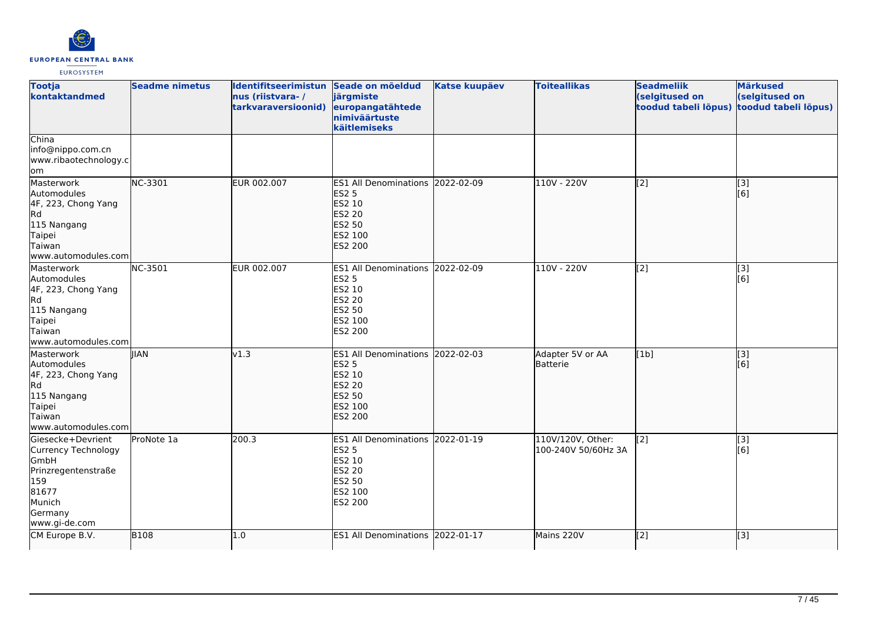| Tootja kontaktandmed | Seadme nimetus | Identifitseerimistunnus (riistvara- / tarkvaraversioonid) | Seade on mõeldud järgmiste europangatähtede nimiväärtuste käitlemiseks | Katse kuupäev | Toiteallikas | Seadmeliik (selgitused on toodud tabeli lõpus) | Märkused (selgitused on toodud tabeli lõpus) |
|---|---|---|---|---|---|---|---|
| China<br>info@nippo.com.cn<br>www.ribaotechnology.com | | | | | | | |
| Masterwork Automodules<br>4F, 223, Chong Yang Rd<br>115 Nangang<br>Taipei<br>Taiwan<br>www.automodules.com | NC-3301 | EUR 002.007 | ES1 All Denominations<br>ES2 5<br>ES2 10<br>ES2 20<br>ES2 50<br>ES2 100<br>ES2 200 | 2022-02-09 | 110V - 220V | [2] | [3]<br>[6] |
| Masterwork Automodules<br>4F, 223, Chong Yang Rd<br>115 Nangang<br>Taipei<br>Taiwan<br>www.automodules.com | NC-3501 | EUR 002.007 | ES1 All Denominations<br>ES2 5<br>ES2 10<br>ES2 20<br>ES2 50<br>ES2 100<br>ES2 200 | 2022-02-09 | 110V - 220V | [2] | [3]<br>[6] |
| Masterwork Automodules<br>4F, 223, Chong Yang Rd<br>115 Nangang<br>Taipei<br>Taiwan<br>www.automodules.com | JIAN | v1.3 | ES1 All Denominations<br>ES2 5<br>ES2 10<br>ES2 20<br>ES2 50<br>ES2 100<br>ES2 200 | 2022-02-03 | Adapter 5V or AA Batterie | [1b] | [3]<br>[6] |
| Giesecke+Devrient Currency Technology GmbH<br>Prinzregentenstraße 159<br>81677<br>Munich<br>Germany<br>www.gi-de.com | ProNote 1a | 200.3 | ES1 All Denominations<br>ES2 5<br>ES2 10<br>ES2 20<br>ES2 50<br>ES2 100<br>ES2 200 | 2022-01-19 | 110V/120V, Other: 100-240V 50/60Hz 3A | [2] | [3]<br>[6] |
| CM Europe B.V. | B108 | 1.0 | ES1 All Denominations | 2022-01-17 | Mains 220V | [2] | [3] |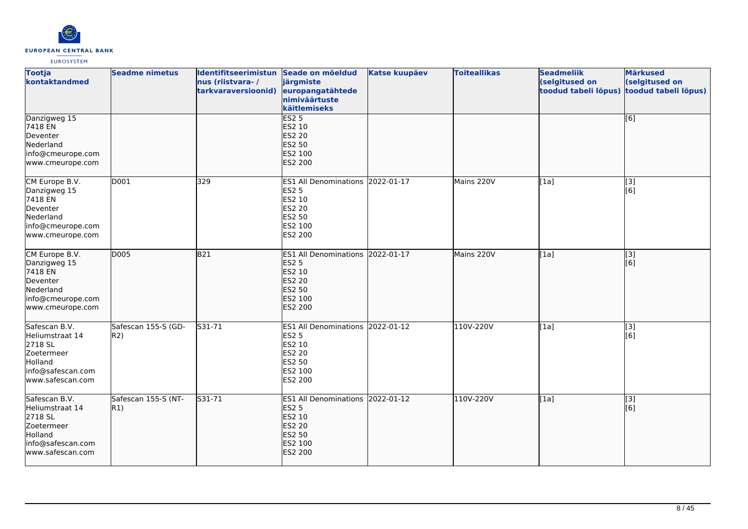| Tootja kontaktandmed | Seadme nimetus | Identifitseerimistunnus (riistvara- / tarkvaraversioonid) | Seade on mõeldud järgmiste europangatähtede nimiväärtuste käitlemiseks | Katse kuupäev | Toiteallikas | Seadmeliik (selgitused on toodud tabeli lõpus) | Märkused (selgitused on toodud tabeli lõpus) |
|---|---|---|---|---|---|---|---|
| Danzigweg 15<br>7418 EN<br>Deventer<br>Nederland<br>info@cmeurope.com<br>www.cmeurope.com | | | ES2 5<br>ES2 10<br>ES2 20<br>ES2 50<br>ES2 100<br>ES2 200 | | | | [6] |
| CM Europe B.V.<br>Danzigweg 15<br>7418 EN<br>Deventer<br>Nederland<br>info@cmeurope.com<br>www.cmeurope.com | D001 | 329 | ES1 All Denominations<br>ES2 5<br>ES2 10<br>ES2 20<br>ES2 50<br>ES2 100<br>ES2 200 | 2022-01-17 | Mains 220V | [1a] | [3]<br>[6] |
| CM Europe B.V.<br>Danzigweg 15<br>7418 EN<br>Deventer<br>Nederland<br>info@cmeurope.com<br>www.cmeurope.com | D005 | B21 | ES1 All Denominations<br>ES2 5<br>ES2 10<br>ES2 20<br>ES2 50<br>ES2 100<br>ES2 200 | 2022-01-17 | Mains 220V | [1a] | [3]<br>[6] |
| Safescan B.V.<br>Heliumstraat 14<br>2718 SL<br>Zoetermeer<br>Holland<br>info@safescan.com<br>www.safescan.com | Safescan 155-S (GD-R2) | S31-71 | ES1 All Denominations<br>ES2 5<br>ES2 10<br>ES2 20<br>ES2 50<br>ES2 100<br>ES2 200 | 2022-01-12 | 110V-220V | [1a] | [3]<br>[6] |
| Safescan B.V.<br>Heliumstraat 14<br>2718 SL<br>Zoetermeer<br>Holland<br>info@safescan.com<br>www.safescan.com | Safescan 155-S (NT-R1) | S31-71 | ES1 All Denominations<br>ES2 5<br>ES2 10<br>ES2 20<br>ES2 50<br>ES2 100<br>ES2 200 | 2022-01-12 | 110V-220V | [1a] | [3]<br>[6] |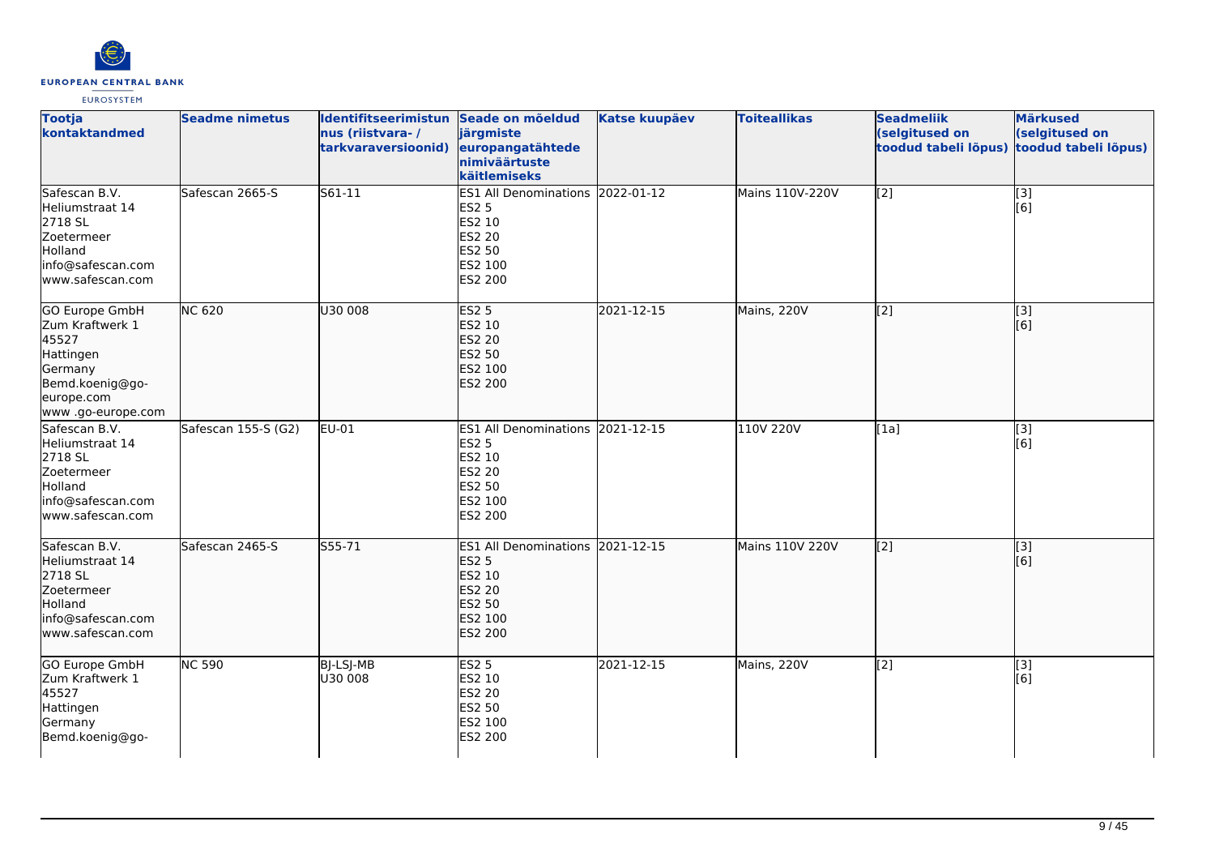| Tootja kontaktandmed | Seadme nimetus | Identifitseerimistunnus (riistvara- / tarkvaraversioonid) | Seade on mõeldud järgmiste europangatähtede nimiväärtuste käitlemiseks | Katse kuupäev | Toiteallikas | Seadmeliik (selgitused on toodud tabeli lõpus) | Märkused (selgitused on toodud tabeli lõpus) |
|---|---|---|---|---|---|---|---|
| Safescan B.V.<br>Heliumstraat 14<br>2718 SL<br>Zoetermeer<br>Holland<br>info@safescan.com<br>www.safescan.com | Safescan 2665-S | S61-11 | ES1 All Denominations<br>ES2 5<br>ES2 10<br>ES2 20<br>ES2 50<br>ES2 100<br>ES2 200 | 2022-01-12 | Mains 110V-220V | [2] | [3]<br>[6] |
| GO Europe GmbH<br>Zum Kraftwerk 1<br>45527<br>Hattingen<br>Germany<br>Bemd.koenig@go-europe.com<br>www .go-europe.com | NC 620 | U30 008 | ES2 5<br>ES2 10<br>ES2 20<br>ES2 50<br>ES2 100<br>ES2 200 | 2021-12-15 | Mains, 220V | [2] | [3]<br>[6] |
| Safescan B.V.<br>Heliumstraat 14<br>2718 SL<br>Zoetermeer<br>Holland<br>info@safescan.com<br>www.safescan.com | Safescan 155-S (G2) | EU-01 | ES1 All Denominations<br>ES2 5<br>ES2 10<br>ES2 20<br>ES2 50<br>ES2 100<br>ES2 200 | 2021-12-15 | 110V 220V | [1a] | [3]<br>[6] |
| Safescan B.V.<br>Heliumstraat 14<br>2718 SL<br>Zoetermeer<br>Holland<br>info@safescan.com<br>www.safescan.com | Safescan 2465-S | S55-71 | ES1 All Denominations<br>ES2 5<br>ES2 10<br>ES2 20<br>ES2 50<br>ES2 100<br>ES2 200 | 2021-12-15 | Mains 110V 220V | [2] | [3]<br>[6] |
| GO Europe GmbH<br>Zum Kraftwerk 1<br>45527<br>Hattingen<br>Germany<br>Bemd.koenig@go- | NC 590 | BJ-LSJ-MB<br>U30 008 | ES2 5<br>ES2 10<br>ES2 20<br>ES2 50<br>ES2 100<br>ES2 200 | 2021-12-15 | Mains, 220V | [2] | [3]<br>[6] |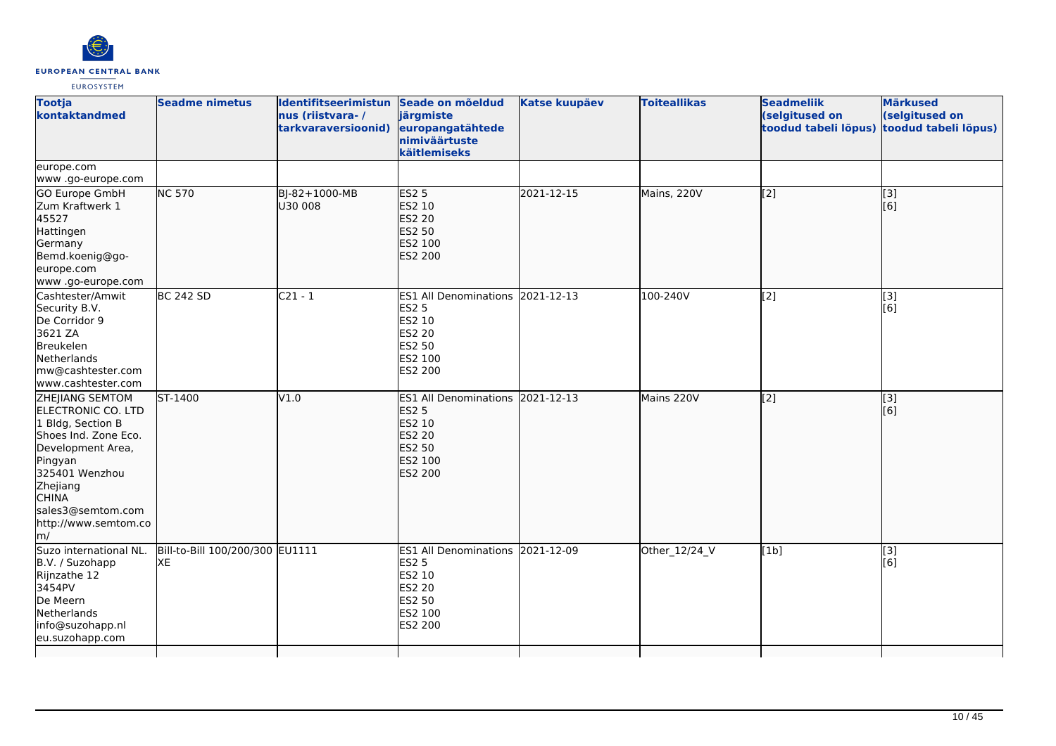| Tootja kontaktandmed | Seadme nimetus | Identifitseerimistunnus (riistvara- / tarkvaraversioonid) | Seade on mõeldud järgmiste europangatähtede nimiväärtuste käitlemiseks | Katse kuupäev | Toiteallikas | Seadmeliik (selgitused on toodud tabeli lõpus) | Märkused (selgitused on toodud tabeli lõpus) |
|---|---|---|---|---|---|---|---|
| europe.com<br>www .go-europe.com | | | | | | | |
| GO Europe GmbH<br>Zum Kraftwerk 1<br>45527<br>Hattingen<br>Germany<br>Bemd.koenig@go-europe.com<br>www .go-europe.com | NC 570 | BJ-82+1000-MB<br>U30 008 | ES2 5<br>ES2 10<br>ES2 20<br>ES2 50<br>ES2 100<br>ES2 200 | 2021-12-15 | Mains, 220V | [2] | [3]<br>[6] |
| Cashtester/Amwit Security B.V.<br>De Corridor 9<br>3621 ZA<br>Breukelen<br>Netherlands<br>mw@cashtester.com<br>www.cashtester.com | BC 242 SD | C21 - 1 | ES1 All Denominations<br>ES2 5<br>ES2 10<br>ES2 20<br>ES2 50<br>ES2 100<br>ES2 200 | 2021-12-13 | 100-240V | [2] | [3]<br>[6] |
| ZHEJIANG SEMTOM ELECTRONIC CO. LTD<br>1 Bldg, Section B<br>Shoes Ind. Zone Eco. Development Area,<br>Pingyan<br>325401 Wenzhou<br>Zhejiang<br>CHINA<br>sales3@semtom.com<br>http://www.semtom.com/ | ST-1400 | V1.0 | ES1 All Denominations<br>ES2 5<br>ES2 10<br>ES2 20<br>ES2 50<br>ES2 100<br>ES2 200 | 2021-12-13 | Mains 220V | [2] | [3]<br>[6] |
| Suzo international NL. B.V. / Suzohapp<br>Rijnzathe 12<br>3454PV<br>De Meern<br>Netherlands<br>info@suzohapp.nl<br>eu.suzohapp.com | Bill-to-Bill 100/200/300 XE | EU1111 | ES1 All Denominations<br>ES2 5<br>ES2 10<br>ES2 20<br>ES2 50<br>ES2 100<br>ES2 200 | 2021-12-09 | Other_12/24_V | [1b] | [3]<br>[6] |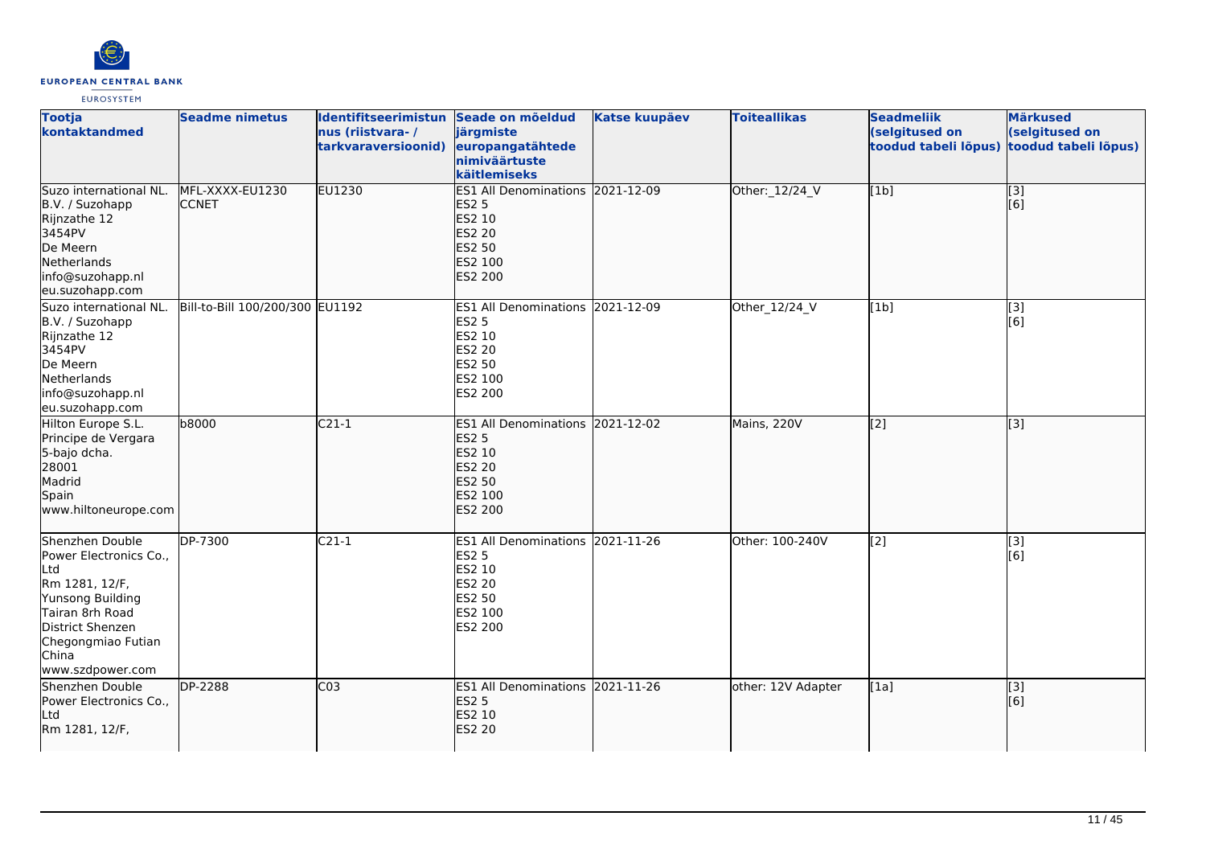| Tootja kontaktandmed | Seadme nimetus | Identifitseerimistunnus (riistvara- / tarkvaraversioonid) | Seade on mõeldud järgmiste europangatähtede nimiväärtuste käitlemiseks | Katse kuupäev | Toiteallikas | Seadmeliik (selgitused on toodud tabeli lõpus) | Märkused (selgitused on toodud tabeli lõpus) |
|---|---|---|---|---|---|---|---|
| Suzo international NL. B.V. / Suzohapp<br>Rijnzathe 12<br>3454PV<br>De Meern<br>Netherlands<br>info@suzohapp.nl<br>eu.suzohapp.com | MFL-XXXX-EU1230 CCNET | EU1230 | ES1 All Denominations<br>ES2 5<br>ES2 10<br>ES2 20<br>ES2 50<br>ES2 100<br>ES2 200 | 2021-12-09 | Other:_12/24_V | [1b] | [3]<br>[6] |
| Suzo international NL. B.V. / Suzohapp<br>Rijnzathe 12<br>3454PV<br>De Meern<br>Netherlands<br>info@suzohapp.nl<br>eu.suzohapp.com | Bill-to-Bill 100/200/300 | EU1192 | ES1 All Denominations<br>ES2 5<br>ES2 10<br>ES2 20<br>ES2 50<br>ES2 100<br>ES2 200 | 2021-12-09 | Other_12/24_V | [1b] | [3]<br>[6] |
| Hilton Europe S.L.<br>Principe de Vergara<br>5-bajo dcha.<br>28001<br>Madrid<br>Spain<br>www.hiltoneurope.com | b8000 | C21-1 | ES1 All Denominations<br>ES2 5<br>ES2 10<br>ES2 20<br>ES2 50<br>ES2 100<br>ES2 200 | 2021-12-02 | Mains, 220V | [2] | [3] |
| Shenzhen Double Power Electronics Co., Ltd<br>Rm 1281, 12/F,<br>Yunsong Building<br>Tairan 8rh Road<br>District Shenzen<br>Chegongmiao Futian<br>China<br>www.szdpower.com | DP-7300 | C21-1 | ES1 All Denominations<br>ES2 5<br>ES2 10<br>ES2 20<br>ES2 50<br>ES2 100<br>ES2 200 | 2021-11-26 | Other: 100-240V | [2] | [3]<br>[6] |
| Shenzhen Double Power Electronics Co., Ltd<br>Rm 1281, 12/F, | DP-2288 | C03 | ES1 All Denominations<br>ES2 5<br>ES2 10<br>ES2 20 | 2021-11-26 | other: 12V Adapter | [1a] | [3]<br>[6] |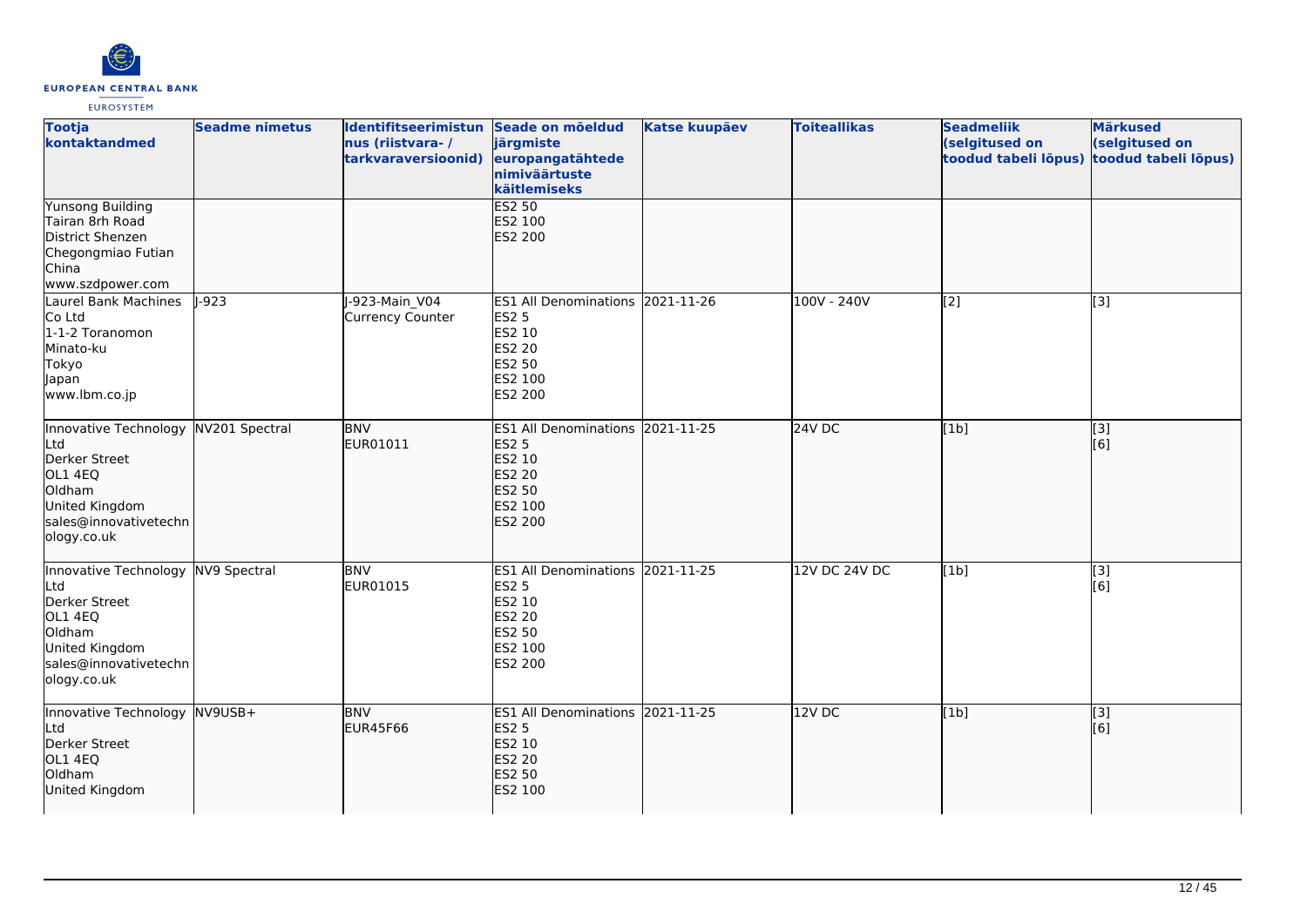| Tootja kontaktandmed | Seadme nimetus | Identifitseerimistunnus (riistvara- / tarkvaraversioonid) | Seade on mõeldud järgmiste europangatähtede nimiväärtuste käitlemiseks | Katse kuupäev | Toiteallikas | Seadmeliik (selgitused on toodud tabeli lõpus) | Märkused (selgitused on toodud tabeli lõpus) |
|---|---|---|---|---|---|---|---|
| Yunsong Building<br>Tairan 8rh Road<br>District Shenzen<br>Chegongmiao Futian<br>China<br>www.szdpower.com | | | ES2 50<br>ES2 100<br>ES2 200 | | | | |
| Laurel Bank Machines Co Ltd<br>1-1-2 Toranomon<br>Minato-ku<br>Tokyo<br>Japan<br>www.lbm.co.jp | J-923 | J-923-Main_V04<br>Currency Counter | ES1 All Denominations<br>ES2 5<br>ES2 10<br>ES2 20<br>ES2 50<br>ES2 100<br>ES2 200 | 2021-11-26 | 100V - 240V | [2] | [3] |
| Innovative Technology Ltd<br>Derker Street<br>OL1 4EQ<br>Oldham<br>United Kingdom<br>sales@innovativetechnology.co.uk | NV201 Spectral | BNV<br>EUR01011 | ES1 All Denominations<br>ES2 5<br>ES2 10<br>ES2 20<br>ES2 50<br>ES2 100<br>ES2 200 | 2021-11-25 | 24V DC | [1b] | [3]<br>[6] |
| Innovative Technology Ltd<br>Derker Street<br>OL1 4EQ<br>Oldham<br>United Kingdom<br>sales@innovativetechnology.co.uk | NV9 Spectral | BNV<br>EUR01015 | ES1 All Denominations<br>ES2 5<br>ES2 10<br>ES2 20<br>ES2 50<br>ES2 100<br>ES2 200 | 2021-11-25 | 12V DC 24V DC | [1b] | [3]<br>[6] |
| Innovative Technology Ltd<br>Derker Street<br>OL1 4EQ<br>Oldham<br>United Kingdom | NV9USB+ | BNV<br>EUR45F66 | ES1 All Denominations<br>ES2 5<br>ES2 10<br>ES2 20<br>ES2 50<br>ES2 100 | 2021-11-25 | 12V DC | [1b] | [3]<br>[6] |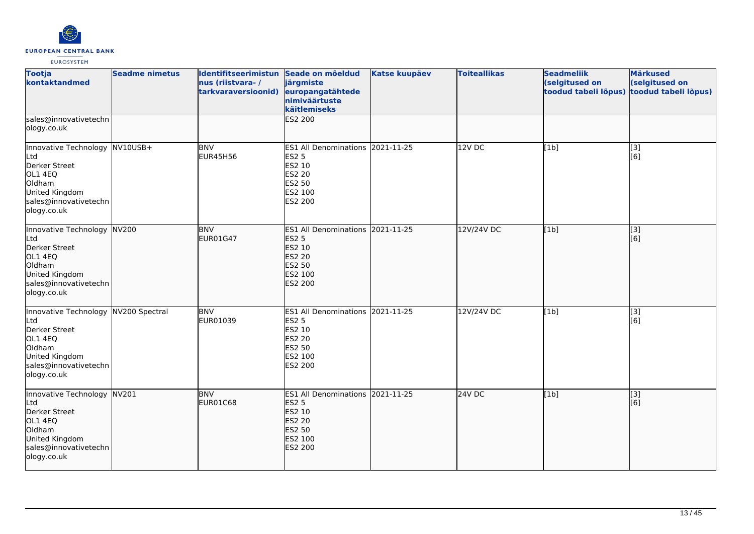| Tootja kontaktandmed | Seadme nimetus | Identifitseerimistunnus (riistvara- / tarkvaraversioonid) | Seade on mõeldud järgmiste europangatähtede nimiväärtuste käitlemiseks | Katse kuupäev | Toiteallikas | Seadmeliik (selgitused on toodud tabeli lõpus) | Märkused (selgitused on toodud tabeli lõpus) |
|---|---|---|---|---|---|---|---|
| sales@innovativetechnology.co.uk | | | ES2 200 | | | | |
| Innovative Technology Ltd<br>Derker Street<br>OL1 4EQ<br>Oldham<br>United Kingdom<br>sales@innovativetechnology.co.uk | NV10USB+ | BNV<br>EUR45H56 | ES1 All Denominations<br>ES2 5<br>ES2 10<br>ES2 20<br>ES2 50<br>ES2 100<br>ES2 200 | 2021-11-25 | 12V DC | [1b] | [3]<br>[6] |
| Innovative Technology Ltd<br>Derker Street<br>OL1 4EQ<br>Oldham<br>United Kingdom<br>sales@innovativetechnology.co.uk | NV200 | BNV<br>EUR01G47 | ES1 All Denominations<br>ES2 5<br>ES2 10<br>ES2 20<br>ES2 50<br>ES2 100<br>ES2 200 | 2021-11-25 | 12V/24V DC | [1b] | [3]<br>[6] |
| Innovative Technology Ltd<br>Derker Street<br>OL1 4EQ<br>Oldham<br>United Kingdom<br>sales@innovativetechnology.co.uk | NV200 Spectral | BNV<br>EUR01039 | ES1 All Denominations<br>ES2 5<br>ES2 10<br>ES2 20<br>ES2 50<br>ES2 100<br>ES2 200 | 2021-11-25 | 12V/24V DC | [1b] | [3]<br>[6] |
| Innovative Technology Ltd<br>Derker Street<br>OL1 4EQ<br>Oldham<br>United Kingdom<br>sales@innovativetechnology.co.uk | NV201 | BNV<br>EUR01C68 | ES1 All Denominations<br>ES2 5<br>ES2 10<br>ES2 20<br>ES2 50<br>ES2 100<br>ES2 200 | 2021-11-25 | 24V DC | [1b] | [3]<br>[6] |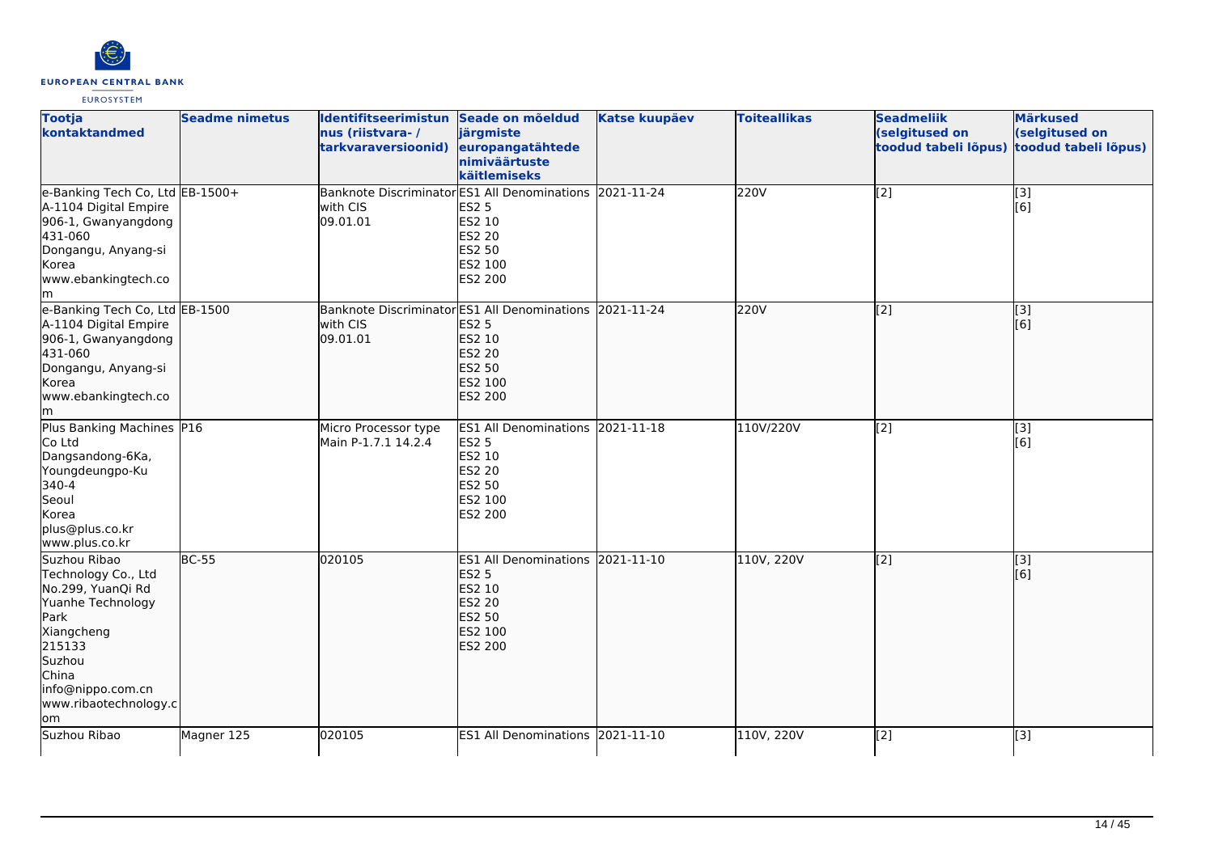| Tootja kontaktandmed | Seadme nimetus | Identifitseerimistunnus (riistvara- / tarkvaraversioonid) | Seade on mõeldud järgmiste europangatähtede nimiväärtuste käitlemiseks | Katse kuupäev | Toiteallikas | Seadmeliik (selgitused on toodud tabeli lõpus) | Märkused (selgitused on toodud tabeli lõpus) |
|---|---|---|---|---|---|---|---|
| e-Banking Tech Co, Ltd<br>A-1104 Digital Empire<br>906-1, Gwanyangdong<br>431-060<br>Dongangu, Anyang-si<br>Korea<br>www.ebankingtech.com | EB-1500+ | Banknote Discriminator with CIS<br>09.01.01 | ES1 All Denominations<br>ES2 5<br>ES2 10<br>ES2 20<br>ES2 50<br>ES2 100<br>ES2 200 | 2021-11-24 | 220V | [2] | [3]<br>[6] |
| e-Banking Tech Co, Ltd<br>A-1104 Digital Empire<br>906-1, Gwanyangdong<br>431-060<br>Dongangu, Anyang-si<br>Korea<br>www.ebankingtech.com | EB-1500 | Banknote Discriminator with CIS<br>09.01.01 | ES1 All Denominations<br>ES2 5<br>ES2 10<br>ES2 20<br>ES2 50<br>ES2 100<br>ES2 200 | 2021-11-24 | 220V | [2] | [3]<br>[6] |
| Plus Banking Machines Co Ltd<br>Dangsandong-6Ka,<br>Youngdeungpo-Ku<br>340-4<br>Seoul<br>Korea<br>plus@plus.co.kr<br>www.plus.co.kr | P16 | Micro Processor type<br>Main P-1.7.1 14.2.4 | ES1 All Denominations<br>ES2 5<br>ES2 10<br>ES2 20<br>ES2 50<br>ES2 100<br>ES2 200 | 2021-11-18 | 110V/220V | [2] | [3]<br>[6] |
| Suzhou Ribao Technology Co., Ltd<br>No.299, YuanQi Rd<br>Yuanhe Technology Park<br>Xiangcheng<br>215133<br>Suzhou<br>China<br>info@nippo.com.cn<br>www.ribaotechnology.com | BC-55 | 020105 | ES1 All Denominations<br>ES2 5<br>ES2 10<br>ES2 20<br>ES2 50<br>ES2 100<br>ES2 200 | 2021-11-10 | 110V, 220V | [2] | [3]<br>[6] |
| Suzhou Ribao | Magner 125 | 020105 | ES1 All Denominations | 2021-11-10 | 110V, 220V | [2] | [3] |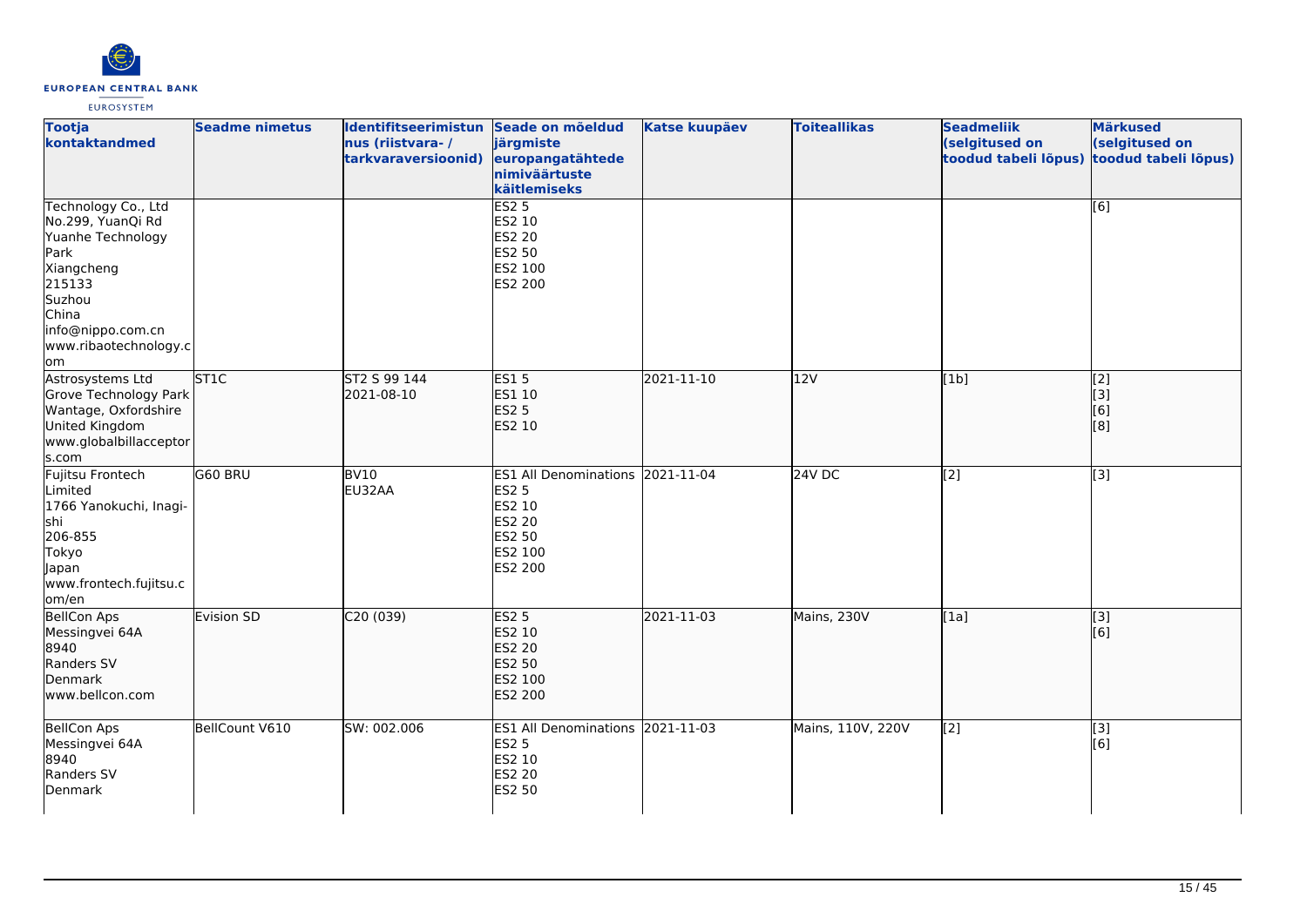| Tootja kontaktandmed | Seadme nimetus | Identifitseerimistunus (riistvara- / tarkvaraversioonid) | Seade on mõeldud järgmiste europangatähtede nimiväärtuste käitlemiseks | Katse kuupäev | Toiteallikas | Seadmeliik (selgitused on toodud tabeli lõpus) | Märkused (selgitused on toodud tabeli lõpus) |
|---|---|---|---|---|---|---|---|
| Technology Co., Ltd<br>No.299, YuanQi Rd<br>Yuanhe Technology Park<br>Xiangcheng<br>215133<br>Suzhou<br>China<br>info@nippo.com.cn<br>www.ribaotechnology.com | | | ES2 5<br>ES2 10<br>ES2 20<br>ES2 50<br>ES2 100<br>ES2 200 | | | | [6] |
| Astrosystems Ltd<br>Grove Technology Park<br>Wantage, Oxfordshire<br>United Kingdom<br>www.globalbillacceptors.com | ST1C | ST2 S 99 144<br>2021-08-10 | ES1 5<br>ES1 10<br>ES2 5<br>ES2 10 | 2021-11-10 | 12V | [1b] | [2]<br>[3]<br>[6]<br>[8] |
| Fujitsu Frontech Limited<br>1766 Yanokuchi, Inagi-shi<br>206-855<br>Tokyo<br>Japan<br>www.frontech.fujitsu.com/en | G60 BRU | BV10<br>EU32AA | ES1 All Denominations<br>ES2 5<br>ES2 10<br>ES2 20<br>ES2 50<br>ES2 100<br>ES2 200 | 2021-11-04 | 24V DC | [2] | [3] |
| BellCon Aps<br>Messingvei 64A<br>8940<br>Randers SV<br>Denmark<br>www.bellcon.com | Evision SD | C20 (039) | ES2 5<br>ES2 10<br>ES2 20<br>ES2 50<br>ES2 100<br>ES2 200 | 2021-11-03 | Mains, 230V | [1a] | [3]<br>[6] |
| BellCon Aps<br>Messingvei 64A<br>8940<br>Randers SV<br>Denmark | BellCount V610 | SW: 002.006 | ES1 All Denominations<br>ES2 5<br>ES2 10<br>ES2 20<br>ES2 50 | 2021-11-03 | Mains, 110V, 220V | [2] | [3]<br>[6] |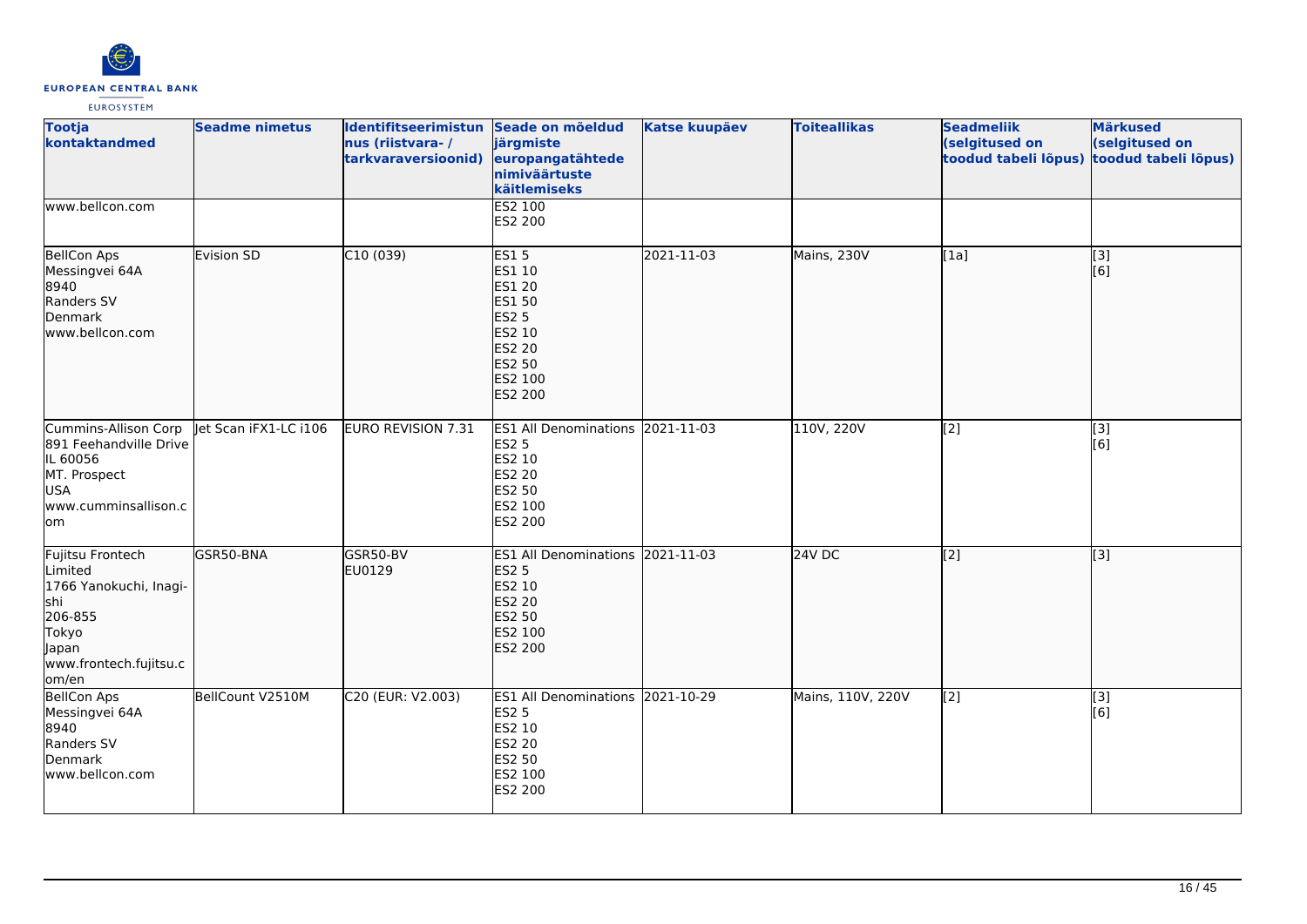| Tootja kontaktandmed | Seadme nimetus | Identifitseerimistunnus (riistvara- / tarkvaraversioonid) | Seade on mõeldud järgmiste europangatähtede nimiväärtuste käitlemiseks | Katse kuupäev | Toiteallikas | Seadmeliik (selgitused on toodud tabeli lõpus) | Märkused (selgitused on toodud tabeli lõpus) |
|---|---|---|---|---|---|---|---|
| www.bellcon.com | | | ES2 100<br>ES2 200 | | | | |
| BellCon Aps<br>Messingvei 64A<br>8940<br>Randers SV<br>Denmark<br>www.bellcon.com | Evision SD | C10 (039) | ES1 5<br>ES1 10<br>ES1 20<br>ES1 50<br>ES2 5<br>ES2 10<br>ES2 20<br>ES2 50<br>ES2 100<br>ES2 200 | 2021-11-03 | Mains, 230V | [1a] | [3]<br>[6] |
| Cummins-Allison Corp<br>891 Feehandville Drive<br>IL 60056<br>MT. Prospect<br>USA<br>www.cumminsallison.com | Jet Scan iFX1-LC i106 | EURO REVISION 7.31 | ES1 All Denominations<br>ES2 5<br>ES2 10<br>ES2 20<br>ES2 50<br>ES2 100<br>ES2 200 | 2021-11-03 | 110V, 220V | [2] | [3]<br>[6] |
| Fujitsu Frontech Limited<br>1766 Yanokuchi, Inagi-shi<br>206-855<br>Tokyo<br>Japan<br>www.frontech.fujitsu.com/en | GSR50-BNA | GSR50-BV<br>EU0129 | ES1 All Denominations<br>ES2 5<br>ES2 10<br>ES2 20<br>ES2 50<br>ES2 100<br>ES2 200 | 2021-11-03 | 24V DC | [2] | [3] |
| BellCon Aps<br>Messingvei 64A<br>8940<br>Randers SV<br>Denmark<br>www.bellcon.com | BellCount V2510M | C20 (EUR: V2.003) | ES1 All Denominations<br>ES2 5<br>ES2 10<br>ES2 20<br>ES2 50<br>ES2 100<br>ES2 200 | 2021-10-29 | Mains, 110V, 220V | [2] | [3]<br>[6] |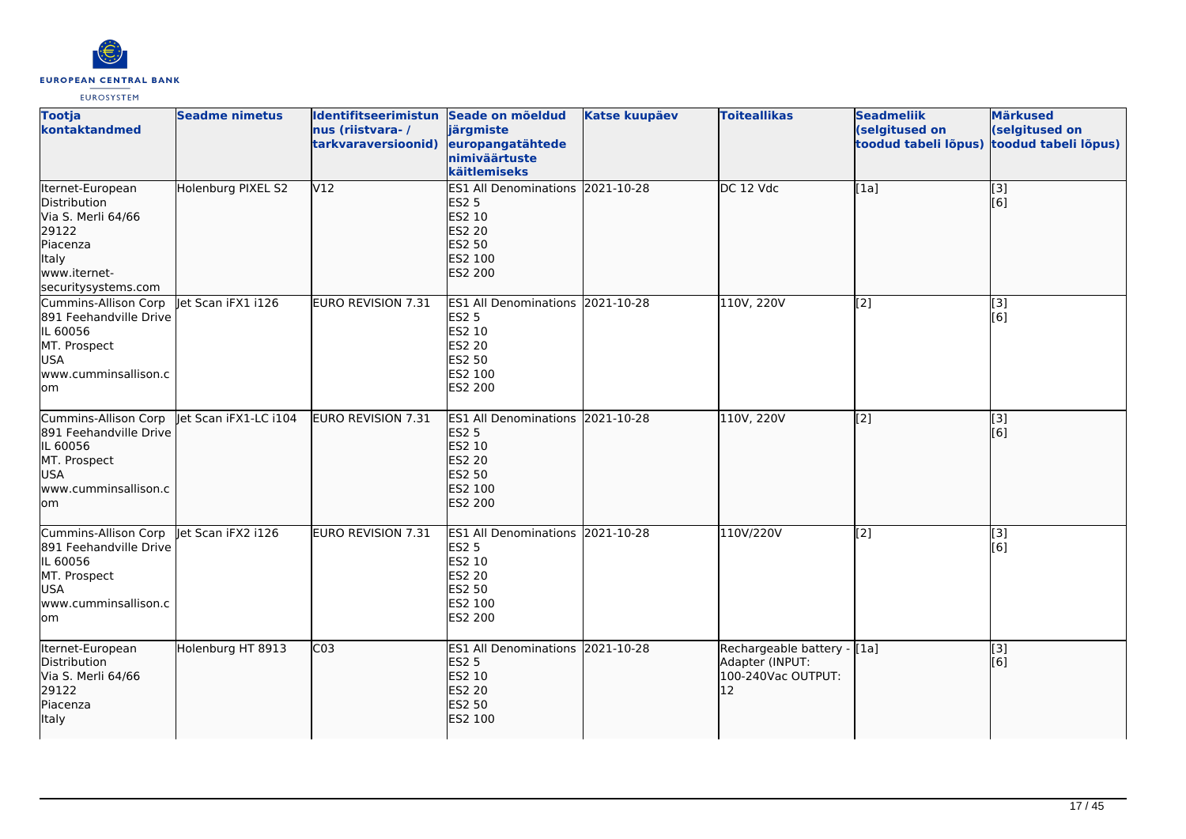| Tootja kontaktandmed | Seadme nimetus | Identifitseerimistunnus (riistvara- / tarkvaraversioonid) | Seade on mõeldud järgmiste europangatähtede nimiväärtuste käitlemiseks | Katse kuupäev | Toiteallikas | Seadmeliik (selgitused on toodud tabeli lõpus) | Märkused (selgitused on toodud tabeli lõpus) |
| --- | --- | --- | --- | --- | --- | --- | --- |
| Iternet-European Distribution<br>Via S. Merli 64/66<br>29122<br>Piacenza<br>Italy<br>www.iternet-securitysystems.com | Holenburg PIXEL S2 | V12 | ES1 All Denominations<br>ES2 5<br>ES2 10<br>ES2 20<br>ES2 50<br>ES2 100<br>ES2 200 | 2021-10-28 | DC 12 Vdc | [1a] | [3]<br>[6] |
| Cummins-Allison Corp<br>891 Feehandville Drive<br>IL 60056<br>MT. Prospect<br>USA<br>www.cumminsallison.com | Jet Scan iFX1 i126 | EURO REVISION 7.31 | ES1 All Denominations<br>ES2 5<br>ES2 10<br>ES2 20<br>ES2 50<br>ES2 100<br>ES2 200 | 2021-10-28 | 110V, 220V | [2] | [3]<br>[6] |
| Cummins-Allison Corp<br>891 Feehandville Drive<br>IL 60056<br>MT. Prospect<br>USA<br>www.cumminsallison.com | Jet Scan iFX1-LC i104 | EURO REVISION 7.31 | ES1 All Denominations<br>ES2 5<br>ES2 10<br>ES2 20<br>ES2 50<br>ES2 100<br>ES2 200 | 2021-10-28 | 110V, 220V | [2] | [3]<br>[6] |
| Cummins-Allison Corp<br>891 Feehandville Drive<br>IL 60056<br>MT. Prospect<br>USA<br>www.cumminsallison.com | Jet Scan iFX2 i126 | EURO REVISION 7.31 | ES1 All Denominations<br>ES2 5<br>ES2 10<br>ES2 20<br>ES2 50<br>ES2 100<br>ES2 200 | 2021-10-28 | 110V/220V | [2] | [3]<br>[6] |
| Iternet-European Distribution<br>Via S. Merli 64/66<br>29122<br>Piacenza<br>Italy | Holenburg HT 8913 | C03 | ES1 All Denominations<br>ES2 5<br>ES2 10<br>ES2 20<br>ES2 50<br>ES2 100 | 2021-10-28 | Rechargeable battery - Adapter (INPUT: 100-240Vac OUTPUT: 12 | [1a] | [3]<br>[6] |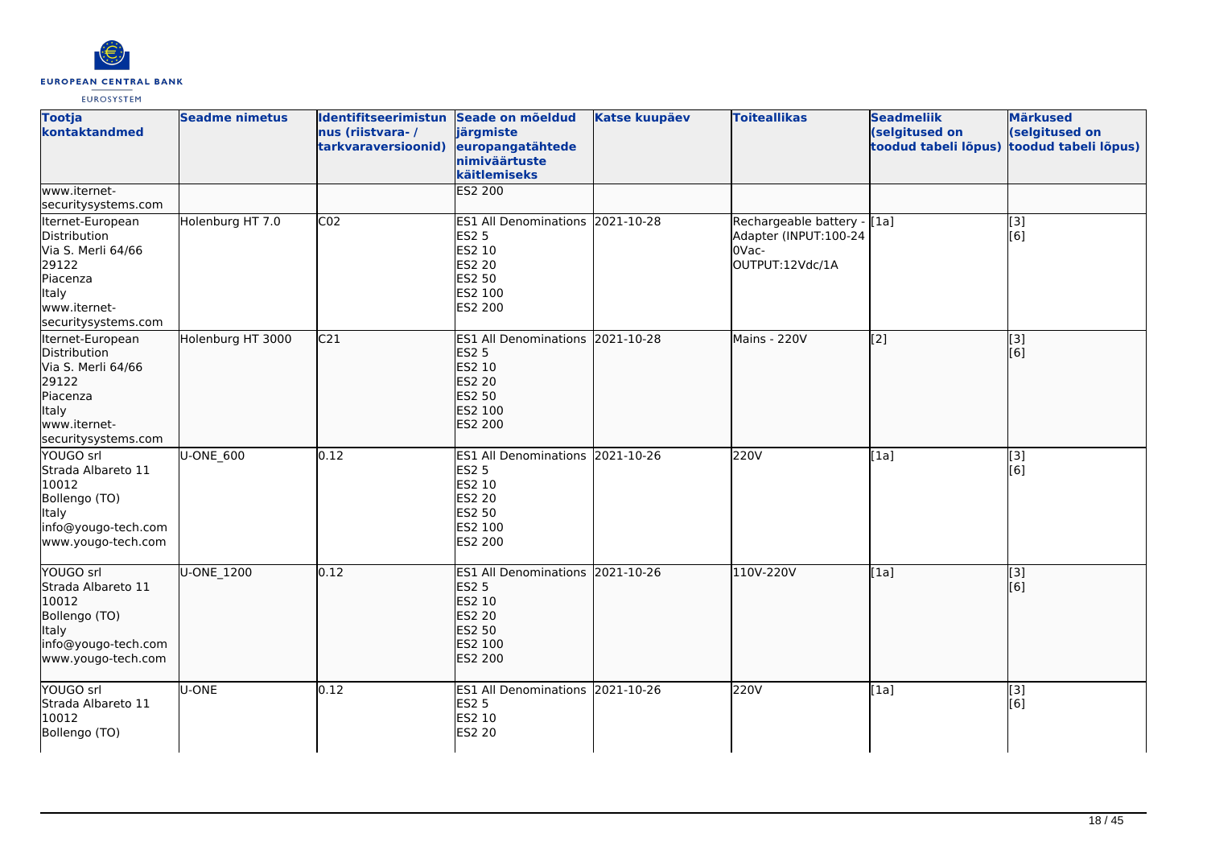| Tootja kontaktandmed | Seadme nimetus | Identifitseerimistunnus (riistvara- / tarkvaraversioonid) | Seade on mõeldud järgmiste europangatähtede nimiväärtuste käitlemiseks | Katse kuupäev | Toiteallikas | Seadmeliik (selgitused on toodud tabeli lõpus) | Märkused (selgitused on toodud tabeli lõpus) |
|---|---|---|---|---|---|---|---|
| www.iternet-securitysystems.com | | | ES2 200 | | | | |
| Iternet-European Distribution<br>Via S. Merli 64/66<br>29122<br>Piacenza<br>Italy<br>www.iternet-securitysystems.com | Holenburg HT 7.0 | C02 | ES1 All Denominations<br>ES2 5<br>ES2 10<br>ES2 20<br>ES2 50<br>ES2 100<br>ES2 200 | 2021-10-28 | Rechargeable battery - Adapter (INPUT:100-240Vac-OUTPUT:12Vdc/1A | [1a] | [3]<br>[6] |
| Iternet-European Distribution<br>Via S. Merli 64/66<br>29122<br>Piacenza<br>Italy<br>www.iternet-securitysystems.com | Holenburg HT 3000 | C21 | ES1 All Denominations<br>ES2 5<br>ES2 10<br>ES2 20<br>ES2 50<br>ES2 100<br>ES2 200 | 2021-10-28 | Mains - 220V | [2] | [3]<br>[6] |
| YOUGO srl<br>Strada Albareto 11<br>10012<br>Bollengo (TO)<br>Italy<br>info@yougo-tech.com<br>www.yougo-tech.com | U-ONE_600 | 0.12 | ES1 All Denominations<br>ES2 5<br>ES2 10<br>ES2 20<br>ES2 50<br>ES2 100<br>ES2 200 | 2021-10-26 | 220V | [1a] | [3]<br>[6] |
| YOUGO srl<br>Strada Albareto 11<br>10012<br>Bollengo (TO)<br>Italy<br>info@yougo-tech.com<br>www.yougo-tech.com | U-ONE_1200 | 0.12 | ES1 All Denominations<br>ES2 5<br>ES2 10<br>ES2 20<br>ES2 50<br>ES2 100<br>ES2 200 | 2021-10-26 | 110V-220V | [1a] | [3]<br>[6] |
| YOUGO srl<br>Strada Albareto 11<br>10012<br>Bollengo (TO) | U-ONE | 0.12 | ES1 All Denominations<br>ES2 5<br>ES2 10<br>ES2 20 | 2021-10-26 | 220V | [1a] | [3]<br>[6] |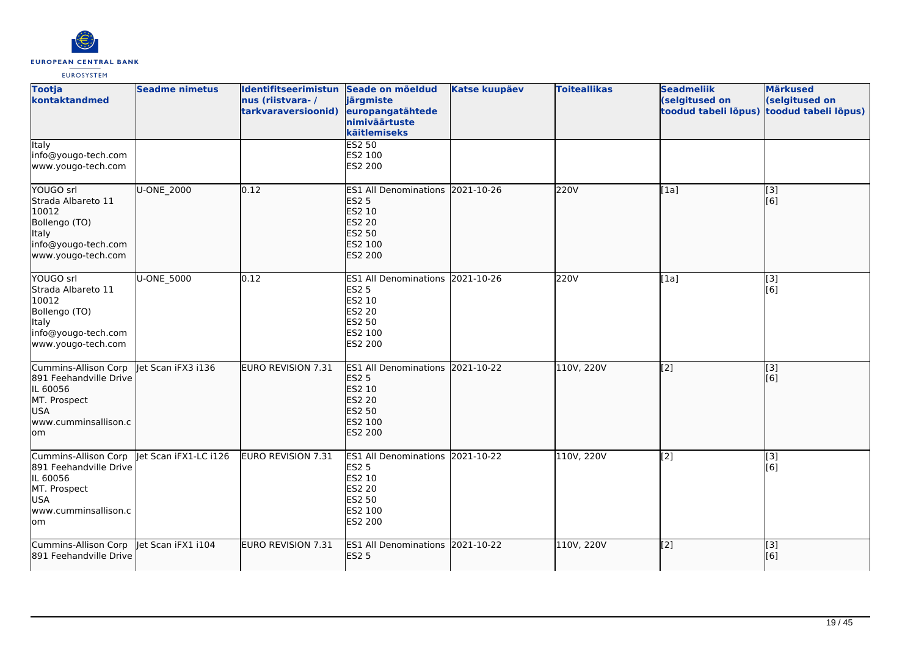| Tootja kontaktandmed | Seadme nimetus | Identifitseerimistunnus (riistvara- / tarkvaraversioonid) | Seade on mõeldud järgmiste europangatähtede nimiväärtuste käitlemiseks | Katse kuupäev | Toiteallikas | Seadmeliik (selgitused on toodud tabeli lõpus) | Märkused (selgitused on toodud tabeli lõpus) |
|---|---|---|---|---|---|---|---|
| Italy<br>info@yougo-tech.com<br>www.yougo-tech.com | | | ES2 50<br>ES2 100<br>ES2 200 | | | | |
| YOUGO srl<br>Strada Albareto 11<br>10012<br>Bollengo (TO)<br>Italy<br>info@yougo-tech.com<br>www.yougo-tech.com | U-ONE_2000 | 0.12 | ES1 All Denominations<br>ES2 5<br>ES2 10<br>ES2 20<br>ES2 50<br>ES2 100<br>ES2 200 | 2021-10-26 | 220V | [1a] | [3]<br>[6] |
| YOUGO srl<br>Strada Albareto 11<br>10012<br>Bollengo (TO)<br>Italy<br>info@yougo-tech.com<br>www.yougo-tech.com | U-ONE_5000 | 0.12 | ES1 All Denominations<br>ES2 5<br>ES2 10<br>ES2 20<br>ES2 50<br>ES2 100<br>ES2 200 | 2021-10-26 | 220V | [1a] | [3]<br>[6] |
| Cummins-Allison Corp<br>891 Feehandville Drive<br>IL 60056<br>MT. Prospect<br>USA<br>www.cumminsallison.com | Jet Scan iFX3 i136 | EURO REVISION 7.31 | ES1 All Denominations<br>ES2 5<br>ES2 10<br>ES2 20<br>ES2 50<br>ES2 100<br>ES2 200 | 2021-10-22 | 110V, 220V | [2] | [3]<br>[6] |
| Cummins-Allison Corp<br>891 Feehandville Drive<br>IL 60056<br>MT. Prospect<br>USA<br>www.cumminsallison.com | Jet Scan iFX1-LC i126 | EURO REVISION 7.31 | ES1 All Denominations<br>ES2 5<br>ES2 10<br>ES2 20<br>ES2 50<br>ES2 100<br>ES2 200 | 2021-10-22 | 110V, 220V | [2] | [3]<br>[6] |
| Cummins-Allison Corp<br>891 Feehandville Drive | Jet Scan iFX1 i104 | EURO REVISION 7.31 | ES1 All Denominations<br>ES2 5 | 2021-10-22 | 110V, 220V | [2] | [3]<br>[6] |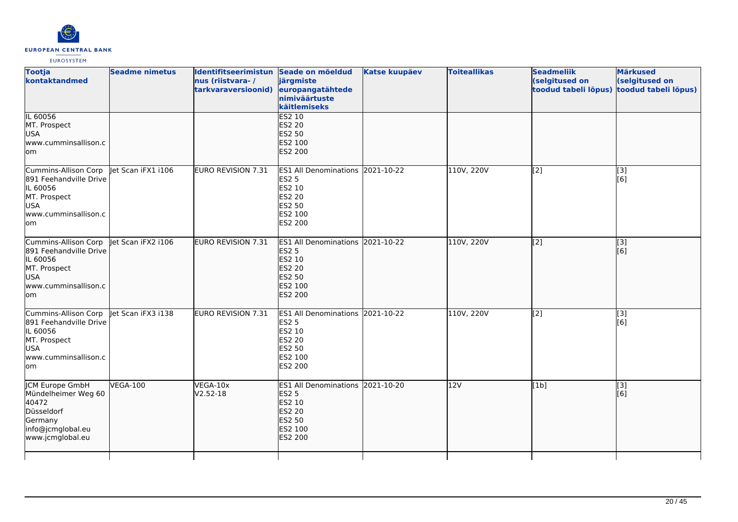| Tootja kontaktandmed | Seadme nimetus | Identifitseerimistunnus (riistvara- / tarkvaraversioonid) | Seade on mõeldud järgmiste europangatähtede nimiväärtuste käitlemiseks | Katse kuupäev | Toiteallikas | Seadmeliik (selgitused on toodud tabeli lõpus) | Märkused (selgitused on toodud tabeli lõpus) |
|---|---|---|---|---|---|---|---|
| IL 60056<br>MT. Prospect<br>USA<br>www.cumminsallison.com | | | ES2 10<br>ES2 20<br>ES2 50<br>ES2 100<br>ES2 200 | | | | |
| Cummins-Allison Corp<br>891 Feehandville Drive<br>IL 60056<br>MT. Prospect<br>USA<br>www.cumminsallison.com | Jet Scan iFX1 i106 | EURO REVISION 7.31 | ES1 All Denominations<br>ES2 5<br>ES2 10<br>ES2 20<br>ES2 50<br>ES2 100<br>ES2 200 | 2021-10-22 | 110V, 220V | [2] | [3]<br>[6] |
| Cummins-Allison Corp<br>891 Feehandville Drive<br>IL 60056<br>MT. Prospect<br>USA<br>www.cumminsallison.com | Jet Scan iFX2 i106 | EURO REVISION 7.31 | ES1 All Denominations<br>ES2 5<br>ES2 10<br>ES2 20<br>ES2 50<br>ES2 100<br>ES2 200 | 2021-10-22 | 110V, 220V | [2] | [3]<br>[6] |
| Cummins-Allison Corp<br>891 Feehandville Drive<br>IL 60056<br>MT. Prospect<br>USA<br>www.cumminsallison.com | Jet Scan iFX3 i138 | EURO REVISION 7.31 | ES1 All Denominations<br>ES2 5<br>ES2 10<br>ES2 20<br>ES2 50<br>ES2 100<br>ES2 200 | 2021-10-22 | 110V, 220V | [2] | [3]<br>[6] |
| JCM Europe GmbH<br>Mündelheimer Weg 60<br>40472<br>Düsseldorf<br>Germany<br>info@jcmglobal.eu<br>www.jcmglobal.eu | VEGA-100 | VEGA-10x<br>V2.52-18 | ES1 All Denominations<br>ES2 5<br>ES2 10<br>ES2 20<br>ES2 50<br>ES2 100<br>ES2 200 | 2021-10-20 | 12V | [1b] | [3]<br>[6] |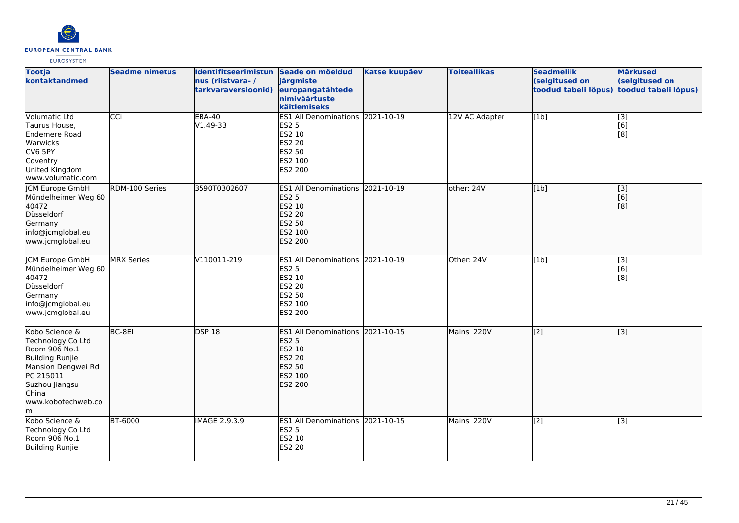| Tootja kontaktandmed | Seadme nimetus | Identifitseerimistunnus (riistvara- / tarkvaraversioonid) | Seade on mõeldud järgmiste europangatähtede nimiväärtuste käitlemiseks | Katse kuupäev | Toiteallikas | Seadmeliik (selgitused on toodud tabeli lõpus) | Märkused (selgitused on toodud tabeli lõpus) |
|---|---|---|---|---|---|---|---|
| Volumatic Ltd<br>Taurus House,<br>Endemere Road<br>Warwicks<br>CV6 5PY<br>Coventry<br>United Kingdom<br>www.volumatic.com | CCi | EBA-40<br>V1.49-33 | ES1 All Denominations<br>ES2 5<br>ES2 10<br>ES2 20<br>ES2 50<br>ES2 100<br>ES2 200 | 2021-10-19 | 12V AC Adapter | [1b] | [3]<br>[6]<br>[8] |
| JCM Europe GmbH<br>Mündelheimer Weg 60<br>40472<br>Düsseldorf<br>Germany<br>info@jcmglobal.eu<br>www.jcmglobal.eu | RDM-100 Series | 3590T0302607 | ES1 All Denominations<br>ES2 5<br>ES2 10<br>ES2 20<br>ES2 50<br>ES2 100<br>ES2 200 | 2021-10-19 | other: 24V | [1b] | [3]<br>[6]<br>[8] |
| JCM Europe GmbH<br>Mündelheimer Weg 60<br>40472<br>Düsseldorf<br>Germany<br>info@jcmglobal.eu<br>www.jcmglobal.eu | MRX Series | V110011-219 | ES1 All Denominations<br>ES2 5<br>ES2 10<br>ES2 20<br>ES2 50<br>ES2 100<br>ES2 200 | 2021-10-19 | Other: 24V | [1b] | [3]<br>[6]<br>[8] |
| Kobo Science & Technology Co Ltd<br>Room 906 No.1<br>Building Runjie<br>Mansion Dengwei Rd<br>PC 215011<br>Suzhou Jiangsu<br>China<br>www.kobotechweb.com | BC-8EI | DSP 18 | ES1 All Denominations<br>ES2 5<br>ES2 10<br>ES2 20<br>ES2 50<br>ES2 100<br>ES2 200 | 2021-10-15 | Mains, 220V | [2] | [3] |
| Kobo Science & Technology Co Ltd<br>Room 906 No.1<br>Building Runjie | BT-6000 | IMAGE 2.9.3.9 | ES1 All Denominations<br>ES2 5<br>ES2 10<br>ES2 20 | 2021-10-15 | Mains, 220V | [2] | [3] |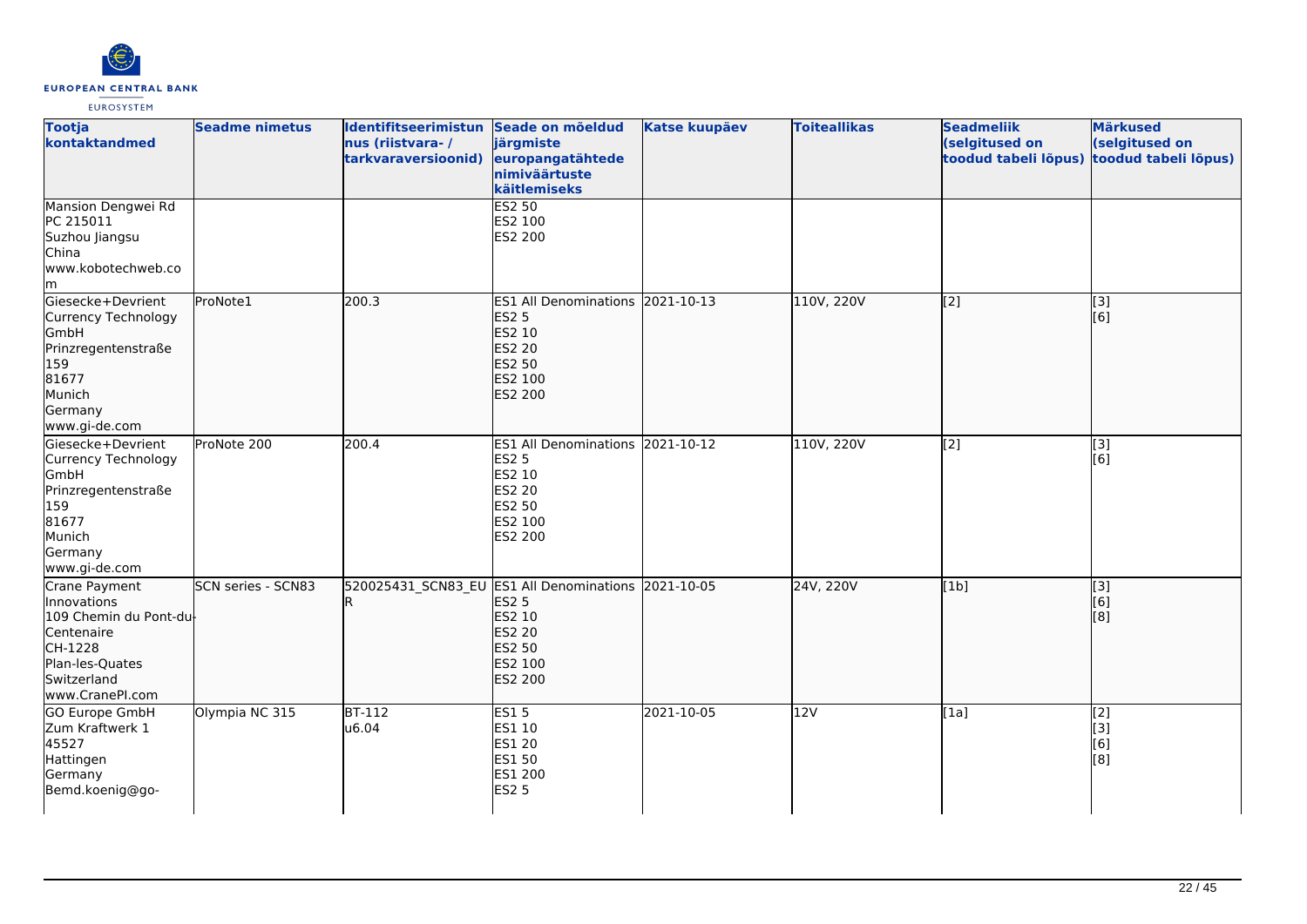| Tootja kontaktandmed | Seadme nimetus | Identifitseerimistunnus (riistvara- / tarkvaraversioonid) | Seade on mõeldud järgmiste europangatähtede nimiväärtuste käitlemiseks | Katse kuupäev | Toiteallikas | Seadmeliik (selgitused on toodud tabeli lõpus) | Märkused (selgitused on toodud tabeli lõpus) |
|---|---|---|---|---|---|---|---|
| Mansion Dengwei Rd<br>PC 215011<br>Suzhou Jiangsu<br>China<br>www.kobotechweb.com | | | ES2 50<br>ES2 100<br>ES2 200 | | | | |
| Giesecke+Devrient Currency Technology GmbH<br>Prinzregentenstraße 159<br>81677<br>Munich<br>Germany<br>www.gi-de.com | ProNote1 | 200.3 | ES1 All Denominations<br>ES2 5<br>ES2 10<br>ES2 20<br>ES2 50<br>ES2 100<br>ES2 200 | 2021-10-13 | 110V, 220V | [2] | [3]<br>[6] |
| Giesecke+Devrient Currency Technology GmbH<br>Prinzregentenstraße 159<br>81677<br>Munich<br>Germany<br>www.gi-de.com | ProNote 200 | 200.4 | ES1 All Denominations<br>ES2 5<br>ES2 10<br>ES2 20<br>ES2 50<br>ES2 100<br>ES2 200 | 2021-10-12 | 110V, 220V | [2] | [3]<br>[6] |
| Crane Payment Innovations<br>109 Chemin du Pont-du-Centenaire<br>CH-1228<br>Plan-les-Quates<br>Switzerland<br>www.CranePI.com | SCN series - SCN83 | 520025431_SCN83_EUR | ES1 All Denominations<br>ES2 5<br>ES2 10<br>ES2 20<br>ES2 50<br>ES2 100<br>ES2 200 | 2021-10-05 | 24V, 220V | [1b] | [3]<br>[6]<br>[8] |
| GO Europe GmbH<br>Zum Kraftwerk 1<br>45527<br>Hattingen<br>Germany<br>Bemd.koenig@go- | Olympia NC 315 | BT-112<br>u6.04 | ES1 5<br>ES1 10<br>ES1 20<br>ES1 50<br>ES1 200<br>ES2 5 | 2021-10-05 | 12V | [1a] | [2]<br>[3]<br>[6]<br>[8] |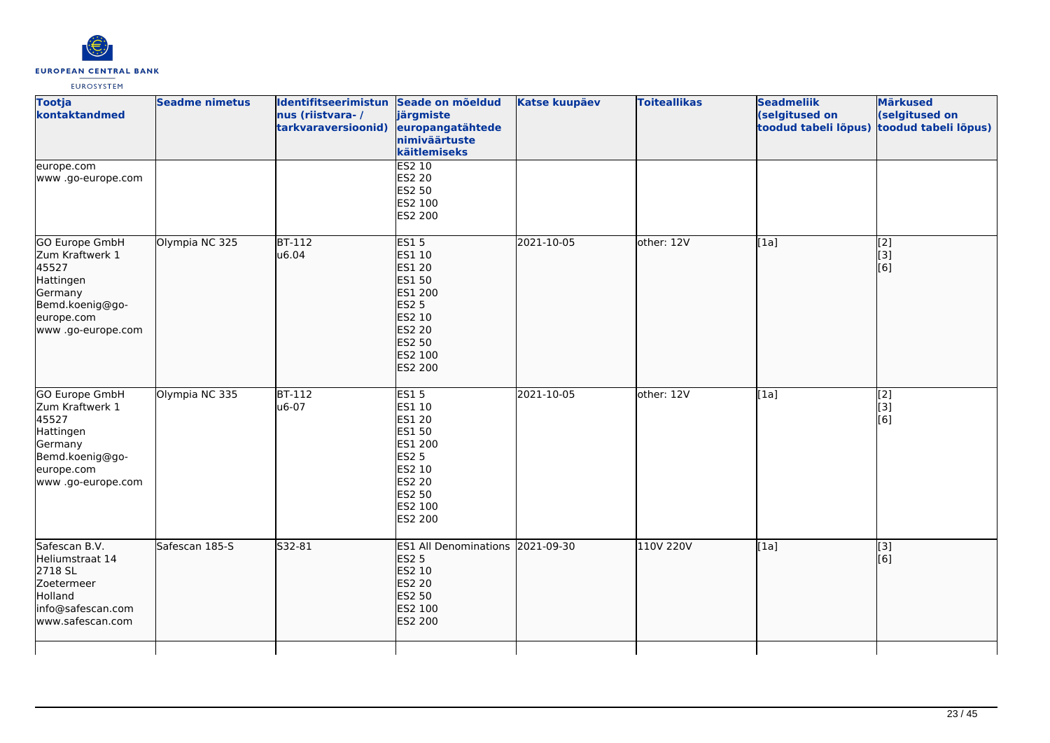| Tootja kontaktandmed | Seadme nimetus | Identifitseerimistunnus (riistvara- / tarkvaraversioonid) | Seade on mõeldud järgmiste europangatähtede nimiväärtuste käitlemiseks | Katse kuupäev | Toiteallikas | Seadmeliik (selgitused on toodud tabeli lõpus) | Märkused (selgitused on toodud tabeli lõpus) |
|---|---|---|---|---|---|---|---|
| europe.com<br>www .go-europe.com | | | ES2 10<br>ES2 20<br>ES2 50<br>ES2 100<br>ES2 200 | | | | |
| GO Europe GmbH<br>Zum Kraftwerk 1<br>45527<br>Hattingen<br>Germany<br>Bemd.koenig@go-europe.com<br>www .go-europe.com | Olympia NC 325 | BT-112<br>u6.04 | ES1 5<br>ES1 10<br>ES1 20<br>ES1 50<br>ES1 200<br>ES2 5<br>ES2 10<br>ES2 20<br>ES2 50<br>ES2 100<br>ES2 200 | 2021-10-05 | other: 12V | [1a] | [2]<br>[3]<br>[6] |
| GO Europe GmbH<br>Zum Kraftwerk 1<br>45527<br>Hattingen<br>Germany<br>Bemd.koenig@go-europe.com<br>www .go-europe.com | Olympia NC 335 | BT-112<br>u6-07 | ES1 5<br>ES1 10<br>ES1 20<br>ES1 50<br>ES1 200<br>ES2 5<br>ES2 10<br>ES2 20<br>ES2 50<br>ES2 100<br>ES2 200 | 2021-10-05 | other: 12V | [1a] | [2]<br>[3]<br>[6] |
| Safescan B.V.<br>Heliumstraat 14<br>2718 SL<br>Zoetermeer<br>Holland<br>info@safescan.com<br>www.safescan.com | Safescan 185-S | S32-81 | ES1 All Denominations<br>ES2 5<br>ES2 10<br>ES2 20<br>ES2 50<br>ES2 100<br>ES2 200 | 2021-09-30 | 110V 220V | [1a] | [3]<br>[6] |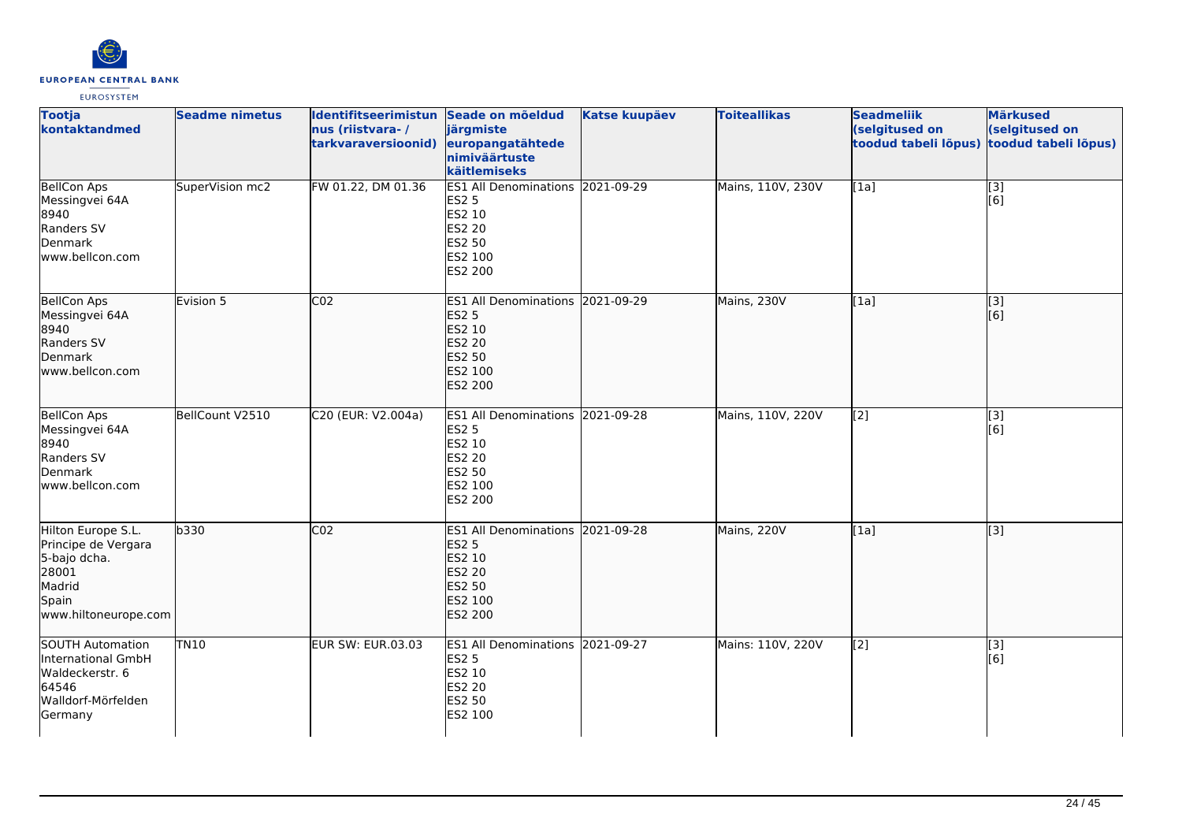| Tootja kontaktandmed | Seadme nimetus | Identifitseerimistunnus (riistvara- / tarkvaraversioonid) | Seade on mõeldud järgmiste europangatähtede nimiväärtuste käitlemiseks | Katse kuupäev | Toiteallikas | Seadmeliik (selgitused on toodud tabeli lõpus) | Märkused (selgitused on toodud tabeli lõpus) |
|---|---|---|---|---|---|---|---|
| BellCon Aps<br>Messingvei 64A<br>8940<br>Randers SV<br>Denmark<br>www.bellcon.com | SuperVision mc2 | FW 01.22, DM 01.36 | ES1 All Denominations<br>ES2 5<br>ES2 10<br>ES2 20<br>ES2 50<br>ES2 100<br>ES2 200 | 2021-09-29 | Mains, 110V, 230V | [1a] | [3]<br>[6] |
| BellCon Aps<br>Messingvei 64A<br>8940<br>Randers SV<br>Denmark<br>www.bellcon.com | Evision 5 | C02 | ES1 All Denominations<br>ES2 5<br>ES2 10<br>ES2 20<br>ES2 50<br>ES2 100<br>ES2 200 | 2021-09-29 | Mains, 230V | [1a] | [3]<br>[6] |
| BellCon Aps<br>Messingvei 64A<br>8940<br>Randers SV<br>Denmark<br>www.bellcon.com | BellCount V2510 | C20 (EUR: V2.004a) | ES1 All Denominations<br>ES2 5<br>ES2 10<br>ES2 20<br>ES2 50<br>ES2 100<br>ES2 200 | 2021-09-28 | Mains, 110V, 220V | [2] | [3]<br>[6] |
| Hilton Europe S.L.<br>Principe de Vergara<br>5-bajo dcha.<br>28001<br>Madrid<br>Spain<br>www.hiltoneurope.com | b330 | C02 | ES1 All Denominations<br>ES2 5<br>ES2 10<br>ES2 20<br>ES2 50<br>ES2 100<br>ES2 200 | 2021-09-28 | Mains, 220V | [1a] | [3] |
| SOUTH Automation International GmbH<br>Waldeckerstr. 6<br>64546<br>Walldorf-Mörfelden<br>Germany | TN10 | EUR SW: EUR.03.03 | ES1 All Denominations<br>ES2 5<br>ES2 10<br>ES2 20<br>ES2 50<br>ES2 100 | 2021-09-27 | Mains: 110V, 220V | [2] | [3]<br>[6] |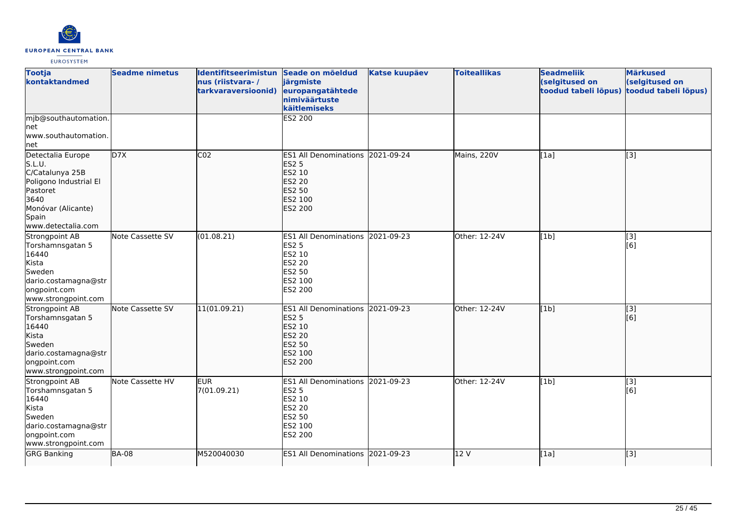| Tootja kontaktandmed | Seadme nimetus | Identifitseerimistunus (riistvara- / tarkvaraversioonid) | Seade on mõeldud järgmiste europangatähtede nimiväärtuste käitlemiseks | Katse kuupäev | Toiteallikas | Seadmeliik (selgitused on toodud tabeli lõpus) | Märkused (selgitused on toodud tabeli lõpus) |
|---|---|---|---|---|---|---|---|
| mjb@southautomation.net<br>www.southautomation.net | | | ES2 200 | | | | |
| Detectalia Europe S.L.U.<br>C/Catalunya 25B<br>Poligono Industrial El Pastoret<br>3640<br>Monóvar (Alicante)<br>Spain<br>www.detectalia.com | D7X | C02 | ES1 All Denominations<br>ES2 5<br>ES2 10<br>ES2 20<br>ES2 50<br>ES2 100<br>ES2 200 | 2021-09-24 | Mains, 220V | [1a] | [3] |
| Strongpoint AB<br>Torshamnsgatan 5<br>16440<br>Kista<br>Sweden<br>dario.costamagna@strongpoint.com<br>www.strongpoint.com | Note Cassette SV | (01.08.21) | ES1 All Denominations<br>ES2 5<br>ES2 10<br>ES2 20<br>ES2 50<br>ES2 100<br>ES2 200 | 2021-09-23 | Other: 12-24V | [1b] | [3]<br>[6] |
| Strongpoint AB<br>Torshamnsgatan 5<br>16440<br>Kista<br>Sweden<br>dario.costamagna@strongpoint.com<br>www.strongpoint.com | Note Cassette SV | 11(01.09.21) | ES1 All Denominations<br>ES2 5<br>ES2 10<br>ES2 20<br>ES2 50<br>ES2 100<br>ES2 200 | 2021-09-23 | Other: 12-24V | [1b] | [3]<br>[6] |
| Strongpoint AB<br>Torshamnsgatan 5<br>16440<br>Kista<br>Sweden<br>dario.costamagna@strongpoint.com<br>www.strongpoint.com | Note Cassette HV | EUR<br>7(01.09.21) | ES1 All Denominations<br>ES2 5<br>ES2 10<br>ES2 20<br>ES2 50<br>ES2 100<br>ES2 200 | 2021-09-23 | Other: 12-24V | [1b] | [3]<br>[6] |
| GRG Banking | BA-08 | M520040030 | ES1 All Denominations | 2021-09-23 | 12 V | [1a] | [3] |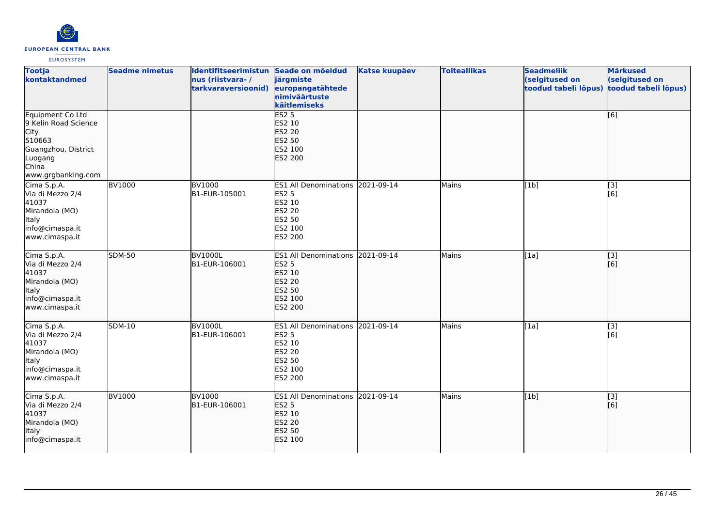| Tootja kontaktandmed | Seadme nimetus | Identifitseerimistunnus (riistvara- / tarkvaraversioonid) | Seade on mõeldud järgmiste europangatähtede nimiväärtuste käitlemiseks | Katse kuupäev | Toiteallikas | Seadmeliik (selgitused on toodud tabeli lõpus) | Märkused (selgitused on toodud tabeli lõpus) |
|---|---|---|---|---|---|---|---|
| Equipment Co Ltd<br>9 Kelin Road Science City<br>510663<br>Guangzhou, District Luogang<br>China<br>www.grgbanking.com | | | ES2 5<br>ES2 10<br>ES2 20<br>ES2 50<br>ES2 100<br>ES2 200 | | | | [6] |
| Cima S.p.A.<br>Via di Mezzo 2/4<br>41037<br>Mirandola (MO)<br>Italy<br>info@cimaspa.it<br>www.cimaspa.it | BV1000 | BV1000<br>B1-EUR-105001 | ES1 All Denominations<br>ES2 5<br>ES2 10<br>ES2 20<br>ES2 50<br>ES2 100<br>ES2 200 | 2021-09-14 | Mains | [1b] | [3]<br>[6] |
| Cima S.p.A.<br>Via di Mezzo 2/4<br>41037<br>Mirandola (MO)<br>Italy<br>info@cimaspa.it<br>www.cimaspa.it | SDM-50 | BV1000L<br>B1-EUR-106001 | ES1 All Denominations<br>ES2 5<br>ES2 10<br>ES2 20<br>ES2 50<br>ES2 100<br>ES2 200 | 2021-09-14 | Mains | [1a] | [3]<br>[6] |
| Cima S.p.A.<br>Via di Mezzo 2/4<br>41037<br>Mirandola (MO)<br>Italy<br>info@cimaspa.it<br>www.cimaspa.it | SDM-10 | BV1000L<br>B1-EUR-106001 | ES1 All Denominations<br>ES2 5<br>ES2 10<br>ES2 20<br>ES2 50<br>ES2 100<br>ES2 200 | 2021-09-14 | Mains | [1a] | [3]<br>[6] |
| Cima S.p.A.<br>Via di Mezzo 2/4<br>41037<br>Mirandola (MO)<br>Italy<br>info@cimaspa.it | BV1000 | BV1000<br>B1-EUR-106001 | ES1 All Denominations<br>ES2 5<br>ES2 10<br>ES2 20<br>ES2 50<br>ES2 100 | 2021-09-14 | Mains | [1b] | [3]<br>[6] |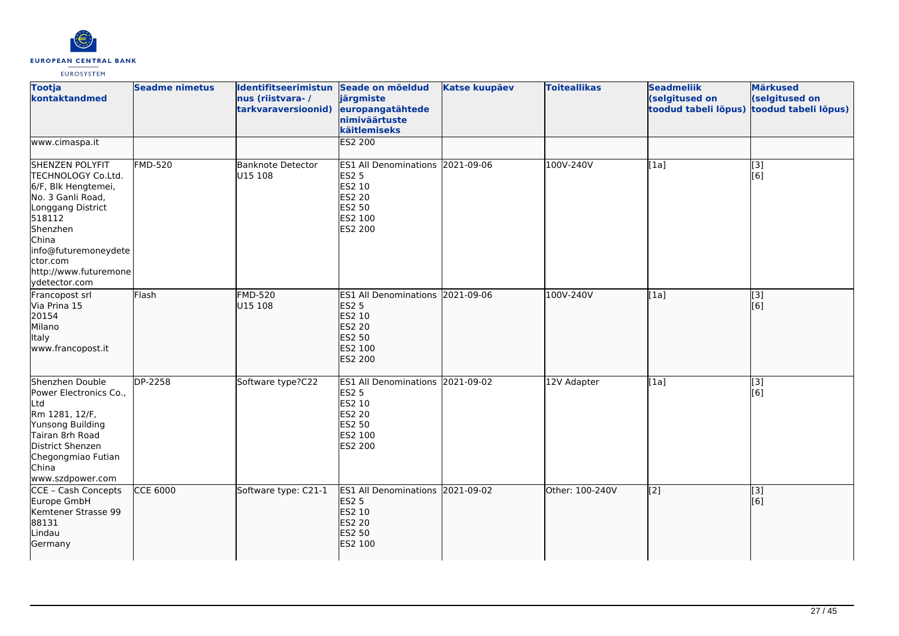| Tootja kontaktandmed | Seadme nimetus | Identifitseerimistunnus (riistvara- / tarkvaraversioonid) | Seade on mõeldud järgmiste europangatähtede nimiväärtuste käitlemiseks | Katse kuupäev | Toiteallikas | Seadmeliik (selgitused on toodud tabeli lõpus) | Märkused (selgitused on toodud tabeli lõpus) |
|---|---|---|---|---|---|---|---|
| www.cimaspa.it | | | ES2 200 | | | | |
| SHENZEN POLYFIT TECHNOLOGY Co.Ltd.<br>6/F, Blk Hengtemei,<br>No. 3 Ganli Road,<br>Longgang District<br>518112<br>Shenzhen<br>China<br>info@futuremoneydetector.com<br>http://www.futuremoneydetector.com | FMD-520 | Banknote Detector<br>U15 108 | ES1 All Denominations<br>ES2 5<br>ES2 10<br>ES2 20<br>ES2 50<br>ES2 100<br>ES2 200 | 2021-09-06 | 100V-240V | [1a] | [3]<br>[6] |
| Francopost srl<br>Via Prina 15<br>20154<br>Milano<br>Italy<br>www.francopost.it | Flash | FMD-520<br>U15 108 | ES1 All Denominations<br>ES2 5<br>ES2 10<br>ES2 20<br>ES2 50<br>ES2 100<br>ES2 200 | 2021-09-06 | 100V-240V | [1a] | [3]<br>[6] |
| Shenzhen Double Power Electronics Co., Ltd<br>Rm 1281, 12/F,<br>Yunsong Building<br>Tairan 8rh Road<br>District Shenzen<br>Chegongmiao Futian<br>China<br>www.szdpower.com | DP-2258 | Software type?C22 | ES1 All Denominations<br>ES2 5<br>ES2 10<br>ES2 20<br>ES2 50<br>ES2 100<br>ES2 200 | 2021-09-02 | 12V Adapter | [1a] | [3]<br>[6] |
| CCE – Cash Concepts Europe GmbH<br>Kemtener Strasse 99<br>88131<br>Lindau<br>Germany | CCE 6000 | Software type: C21-1 | ES1 All Denominations<br>ES2 5<br>ES2 10<br>ES2 20<br>ES2 50<br>ES2 100 | 2021-09-02 | Other: 100-240V | [2] | [3]<br>[6] |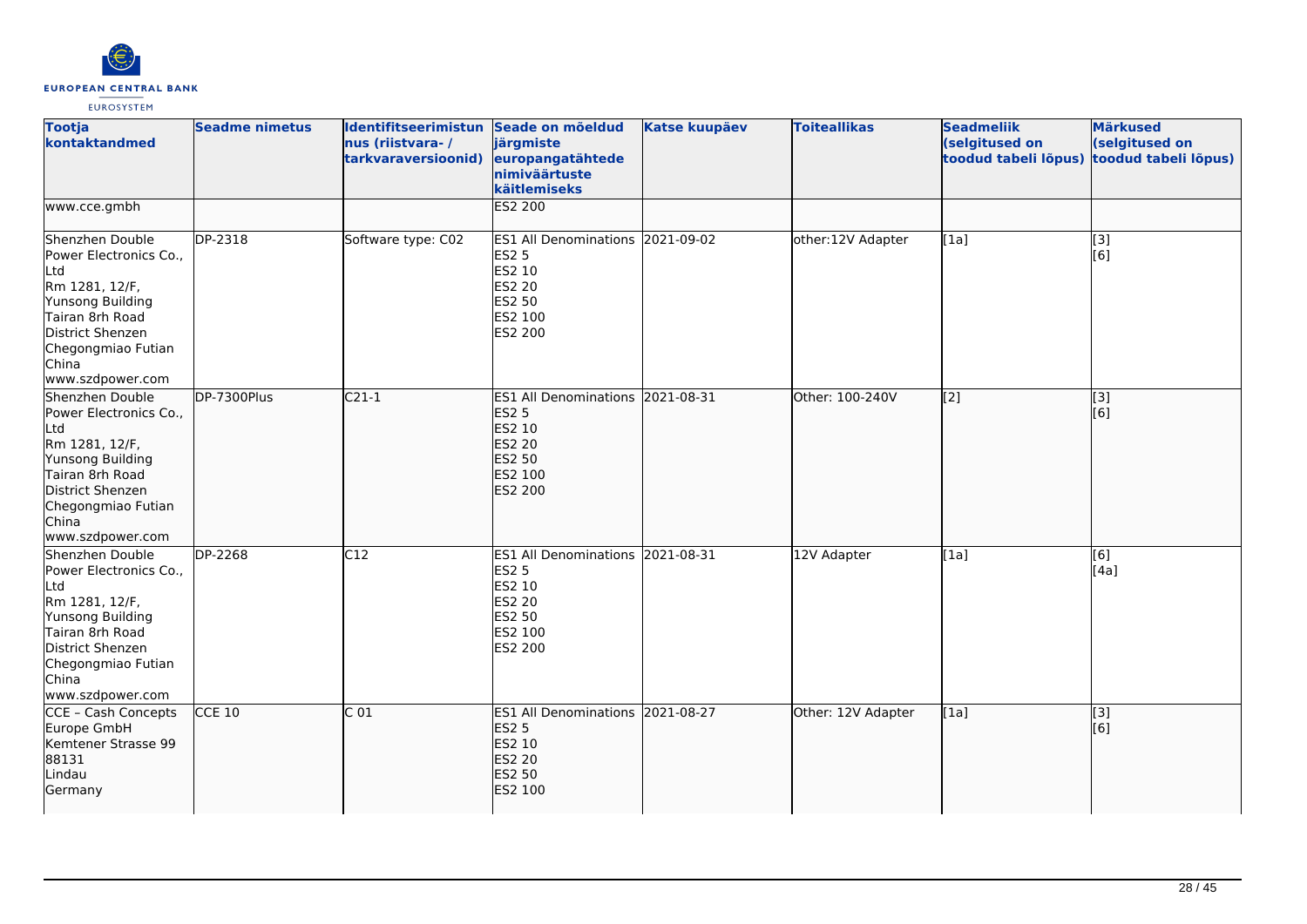| Tootja kontaktandmed | Seadme nimetus | Identifitseerimistunnus (riistvara- / tarkvaraversioonid) | Seade on mõeldud järgmiste europangatähtede nimiväärtuste käitlemiseks | Katse kuupäev | Toiteallikas | Seadmeliik (selgitused on toodud tabeli lõpus) | Märkused (selgitused on toodud tabeli lõpus) |
|---|---|---|---|---|---|---|---|
| www.cce.gmbh | | | ES2 200 | | | | |
| Shenzhen Double Power Electronics Co., Ltd<br>Rm 1281, 12/F, Yunsong Building Tairan 8rh Road District Shenzen Chegongmiao Futian China<br>www.szdpower.com | DP-2318 | Software type: C02 | ES1 All Denominations<br>ES2 5<br>ES2 10<br>ES2 20<br>ES2 50<br>ES2 100<br>ES2 200 | 2021-09-02 | other:12V Adapter | [1a] | [3]<br>[6] |
| Shenzhen Double Power Electronics Co., Ltd<br>Rm 1281, 12/F, Yunsong Building Tairan 8rh Road District Shenzen Chegongmiao Futian China<br>www.szdpower.com | DP-7300Plus | C21-1 | ES1 All Denominations<br>ES2 5<br>ES2 10<br>ES2 20<br>ES2 50<br>ES2 100<br>ES2 200 | 2021-08-31 | Other: 100-240V | [2] | [3]<br>[6] |
| Shenzhen Double Power Electronics Co., Ltd<br>Rm 1281, 12/F, Yunsong Building Tairan 8rh Road District Shenzen Chegongmiao Futian China<br>www.szdpower.com | DP-2268 | C12 | ES1 All Denominations<br>ES2 5<br>ES2 10<br>ES2 20<br>ES2 50<br>ES2 100<br>ES2 200 | 2021-08-31 | 12V Adapter | [1a] | [6]<br>[4a] |
| CCE - Cash Concepts Europe GmbH<br>Kemtener Strasse 99<br>88131<br>Lindau<br>Germany | CCE 10 | C 01 | ES1 All Denominations<br>ES2 5<br>ES2 10<br>ES2 20<br>ES2 50<br>ES2 100 | 2021-08-27 | Other: 12V Adapter | [1a] | [3]<br>[6] |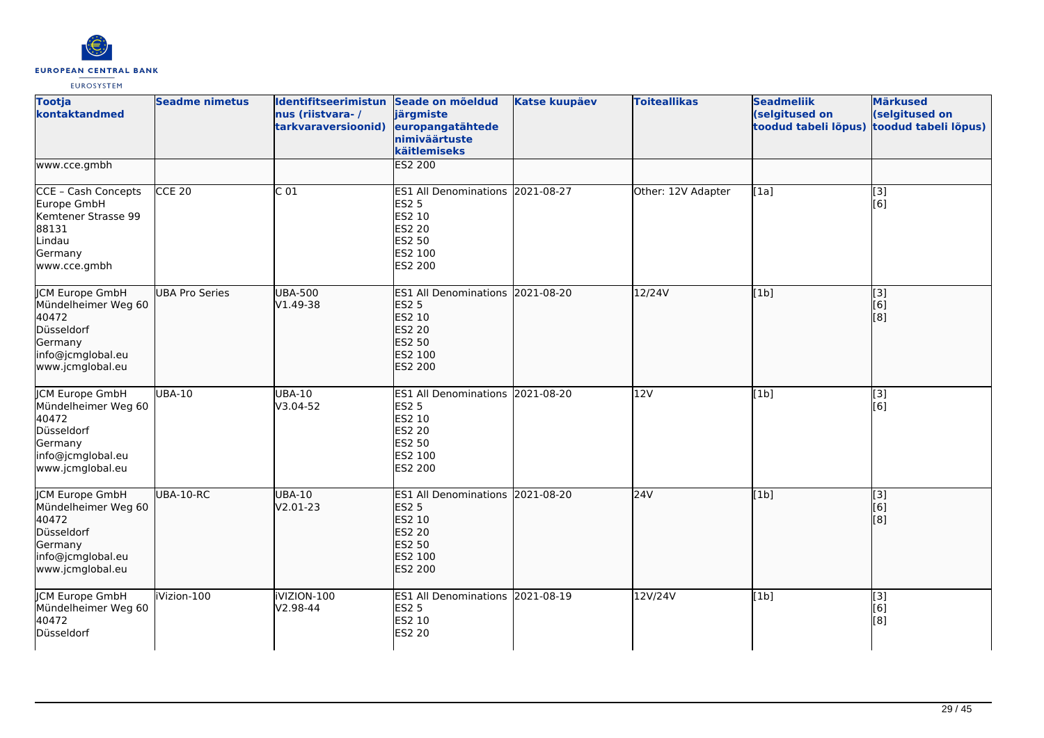| Tootja kontaktandmed | Seadme nimetus | Identifitseerimistunnus (riistvara- / tarkvaraversioonid) | Seade on mõeldud järgmiste europangatähtede nimiväärtuste käitlemiseks | Katse kuupäev | Toiteallikas | Seadmeliik (selgitused on toodud tabeli lõpus) | Märkused (selgitused on toodud tabeli lõpus) |
|---|---|---|---|---|---|---|---|
| www.cce.gmbh | | | ES2 200 | | | | |
| CCE – Cash Concepts Europe GmbH<br>Kemtener Strasse 99<br>88131<br>Lindau<br>Germany<br>www.cce.gmbh | CCE 20 | C 01 | ES1 All Denominations<br>ES2 5<br>ES2 10<br>ES2 20<br>ES2 50<br>ES2 100<br>ES2 200 | 2021-08-27 | Other: 12V Adapter | [1a] | [3]<br>[6] |
| JCM Europe GmbH<br>Mündelheimer Weg 60<br>40472<br>Düsseldorf<br>Germany<br>info@jcmglobal.eu<br>www.jcmglobal.eu | UBA Pro Series | UBA-500<br>V1.49-38 | ES1 All Denominations<br>ES2 5<br>ES2 10<br>ES2 20<br>ES2 50<br>ES2 100<br>ES2 200 | 2021-08-20 | 12/24V | [1b] | [3]<br>[6]<br>[8] |
| JCM Europe GmbH<br>Mündelheimer Weg 60<br>40472<br>Düsseldorf<br>Germany<br>info@jcmglobal.eu<br>www.jcmglobal.eu | UBA-10 | UBA-10<br>V3.04-52 | ES1 All Denominations<br>ES2 5<br>ES2 10<br>ES2 20<br>ES2 50<br>ES2 100<br>ES2 200 | 2021-08-20 | 12V | [1b] | [3]<br>[6] |
| JCM Europe GmbH<br>Mündelheimer Weg 60<br>40472<br>Düsseldorf<br>Germany<br>info@jcmglobal.eu<br>www.jcmglobal.eu | UBA-10-RC | UBA-10<br>V2.01-23 | ES1 All Denominations<br>ES2 5<br>ES2 10<br>ES2 20<br>ES2 50<br>ES2 100<br>ES2 200 | 2021-08-20 | 24V | [1b] | [3]<br>[6]<br>[8] |
| JCM Europe GmbH<br>Mündelheimer Weg 60<br>40472<br>Düsseldorf | iVizion-100 | iVIZION-100<br>V2.98-44 | ES1 All Denominations<br>ES2 5<br>ES2 10<br>ES2 20 | 2021-08-19 | 12V/24V | [1b] | [3]<br>[6]<br>[8] |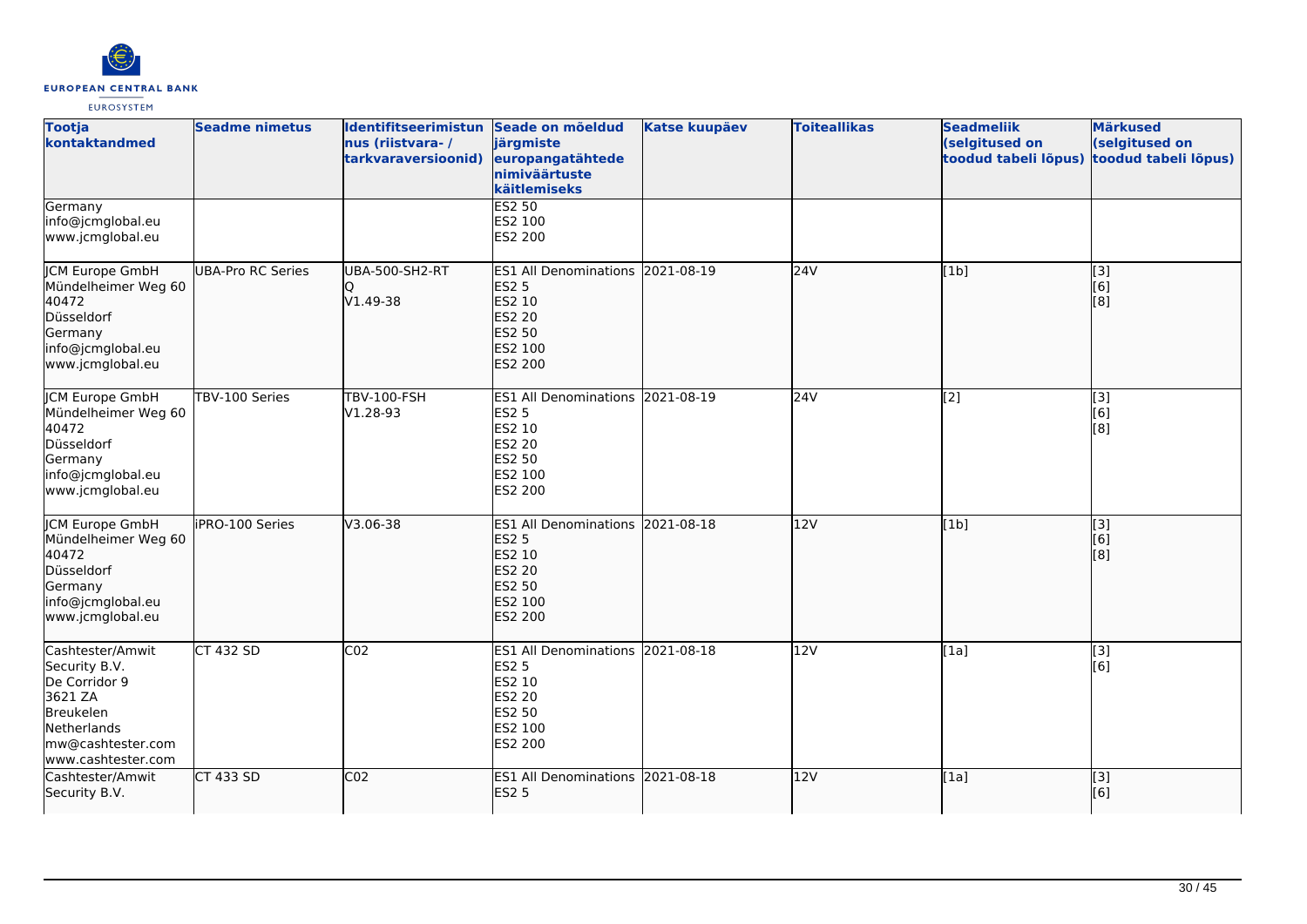| Tootja kontaktandmed | Seadme nimetus | Identifitseerimistunnus (riistvara- / tarkvaraversioonid) | Seade on mõeldud järgmiste europangatähtede nimiväärtuste käitlemiseks | Katse kuupäev | Toiteallikas | Seadmeliik (selgitused on toodud tabeli lõpus) | Märkused (selgitused on toodud tabeli lõpus) |
|---|---|---|---|---|---|---|---|
| Germany<br>info@jcmglobal.eu<br>www.jcmglobal.eu | | | ES2 50<br>ES2 100<br>ES2 200 | | | | |
| JCM Europe GmbH<br>Mündelheimer Weg 60<br>40472<br>Düsseldorf<br>Germany<br>info@jcmglobal.eu<br>www.jcmglobal.eu | UBA-Pro RC Series | UBA-500-SH2-RTQ<br>V1.49-38 | ES1 All Denominations<br>ES2 5<br>ES2 10<br>ES2 20<br>ES2 50<br>ES2 100<br>ES2 200 | 2021-08-19 | 24V | [1b] | [3]<br>[6]<br>[8] |
| JCM Europe GmbH<br>Mündelheimer Weg 60<br>40472<br>Düsseldorf<br>Germany<br>info@jcmglobal.eu<br>www.jcmglobal.eu | TBV-100 Series | TBV-100-FSH<br>V1.28-93 | ES1 All Denominations<br>ES2 5<br>ES2 10<br>ES2 20<br>ES2 50<br>ES2 100<br>ES2 200 | 2021-08-19 | 24V | [2] | [3]<br>[6]<br>[8] |
| JCM Europe GmbH<br>Mündelheimer Weg 60<br>40472<br>Düsseldorf<br>Germany<br>info@jcmglobal.eu<br>www.jcmglobal.eu | iPRO-100 Series | V3.06-38 | ES1 All Denominations<br>ES2 5<br>ES2 10<br>ES2 20<br>ES2 50<br>ES2 100<br>ES2 200 | 2021-08-18 | 12V | [1b] | [3]<br>[6]<br>[8] |
| Cashtester/Amwit Security B.V.<br>De Corridor 9<br>3621 ZA<br>Breukelen<br>Netherlands<br>mw@cashtester.com<br>www.cashtester.com | CT 432 SD | C02 | ES1 All Denominations<br>ES2 5<br>ES2 10<br>ES2 20<br>ES2 50<br>ES2 100<br>ES2 200 | 2021-08-18 | 12V | [1a] | [3]<br>[6] |
| Cashtester/Amwit Security B.V. | CT 433 SD | C02 | ES1 All Denominations<br>ES2 5 | 2021-08-18 | 12V | [1a] | [3]<br>[6] |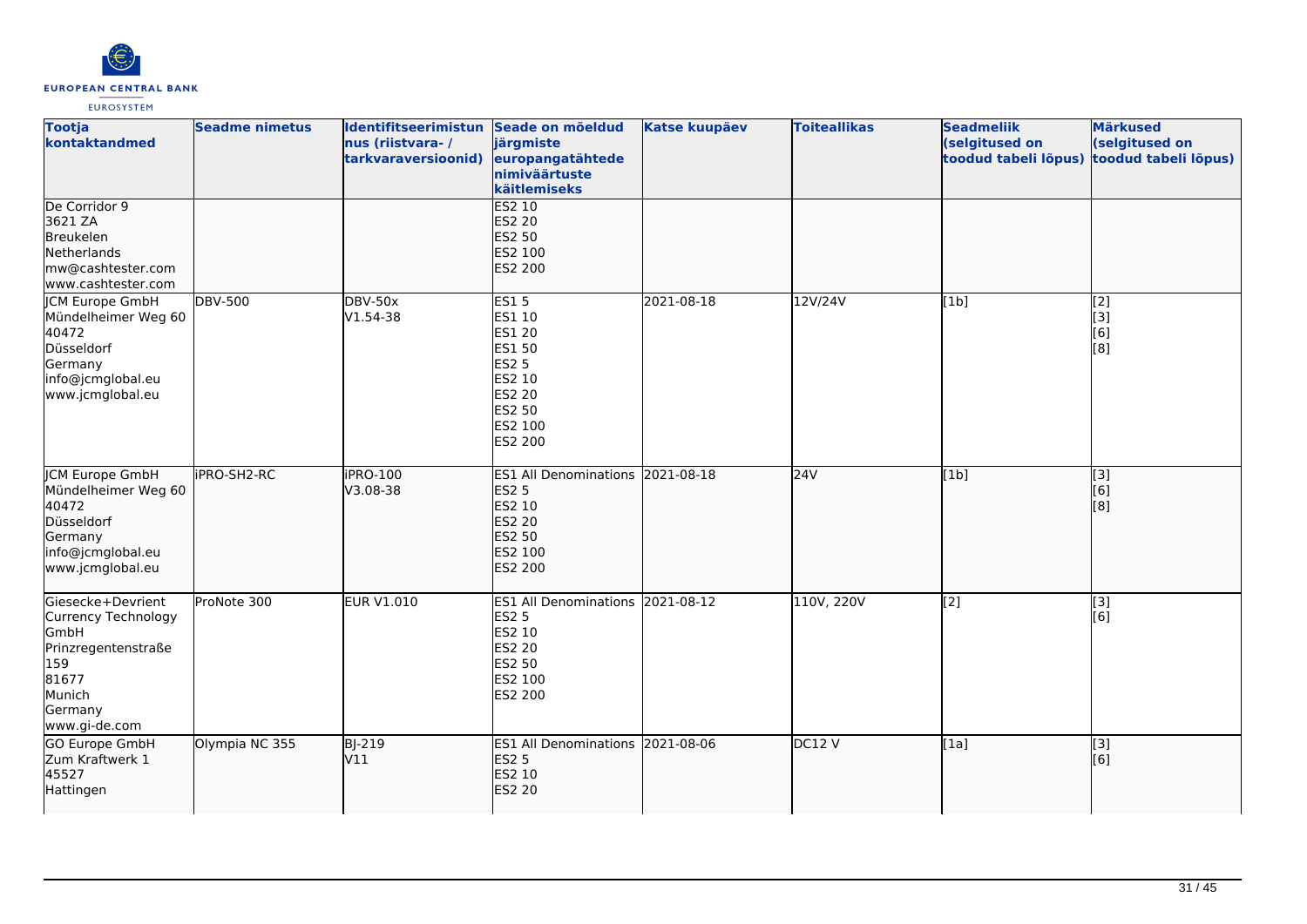| Tootja kontaktandmed | Seadme nimetus | Identifitseerimistunnus (riistvara- / tarkvaraversioonid) | Seade on mõeldud järgmiste europangatähtede nimiväärtuste käitlemiseks | Katse kuupäev | Toiteallikas | Seadmeliik (selgitused on toodud tabeli lõpus) | Märkused (selgitused on toodud tabeli lõpus) |
|---|---|---|---|---|---|---|---|
| De Corridor 9<br>3621 ZA<br>Breukelen<br>Netherlands<br>mw@cashtester.com<br>www.cashtester.com | | | ES2 10<br>ES2 20<br>ES2 50<br>ES2 100<br>ES2 200 | | | | |
| JCM Europe GmbH<br>Mündelheimer Weg 60<br>40472<br>Düsseldorf<br>Germany<br>info@jcmglobal.eu<br>www.jcmglobal.eu | DBV-500 | DBV-50x<br>V1.54-38 | ES1 5<br>ES1 10<br>ES1 20<br>ES1 50<br>ES2 5<br>ES2 10<br>ES2 20<br>ES2 50<br>ES2 100<br>ES2 200 | 2021-08-18 | 12V/24V | [1b] | [2]<br>[3]<br>[6]<br>[8] |
| JCM Europe GmbH<br>Mündelheimer Weg 60<br>40472<br>Düsseldorf<br>Germany<br>info@jcmglobal.eu<br>www.jcmglobal.eu | iPRO-SH2-RC | iPRO-100<br>V3.08-38 | ES1 All Denominations<br>ES2 5<br>ES2 10<br>ES2 20<br>ES2 50<br>ES2 100<br>ES2 200 | 2021-08-18 | 24V | [1b] | [3]<br>[6]<br>[8] |
| Giesecke+Devrient Currency Technology GmbH<br>Prinzregentenstraße 159<br>81677<br>Munich<br>Germany<br>www.gi-de.com | ProNote 300 | EUR V1.010 | ES1 All Denominations<br>ES2 5<br>ES2 10<br>ES2 20<br>ES2 50<br>ES2 100<br>ES2 200 | 2021-08-12 | 110V, 220V | [2] | [3]<br>[6] |
| GO Europe GmbH<br>Zum Kraftwerk 1<br>45527<br>Hattingen | Olympia NC 355 | BJ-219<br>V11 | ES1 All Denominations<br>ES2 5<br>ES2 10<br>ES2 20 | 2021-08-06 | DC12 V | [1a] | [3]<br>[6] |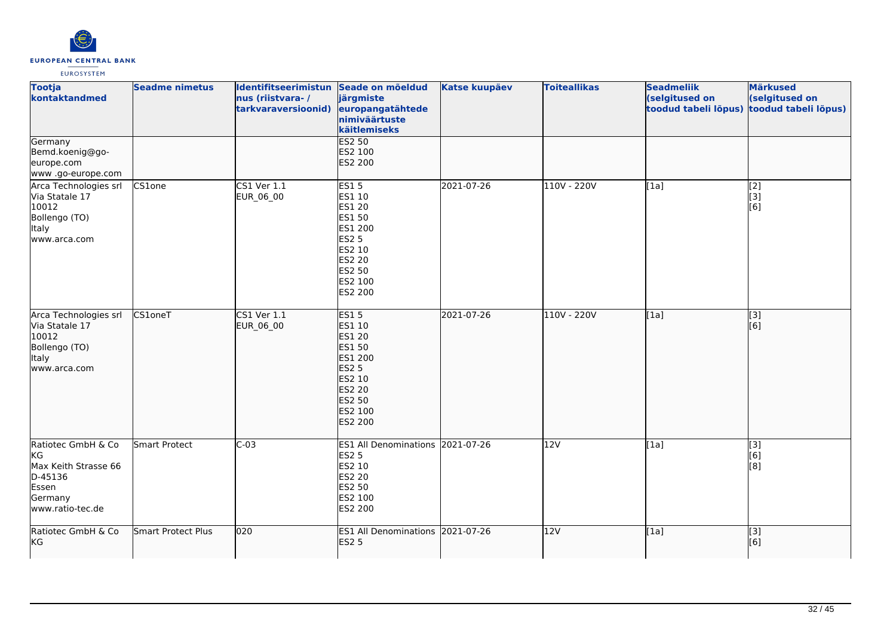| Tootja kontaktandmed | Seadme nimetus | Identifitseerimistunus (riistvara- / tarkvaraversioonid) | Seade on mõeldud järgmiste europangatähtede nimiväärtuste käitlemiseks | Katse kuupäev | Toiteallikas | Seadmeliik (selgitused on toodud tabeli lõpus) | Märkused (selgitused on toodud tabeli lõpus) |
|---|---|---|---|---|---|---|---|
| Germany<br>Bemd.koenig@go-europe.com<br>www .go-europe.com | | | ES2 50<br>ES2 100<br>ES2 200 | | | | |
| Arca Technologies srl<br>Via Statale 17<br>10012<br>Bollengo (TO)<br>Italy<br>www.arca.com | CS1one | CS1 Ver 1.1<br>EUR_06_00 | ES1 5<br>ES1 10<br>ES1 20<br>ES1 50<br>ES1 200<br>ES2 5<br>ES2 10<br>ES2 20<br>ES2 50<br>ES2 100<br>ES2 200 | 2021-07-26 | 110V - 220V | [1a] | [2]<br>[3]<br>[6] |
| Arca Technologies srl<br>Via Statale 17<br>10012<br>Bollengo (TO)<br>Italy<br>www.arca.com | CS1oneT | CS1 Ver 1.1<br>EUR_06_00 | ES1 5<br>ES1 10<br>ES1 20<br>ES1 50<br>ES1 200<br>ES2 5<br>ES2 10<br>ES2 20<br>ES2 50<br>ES2 100<br>ES2 200 | 2021-07-26 | 110V - 220V | [1a] | [3]<br>[6] |
| Ratiotec GmbH & Co KG<br>Max Keith Strasse 66<br>D-45136<br>Essen<br>Germany<br>www.ratio-tec.de | Smart Protect | C-03 | ES1 All Denominations<br>ES2 5<br>ES2 10<br>ES2 20<br>ES2 50<br>ES2 100<br>ES2 200 | 2021-07-26 | 12V | [1a] | [3]<br>[6]<br>[8] |
| Ratiotec GmbH & Co KG | Smart Protect Plus | 020 | ES1 All Denominations<br>ES2 5 | 2021-07-26 | 12V | [1a] | [3]<br>[6] |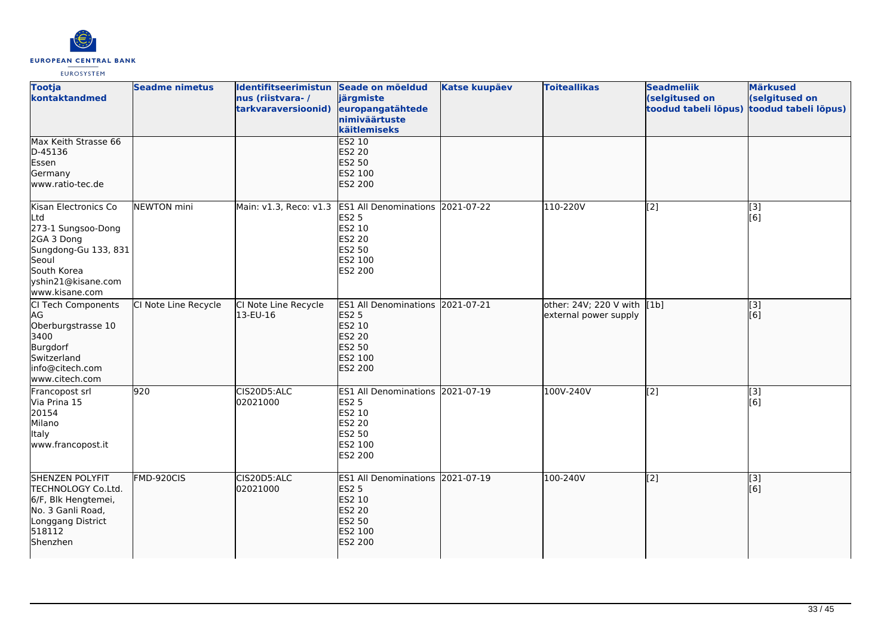| Tootja kontaktandmed | Seadme nimetus | Identifitseerimistunnus (riistvara- / tarkvaraversioonid) | Seade on mõeldud järgmiste europangatähtede nimiväärtuste käitlemiseks | Katse kuupäev | Toiteallikas | Seadmeliik (selgitused on toodud tabeli lõpus) | Märkused (selgitused on toodud tabeli lõpus) |
|---|---|---|---|---|---|---|---|
| Max Keith Strasse 66<br>D-45136<br>Essen<br>Germany<br>www.ratio-tec.de | | | ES2 10<br>ES2 20<br>ES2 50<br>ES2 100<br>ES2 200 | | | | |
| Kisan Electronics Co Ltd<br>273-1 Sungsoo-Dong 2GA 3 Dong<br>Sungdong-Gu 133, 831<br>Seoul<br>South Korea<br>yshin21@kisane.com<br>www.kisane.com | NEWTON mini | Main: v1.3, Reco: v1.3 | ES1 All Denominations<br>ES2 5<br>ES2 10<br>ES2 20<br>ES2 50<br>ES2 100<br>ES2 200 | 2021-07-22 | 110-220V | [2] | [3]<br>[6] |
| CI Tech Components AG<br>Oberburgstrasse 10<br>3400<br>Burgdorf<br>Switzerland<br>info@citech.com<br>www.citech.com | CI Note Line Recycle | CI Note Line Recycle 13-EU-16 | ES1 All Denominations<br>ES2 5<br>ES2 10<br>ES2 20<br>ES2 50<br>ES2 100<br>ES2 200 | 2021-07-21 | other: 24V; 220 V with external power supply | [1b] | [3]<br>[6] |
| Francopost srl<br>Via Prina 15<br>20154<br>Milano<br>Italy<br>www.francopost.it | 920 | CIS20D5:ALC 02021000 | ES1 All Denominations<br>ES2 5<br>ES2 10<br>ES2 20<br>ES2 50<br>ES2 100<br>ES2 200 | 2021-07-19 | 100V-240V | [2] | [3]<br>[6] |
| SHENZEN POLYFIT TECHNOLOGY Co.Ltd.<br>6/F, Blk Hengtemei,<br>No. 3 Ganli Road,<br>Longgang District<br>518112<br>Shenzhen | FMD-920CIS | CIS20D5:ALC 02021000 | ES1 All Denominations<br>ES2 5<br>ES2 10<br>ES2 20<br>ES2 50<br>ES2 100<br>ES2 200 | 2021-07-19 | 100-240V | [2] | [3]<br>[6] |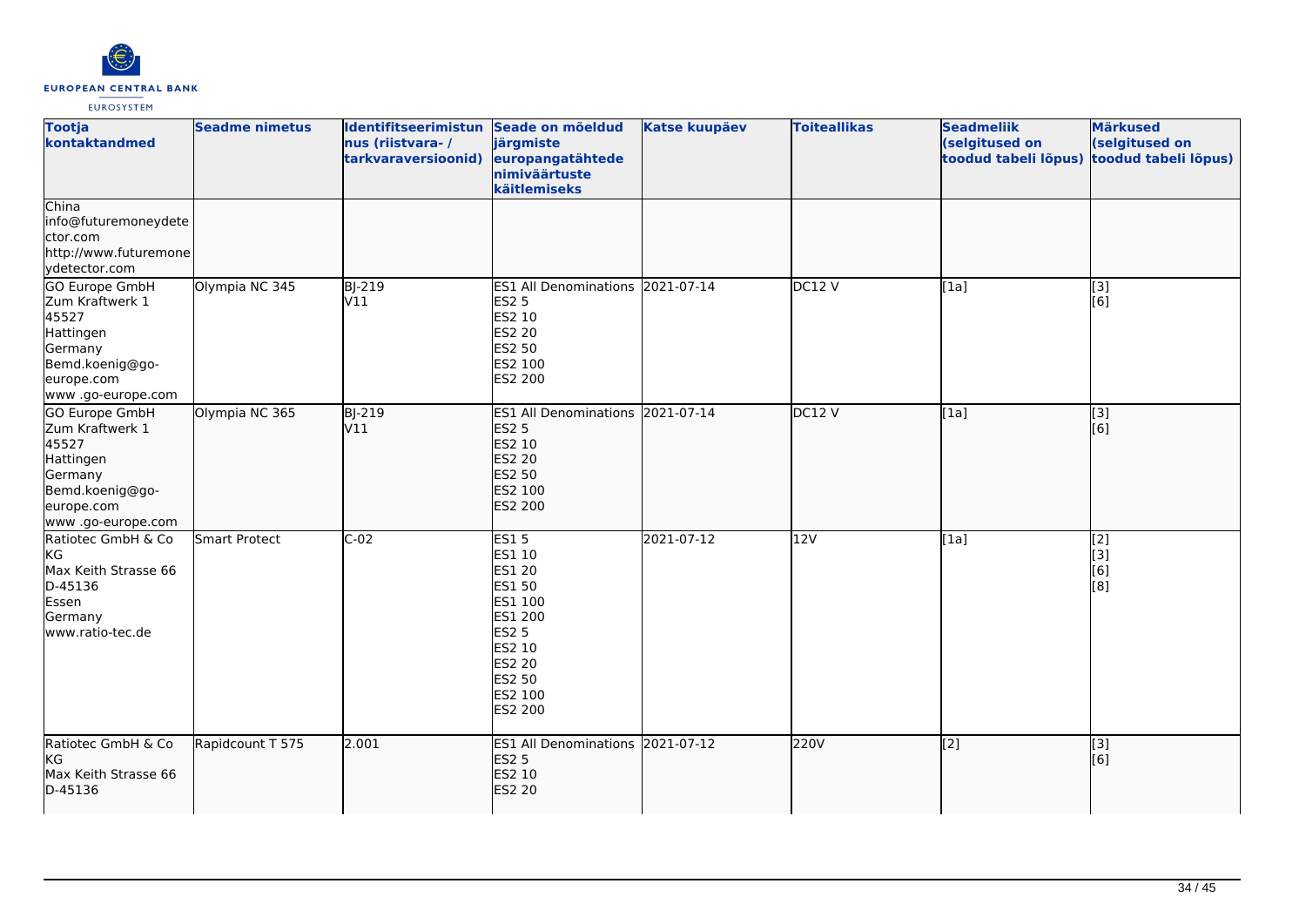| Tootja kontaktandmed | Seadme nimetus | Identifitseerimistunnus (riistvara- / tarkvaraversioonid) | Seade on mõeldud järgmiste europangatähtede nimiväärtuste käitlemiseks | Katse kuupäev | Toiteallikas | Seadmeliik (selgitused on toodud tabeli lõpus) | Märkused (selgitused on toodud tabeli lõpus) |
|---|---|---|---|---|---|---|---|
| China<br>info@futuremoneydetector.com<br>http://www.futuremoneydetector.com | | | | | | | |
| GO Europe GmbH<br>Zum Kraftwerk 1<br>45527<br>Hattingen<br>Germany<br>Bemd.koenig@go-europe.com<br>www .go-europe.com | Olympia NC 345 | BJ-219<br>V11 | ES1 All Denominations<br>ES2 5<br>ES2 10<br>ES2 20<br>ES2 50<br>ES2 100<br>ES2 200 | 2021-07-14 | DC12 V | [1a] | [3]<br>[6] |
| GO Europe GmbH<br>Zum Kraftwerk 1<br>45527<br>Hattingen<br>Germany<br>Bemd.koenig@go-europe.com<br>www .go-europe.com | Olympia NC 365 | BJ-219<br>V11 | ES1 All Denominations<br>ES2 5<br>ES2 10<br>ES2 20<br>ES2 50<br>ES2 100<br>ES2 200 | 2021-07-14 | DC12 V | [1a] | [3]<br>[6] |
| Ratiotec GmbH & Co KG<br>Max Keith Strasse 66<br>D-45136<br>Essen<br>Germany<br>www.ratio-tec.de | Smart Protect | C-02 | ES1 5<br>ES1 10<br>ES1 20<br>ES1 50<br>ES1 100<br>ES1 200<br>ES2 5<br>ES2 10<br>ES2 20<br>ES2 50<br>ES2 100<br>ES2 200 | 2021-07-12 | 12V | [1a] | [2]<br>[3]<br>[6]<br>[8] |
| Ratiotec GmbH & Co KG<br>Max Keith Strasse 66<br>D-45136 | Rapidcount T 575 | 2.001 | ES1 All Denominations<br>ES2 5<br>ES2 10<br>ES2 20 | 2021-07-12 | 220V | [2] | [3]<br>[6] |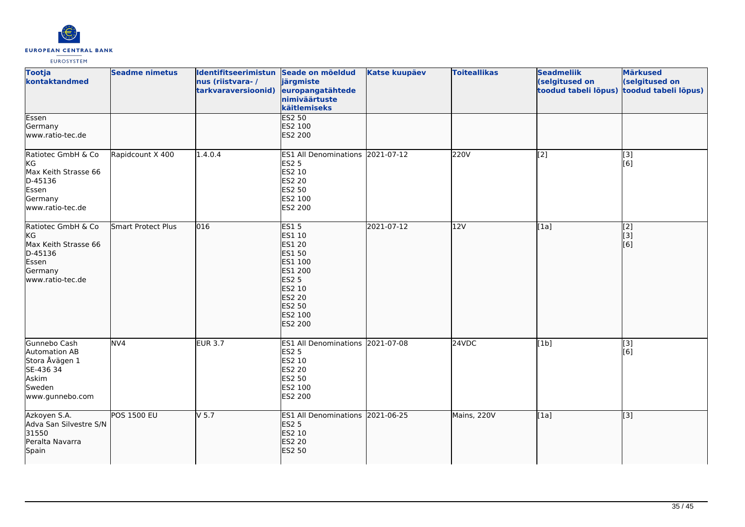| Tootja kontaktandmed | Seadme nimetus | Identifitseerimistunnus (riistvara- / tarkvaraversioonid) | Seade on mõeldud järgmiste europangatähtede nimiväärtuste käitlemiseks | Katse kuupäev | Toiteallikas | Seadmeliik (selgitused on toodud tabeli lõpus) | Märkused (selgitused on toodud tabeli lõpus) |
|---|---|---|---|---|---|---|---|
| Essen<br>Germany<br>www.ratio-tec.de | | | ES2 50<br>ES2 100<br>ES2 200 | | | | |
| Ratiotec GmbH & Co KG<br>Max Keith Strasse 66<br>D-45136<br>Essen<br>Germany<br>www.ratio-tec.de | Rapidcount X 400 | 1.4.0.4 | ES1 All Denominations<br>ES2 5<br>ES2 10<br>ES2 20<br>ES2 50<br>ES2 100<br>ES2 200 | 2021-07-12 | 220V | [2] | [3]<br>[6] |
| Ratiotec GmbH & Co KG<br>Max Keith Strasse 66<br>D-45136<br>Essen<br>Germany<br>www.ratio-tec.de | Smart Protect Plus | 016 | ES1 5<br>ES1 10<br>ES1 20<br>ES1 50<br>ES1 100<br>ES1 200<br>ES2 5<br>ES2 10<br>ES2 20<br>ES2 50<br>ES2 100<br>ES2 200 | 2021-07-12 | 12V | [1a] | [2]<br>[3]<br>[6] |
| Gunnebo Cash Automation AB<br>Stora Åvägen 1<br>SE-436 34<br>Askim<br>Sweden<br>www.gunnebo.com | NV4 | EUR 3.7 | ES1 All Denominations<br>ES2 5<br>ES2 10<br>ES2 20<br>ES2 50<br>ES2 100<br>ES2 200 | 2021-07-08 | 24VDC | [1b] | [3]<br>[6] |
| Azkoyen S.A.<br>Adva San Silvestre S/N<br>31550<br>Peralta Navarra<br>Spain | POS 1500 EU | V 5.7 | ES1 All Denominations<br>ES2 5<br>ES2 10<br>ES2 20<br>ES2 50 | 2021-06-25 | Mains, 220V | [1a] | [3] |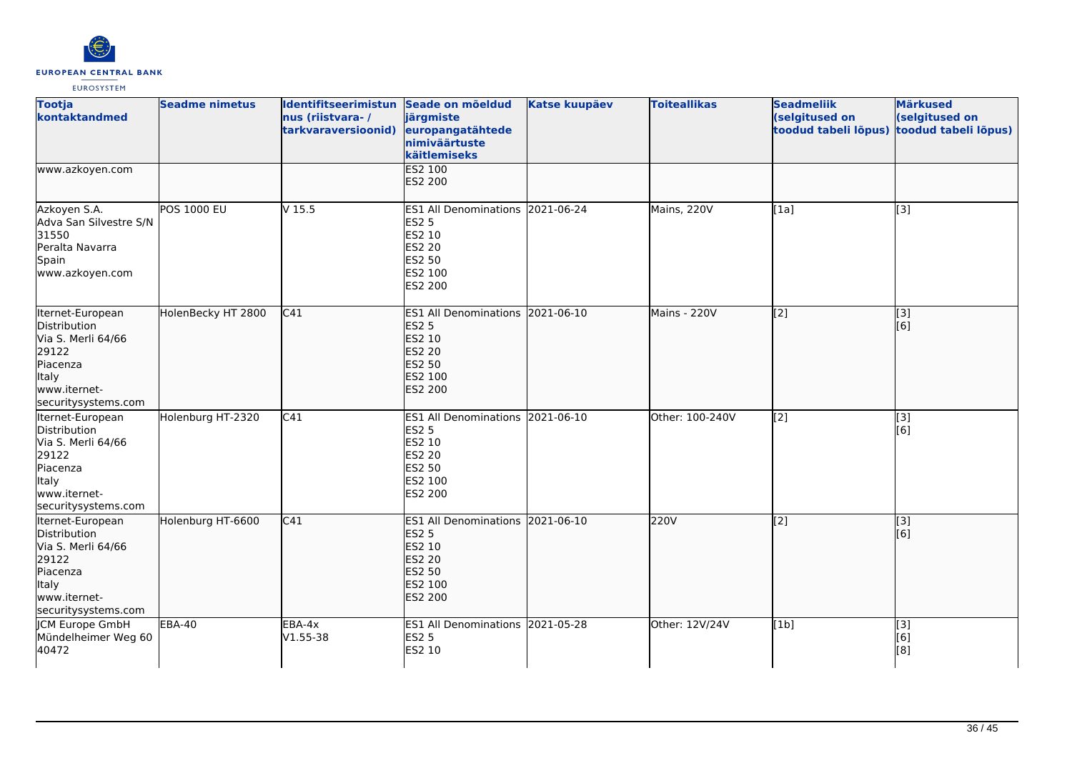| Tootja kontaktandmed | Seadme nimetus | Identifitseerimistunnus (riistvara- / tarkvaraversioonid) | Seade on mõeldud järgmiste europangatähtede nimiväärtuste käitlemiseks | Katse kuupäev | Toiteallikas | Seadmeliik (selgitused on toodud tabeli lõpus) | Märkused (selgitused on toodud tabeli lõpus) |
|---|---|---|---|---|---|---|---|
| www.azkoyen.com | | | ES2 100<br>ES2 200 | | | | |
| Azkoyen S.A.<br>Adva San Silvestre S/N<br>31550<br>Peralta Navarra<br>Spain<br>www.azkoyen.com | POS 1000 EU | V 15.5 | ES1 All Denominations<br>ES2 5<br>ES2 10<br>ES2 20<br>ES2 50<br>ES2 100<br>ES2 200 | 2021-06-24 | Mains, 220V | [1a] | [3] |
| Iternet-European Distribution<br>Via S. Merli 64/66<br>29122<br>Piacenza<br>Italy<br>www.iternet-securitysystems.com | HolenBecky HT 2800 | C41 | ES1 All Denominations<br>ES2 5<br>ES2 10<br>ES2 20<br>ES2 50<br>ES2 100<br>ES2 200 | 2021-06-10 | Mains - 220V | [2] | [3]<br>[6] |
| Iternet-European Distribution<br>Via S. Merli 64/66<br>29122<br>Piacenza<br>Italy<br>www.iternet-securitysystems.com | Holenburg HT-2320 | C41 | ES1 All Denominations<br>ES2 5<br>ES2 10<br>ES2 20<br>ES2 50<br>ES2 100<br>ES2 200 | 2021-06-10 | Other: 100-240V | [2] | [3]<br>[6] |
| Iternet-European Distribution<br>Via S. Merli 64/66<br>29122<br>Piacenza<br>Italy<br>www.iternet-securitysystems.com | Holenburg HT-6600 | C41 | ES1 All Denominations<br>ES2 5<br>ES2 10<br>ES2 20<br>ES2 50<br>ES2 100<br>ES2 200 | 2021-06-10 | 220V | [2] | [3]<br>[6] |
| JCM Europe GmbH<br>Mündelheimer Weg 60<br>40472 | EBA-40 | EBA-4x<br>V1.55-38 | ES1 All Denominations<br>ES2 5<br>ES2 10 | 2021-05-28 | Other: 12V/24V | [1b] | [3]<br>[6]<br>[8] |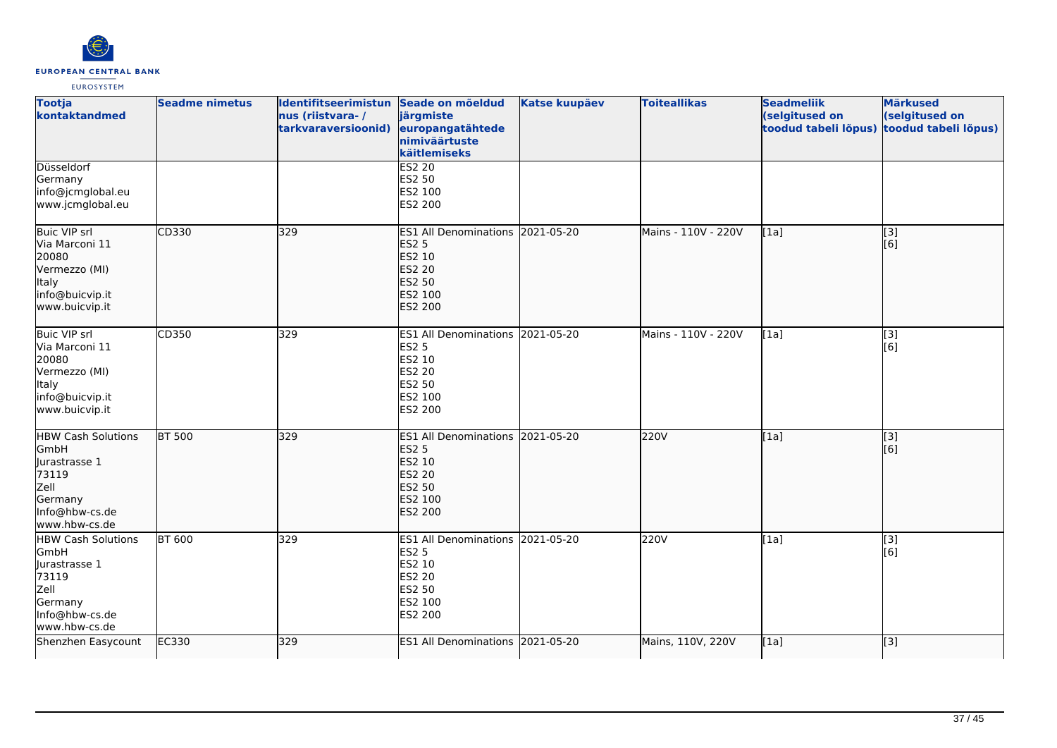| Tootja kontaktandmed | Seadme nimetus | Identifitseerimistunnus (riistvara- / tarkvaraversioonid) | Seade on mõeldud järgmiste europangatähtede nimiväärtuste käitlemiseks | Katse kuupäev | Toiteallikas | Seadmeliik (selgitused on toodud tabeli lõpus) | Märkused (selgitused on toodud tabeli lõpus) |
|---|---|---|---|---|---|---|---|
| Düsseldorf<br>Germany<br>info@jcmglobal.eu<br>www.jcmglobal.eu | | | ES2 20<br>ES2 50<br>ES2 100<br>ES2 200 | | | | |
| Buic VIP srl<br>Via Marconi 11<br>20080<br>Vermezzo (MI)<br>Italy<br>info@buicvip.it<br>www.buicvip.it | CD330 | 329 | ES1 All Denominations<br>ES2 5<br>ES2 10<br>ES2 20<br>ES2 50<br>ES2 100<br>ES2 200 | 2021-05-20 | Mains - 110V - 220V | [1a] | [3]<br>[6] |
| Buic VIP srl<br>Via Marconi 11<br>20080<br>Vermezzo (MI)<br>Italy<br>info@buicvip.it<br>www.buicvip.it | CD350 | 329 | ES1 All Denominations<br>ES2 5<br>ES2 10<br>ES2 20<br>ES2 50<br>ES2 100<br>ES2 200 | 2021-05-20 | Mains - 110V - 220V | [1a] | [3]<br>[6] |
| HBW Cash Solutions GmbH<br>Jurastrasse 1<br>73119<br>Zell<br>Germany<br>Info@hbw-cs.de<br>www.hbw-cs.de | BT 500 | 329 | ES1 All Denominations<br>ES2 5<br>ES2 10<br>ES2 20<br>ES2 50<br>ES2 100<br>ES2 200 | 2021-05-20 | 220V | [1a] | [3]<br>[6] |
| HBW Cash Solutions GmbH<br>Jurastrasse 1<br>73119<br>Zell<br>Germany<br>Info@hbw-cs.de<br>www.hbw-cs.de | BT 600 | 329 | ES1 All Denominations<br>ES2 5<br>ES2 10<br>ES2 20<br>ES2 50<br>ES2 100<br>ES2 200 | 2021-05-20 | 220V | [1a] | [3]<br>[6] |
| Shenzhen Easycount | EC330 | 329 | ES1 All Denominations | 2021-05-20 | Mains, 110V, 220V | [1a] | [3] |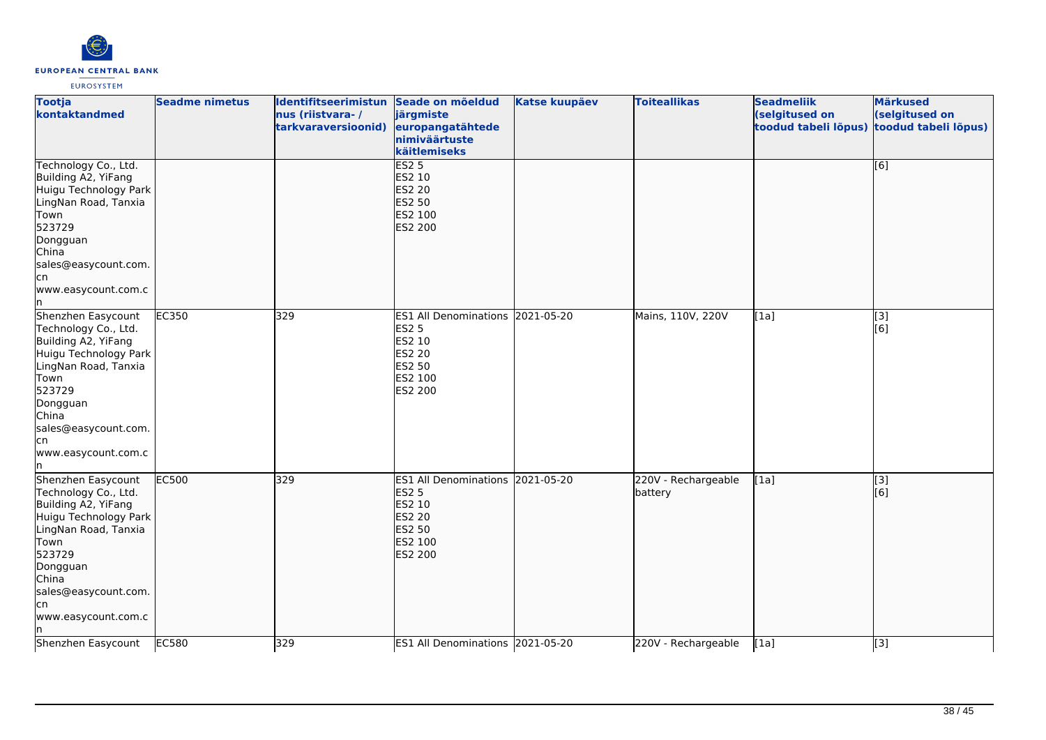| Tootja kontaktandmed | Seadme nimetus | Identifitseerimistunnus (riistvara- / tarkvaraversioonid) | Seade on mõeldud järgmiste europangatähtede nimiväärtuste käitlemiseks | Katse kuupäev | Toiteallikas | Seadmeliik (selgitused on toodud tabeli lõpus) | Märkused (selgitused on toodud tabeli lõpus) |
| --- | --- | --- | --- | --- | --- | --- | --- |
| Technology Co., Ltd.<br>Building A2, YiFang Huigu Technology Park LingNan Road, Tanxia Town<br>523729<br>Dongguan<br>China<br>sales@easycount.com.cn<br>www.easycount.com.cn | | | ES2 5<br>ES2 10<br>ES2 20<br>ES2 50<br>ES2 100<br>ES2 200 | | | | [6] |
| Shenzhen Easycount Technology Co., Ltd.<br>Building A2, YiFang Huigu Technology Park LingNan Road, Tanxia Town<br>523729<br>Dongguan<br>China<br>sales@easycount.com.cn<br>www.easycount.com.cn | EC350 | 329 | ES1 All Denominations<br>ES2 5<br>ES2 10<br>ES2 20<br>ES2 50<br>ES2 100<br>ES2 200 | 2021-05-20 | Mains, 110V, 220V | [1a] | [3]<br>[6] |
| Shenzhen Easycount Technology Co., Ltd.<br>Building A2, YiFang Huigu Technology Park LingNan Road, Tanxia Town<br>523729<br>Dongguan<br>China<br>sales@easycount.com.cn<br>www.easycount.com.cn | EC500 | 329 | ES1 All Denominations<br>ES2 5<br>ES2 10<br>ES2 20<br>ES2 50<br>ES2 100<br>ES2 200 | 2021-05-20 | 220V - Rechargeable battery | [1a] | [3]<br>[6] |
| Shenzhen Easycount | EC580 | 329 | ES1 All Denominations | 2021-05-20 | 220V - Rechargeable | [1a] | [3] |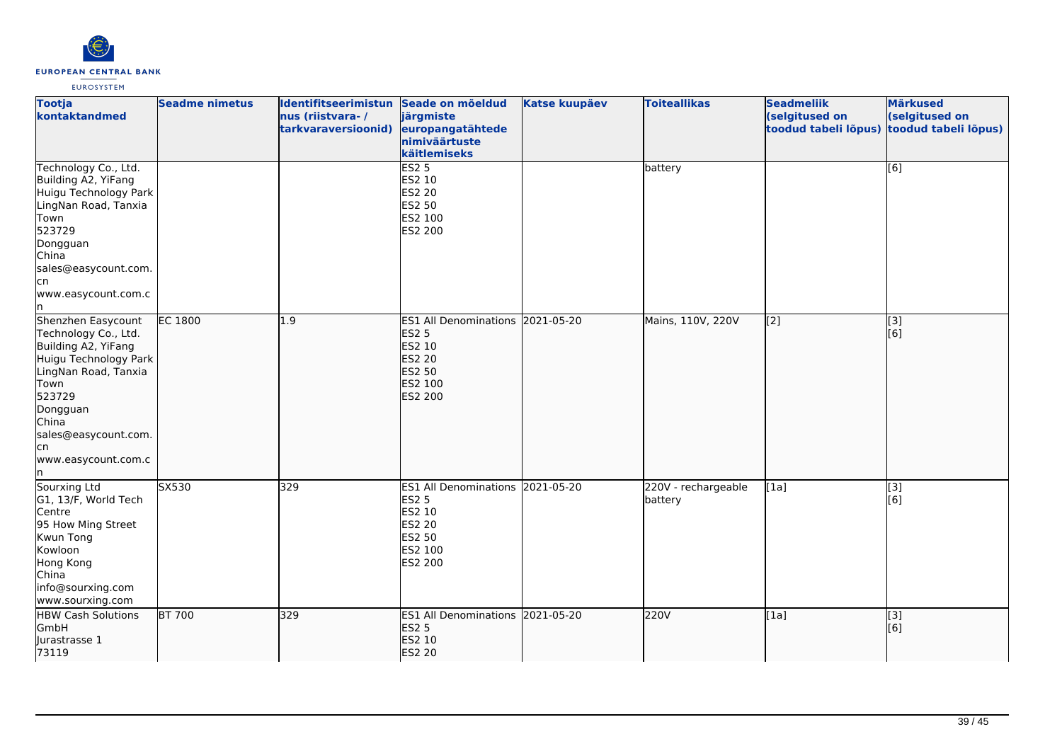| Tootja kontaktandmed | Seadme nimetus | Identifitseerimistunnus (riistvara- / tarkvaraversioonid) | Seade on mõeldud järgmiste europangatähtede nimiväärtuste käitlemiseks | Katse kuupäev | Toiteallikas | Seadmeliik (selgitused on toodud tabeli lõpus) | Märkused (selgitused on toodud tabeli lõpus) |
|---|---|---|---|---|---|---|---|
| Technology Co., Ltd.<br>Building A2, YiFang Huigu Technology Park<br>LingNan Road, Tanxia Town<br>523729<br>Dongguan<br>China<br>sales@easycount.com.cn<br>www.easycount.com.cn | | | ES2 5<br>ES2 10<br>ES2 20<br>ES2 50<br>ES2 100<br>ES2 200 | | battery | | [6] |
| Shenzhen Easycount Technology Co., Ltd.<br>Building A2, YiFang Huigu Technology Park<br>LingNan Road, Tanxia Town<br>523729<br>Dongguan<br>China<br>sales@easycount.com.cn<br>www.easycount.com.cn | EC 1800 | 1.9 | ES1 All Denominations<br>ES2 5<br>ES2 10<br>ES2 20<br>ES2 50<br>ES2 100<br>ES2 200 | 2021-05-20 | Mains, 110V, 220V | [2] | [3]<br>[6] |
| Sourxing Ltd<br>G1, 13/F, World Tech Centre<br>95 How Ming Street<br>Kwun Tong<br>Kowloon<br>Hong Kong<br>China<br>info@sourxing.com<br>www.sourxing.com | SX530 | 329 | ES1 All Denominations<br>ES2 5<br>ES2 10<br>ES2 20<br>ES2 50<br>ES2 100<br>ES2 200 | 2021-05-20 | 220V - rechargeable battery | [1a] | [3]<br>[6] |
| HBW Cash Solutions GmbH<br>Jurastrasse 1<br>73119 | BT 700 | 329 | ES1 All Denominations<br>ES2 5<br>ES2 10<br>ES2 20 | 2021-05-20 | 220V | [1a] | [3]<br>[6] |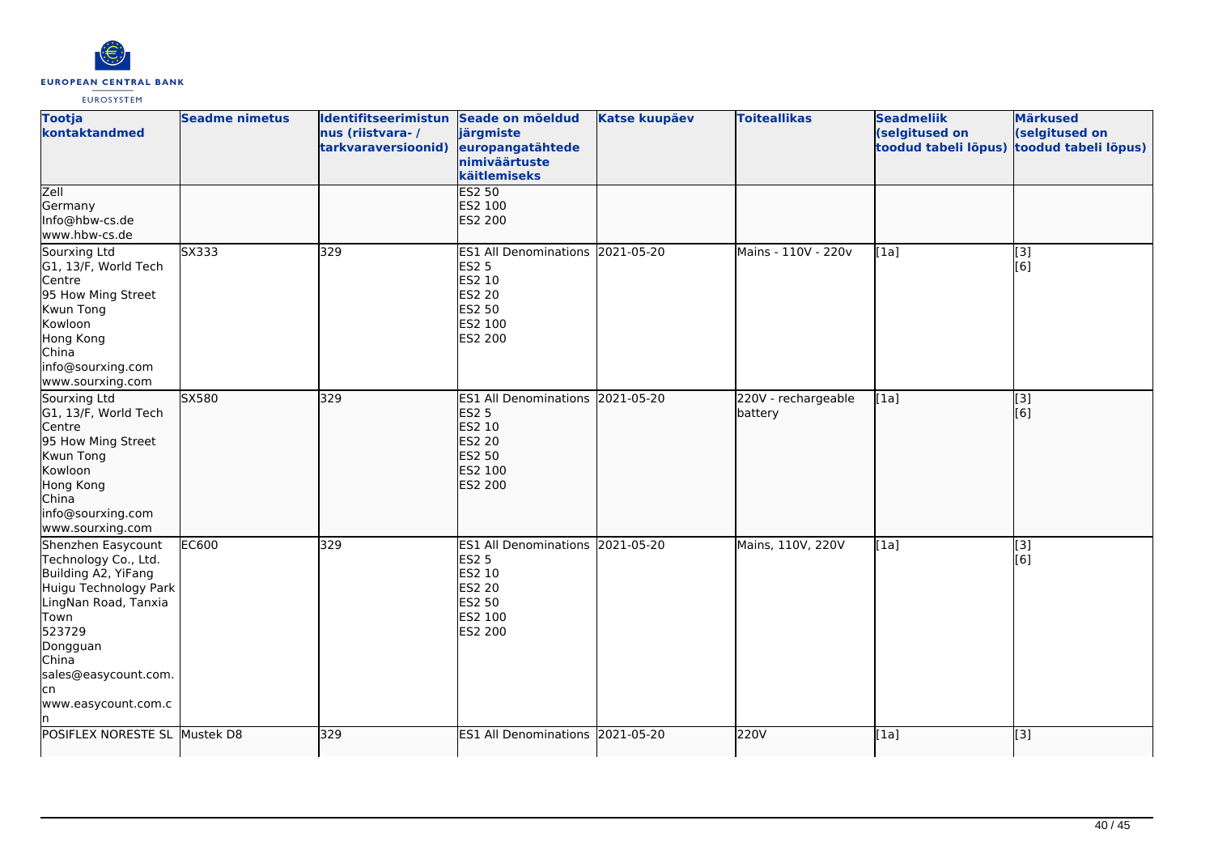| Tootja kontaktandmed | Seadme nimetus | Identifitseerimistunnus (riistvara- / tarkvaraversioonid) | Seade on mõeldud järgmiste europangatähtede nimiväärtuste käitlemiseks | Katse kuupäev | Toiteallikas | Seadmeliik (selgitused on toodud tabeli lõpus) | Märkused (selgitused on toodud tabeli lõpus) |
|---|---|---|---|---|---|---|---|
| Zell<br>Germany<br>Info@hbw-cs.de<br>www.hbw-cs.de | | | ES2 50<br>ES2 100<br>ES2 200 | | | | |
| Sourxing Ltd<br>G1, 13/F, World Tech Centre<br>95 How Ming Street<br>Kwun Tong<br>Kowloon<br>Hong Kong<br>China<br>info@sourxing.com<br>www.sourxing.com | SX333 | 329 | ES1 All Denominations<br>ES2 5<br>ES2 10<br>ES2 20<br>ES2 50<br>ES2 100<br>ES2 200 | 2021-05-20 | Mains - 110V - 220v | [1a] | [3]<br>[6] |
| Sourxing Ltd<br>G1, 13/F, World Tech Centre<br>95 How Ming Street<br>Kwun Tong<br>Kowloon<br>Hong Kong<br>China<br>info@sourxing.com<br>www.sourxing.com | SX580 | 329 | ES1 All Denominations<br>ES2 5<br>ES2 10<br>ES2 20<br>ES2 50<br>ES2 100<br>ES2 200 | 2021-05-20 | 220V - rechargeable battery | [1a] | [3]<br>[6] |
| Shenzhen Easycount Technology Co., Ltd.<br>Building A2, YiFang Huigu Technology Park<br>LingNan Road, Tanxia Town<br>523729<br>Dongguan<br>China<br>sales@easycount.com.cn<br>www.easycount.com.cn | EC600 | 329 | ES1 All Denominations<br>ES2 5<br>ES2 10<br>ES2 20<br>ES2 50<br>ES2 100<br>ES2 200 | 2021-05-20 | Mains, 110V, 220V | [1a] | [3]<br>[6] |
| POSIFLEX NORESTE SL | Mustek D8 | 329 | ES1 All Denominations | 2021-05-20 | 220V | [1a] | [3] |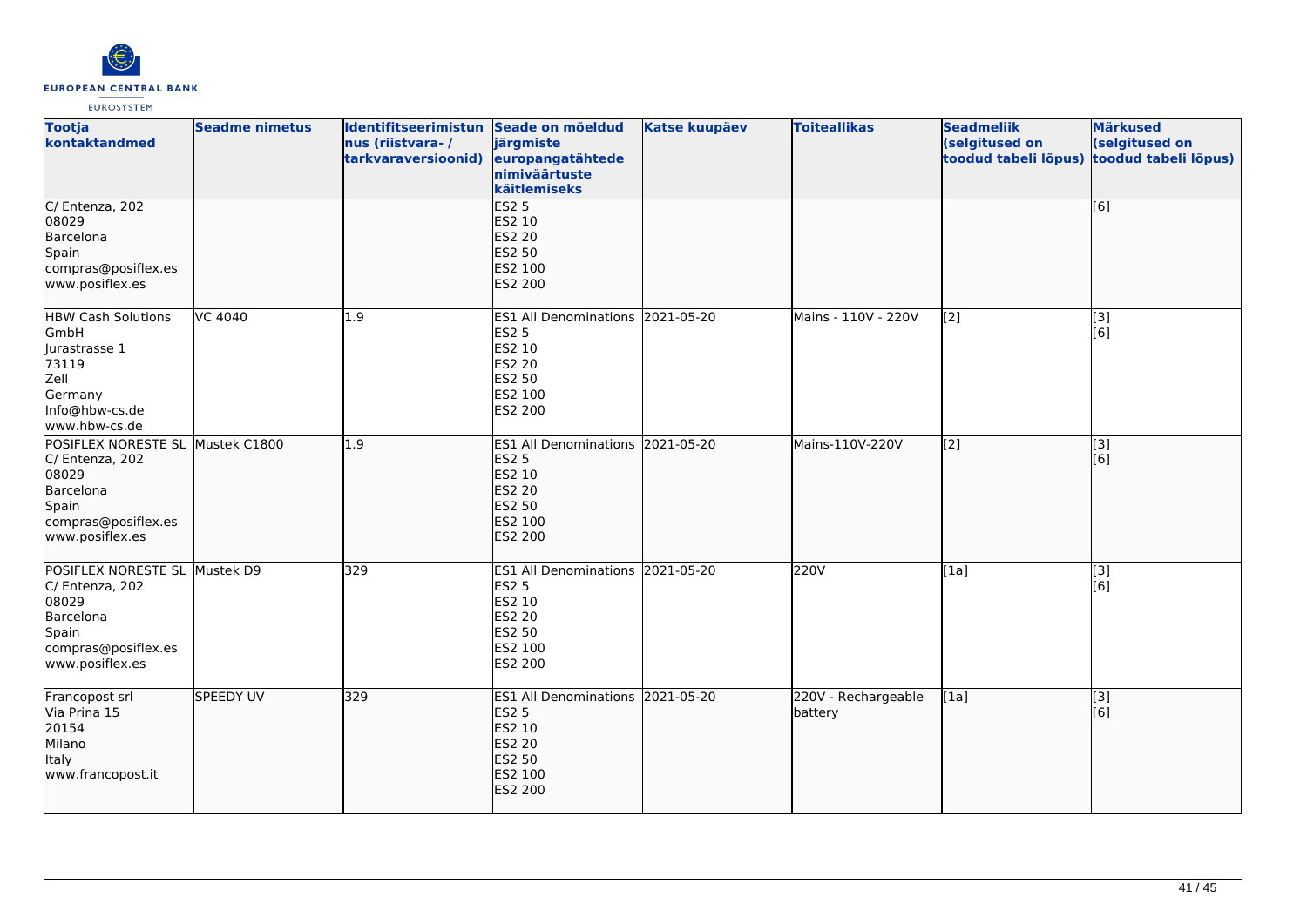| Tootja kontaktandmed | Seadme nimetus | Identifitseerimistunnus (riistvara- / tarkvaraversioonid) | Seade on mõeldud järgmiste europangatähtede nimiväärtuste käitlemiseks | Katse kuupäev | Toiteallikas | Seadmeliik (selgitused on toodud tabeli lõpus) | Märkused (selgitused on toodud tabeli lõpus) |
|---|---|---|---|---|---|---|---|
| C/ Entenza, 202<br>08029<br>Barcelona<br>Spain<br>compras@posiflex.es<br>www.posiflex.es | | | ES2 5<br>ES2 10<br>ES2 20<br>ES2 50<br>ES2 100<br>ES2 200 | | | | [6] |
| HBW Cash Solutions GmbH<br>Jurastrasse 1<br>73119<br>Zell<br>Germany<br>Info@hbw-cs.de<br>www.hbw-cs.de | VC 4040 | 1.9 | ES1 All Denominations<br>ES2 5<br>ES2 10<br>ES2 20<br>ES2 50<br>ES2 100<br>ES2 200 | 2021-05-20 | Mains - 110V - 220V | [2] | [3]<br>[6] |
| POSIFLEX NORESTE SL<br>C/ Entenza, 202<br>08029<br>Barcelona<br>Spain<br>compras@posiflex.es<br>www.posiflex.es | Mustek C1800 | 1.9 | ES1 All Denominations<br>ES2 5<br>ES2 10<br>ES2 20<br>ES2 50<br>ES2 100<br>ES2 200 | 2021-05-20 | Mains-110V-220V | [2] | [3]<br>[6] |
| POSIFLEX NORESTE SL<br>C/ Entenza, 202<br>08029<br>Barcelona<br>Spain<br>compras@posiflex.es<br>www.posiflex.es | Mustek D9 | 329 | ES1 All Denominations<br>ES2 5<br>ES2 10<br>ES2 20<br>ES2 50<br>ES2 100<br>ES2 200 | 2021-05-20 | 220V | [1a] | [3]<br>[6] |
| Francopost srl<br>Via Prina 15<br>20154<br>Milano<br>Italy<br>www.francopost.it | SPEEDY UV | 329 | ES1 All Denominations<br>ES2 5<br>ES2 10<br>ES2 20<br>ES2 50<br>ES2 100<br>ES2 200 | 2021-05-20 | 220V - Rechargeable battery | [1a] | [3]<br>[6] |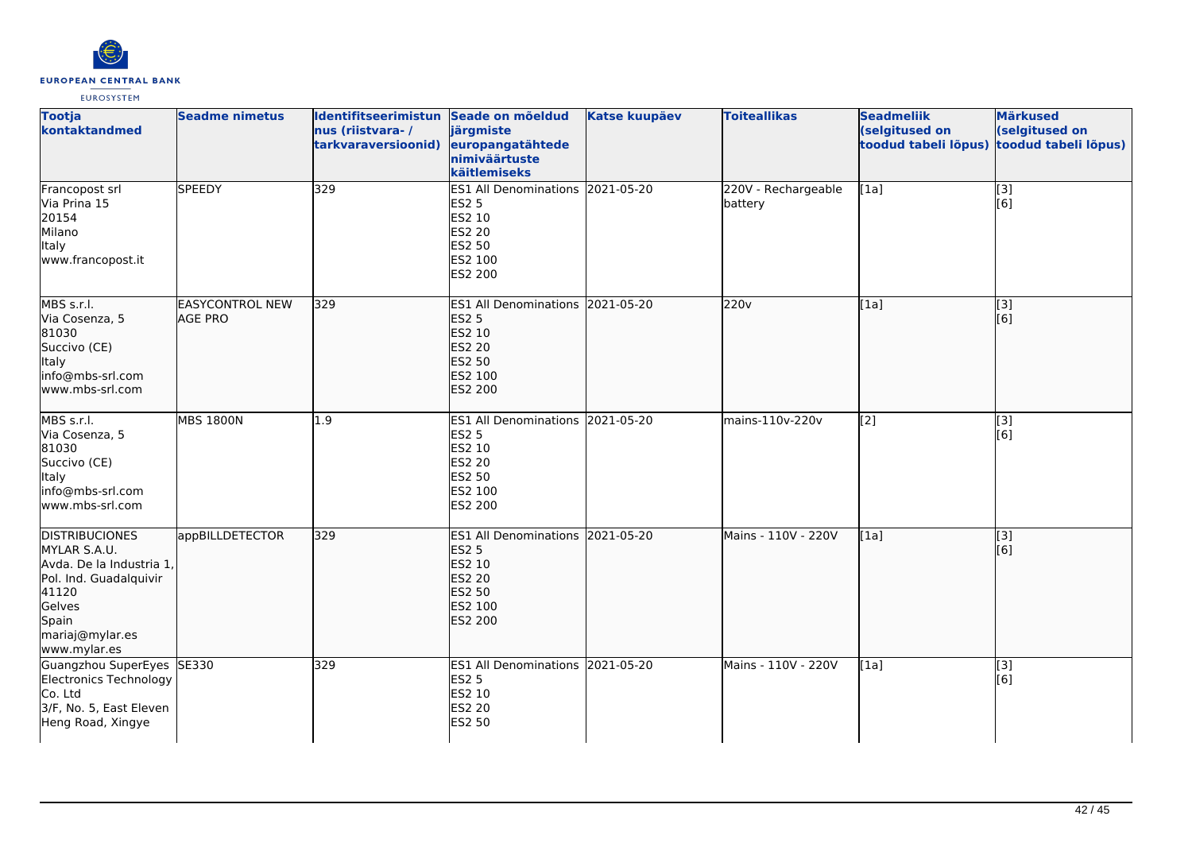| Tootja kontaktandmed | Seadme nimetus | Identifitseerimistunus (riistvara- / tarkvaraversioonid) | Seade on mõeldud järgmiste europangatähtede nimiväärtuste käitlemiseks | Katse kuupäev | Toiteallikas | Seadmeliik (selgitused on toodud tabeli lõpus) | Märkused (selgitused on toodud tabeli lõpus) |
|---|---|---|---|---|---|---|---|
| Francopost srl<br>Via Prina 15<br>20154<br>Milano<br>Italy<br>www.francopost.it | SPEEDY | 329 | ES1 All Denominations<br>ES2 5<br>ES2 10<br>ES2 20<br>ES2 50<br>ES2 100<br>ES2 200 | 2021-05-20 | 220V - Rechargeable battery | [1a] | [3]<br>[6] |
| MBS s.r.l.<br>Via Cosenza, 5<br>81030<br>Succivo (CE)<br>Italy<br>info@mbs-srl.com<br>www.mbs-srl.com | EASYCONTROL NEW AGE PRO | 329 | ES1 All Denominations<br>ES2 5<br>ES2 10<br>ES2 20<br>ES2 50<br>ES2 100<br>ES2 200 | 2021-05-20 | 220v | [1a] | [3]<br>[6] |
| MBS s.r.l.<br>Via Cosenza, 5<br>81030<br>Succivo (CE)<br>Italy<br>info@mbs-srl.com<br>www.mbs-srl.com | MBS 1800N | 1.9 | ES1 All Denominations<br>ES2 5<br>ES2 10<br>ES2 20<br>ES2 50<br>ES2 100<br>ES2 200 | 2021-05-20 | mains-110v-220v | [2] | [3]<br>[6] |
| DISTRIBUCIONES MYLAR S.A.U.<br>Avda. De la Industria 1, Pol. Ind. Guadalquivir<br>41120<br>Gelves<br>Spain<br>mariaj@mylar.es<br>www.mylar.es | appBILLDETECTOR | 329 | ES1 All Denominations<br>ES2 5<br>ES2 10<br>ES2 20<br>ES2 50<br>ES2 100<br>ES2 200 | 2021-05-20 | Mains - 110V - 220V | [1a] | [3]<br>[6] |
| Guangzhou SuperEyes Electronics Technology Co. Ltd<br>3/F, No. 5, East Eleven Heng Road, Xingye | SE330 | 329 | ES1 All Denominations<br>ES2 5<br>ES2 10<br>ES2 20<br>ES2 50 | 2021-05-20 | Mains - 110V - 220V | [1a] | [3]<br>[6] |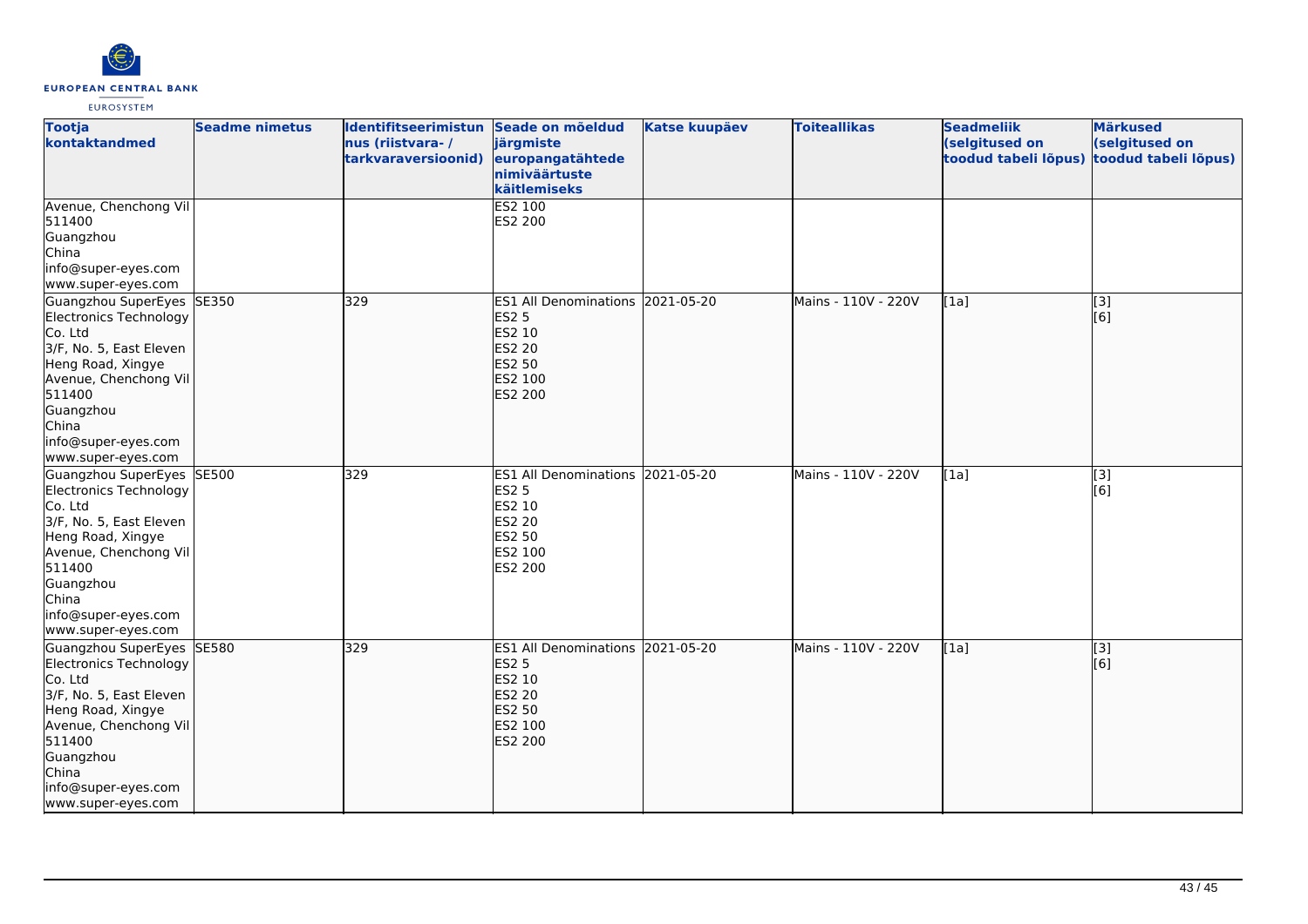| Tootja kontaktandmed | Seadme nimetus | Identifitseerimistunnus (riistvara- / tarkvaraversioonid) | Seade on mõeldud järgmiste europangatähtede nimiväärtuste käitlemiseks | Katse kuupäev | Toiteallikas | Seadmeliik (selgitused on toodud tabeli lõpus) | Märkused (selgitused on toodud tabeli lõpus) |
|---|---|---|---|---|---|---|---|
| Avenue, Chenchong Vil<br>511400<br>Guangzhou<br>China<br>info@super-eyes.com<br>www.super-eyes.com | | | ES2 100<br>ES2 200 | | | | |
| Guangzhou SuperEyes Electronics Technology Co. Ltd<br>3/F, No. 5, East Eleven Heng Road, Xingye Avenue, Chenchong Vil<br>511400<br>Guangzhou<br>China<br>info@super-eyes.com<br>www.super-eyes.com | SE350 | 329 | ES1 All Denominations<br>ES2 5<br>ES2 10<br>ES2 20<br>ES2 50<br>ES2 100<br>ES2 200 | 2021-05-20 | Mains - 110V - 220V | [1a] | [3]<br>[6] |
| Guangzhou SuperEyes Electronics Technology Co. Ltd<br>3/F, No. 5, East Eleven Heng Road, Xingye Avenue, Chenchong Vil<br>511400<br>Guangzhou<br>China<br>info@super-eyes.com<br>www.super-eyes.com | SE500 | 329 | ES1 All Denominations<br>ES2 5<br>ES2 10<br>ES2 20<br>ES2 50<br>ES2 100<br>ES2 200 | 2021-05-20 | Mains - 110V - 220V | [1a] | [3]<br>[6] |
| Guangzhou SuperEyes Electronics Technology Co. Ltd<br>3/F, No. 5, East Eleven Heng Road, Xingye Avenue, Chenchong Vil<br>511400<br>Guangzhou<br>China<br>info@super-eyes.com<br>www.super-eyes.com | SE580 | 329 | ES1 All Denominations<br>ES2 5<br>ES2 10<br>ES2 20<br>ES2 50<br>ES2 100<br>ES2 200 | 2021-05-20 | Mains - 110V - 220V | [1a] | [3]<br>[6] |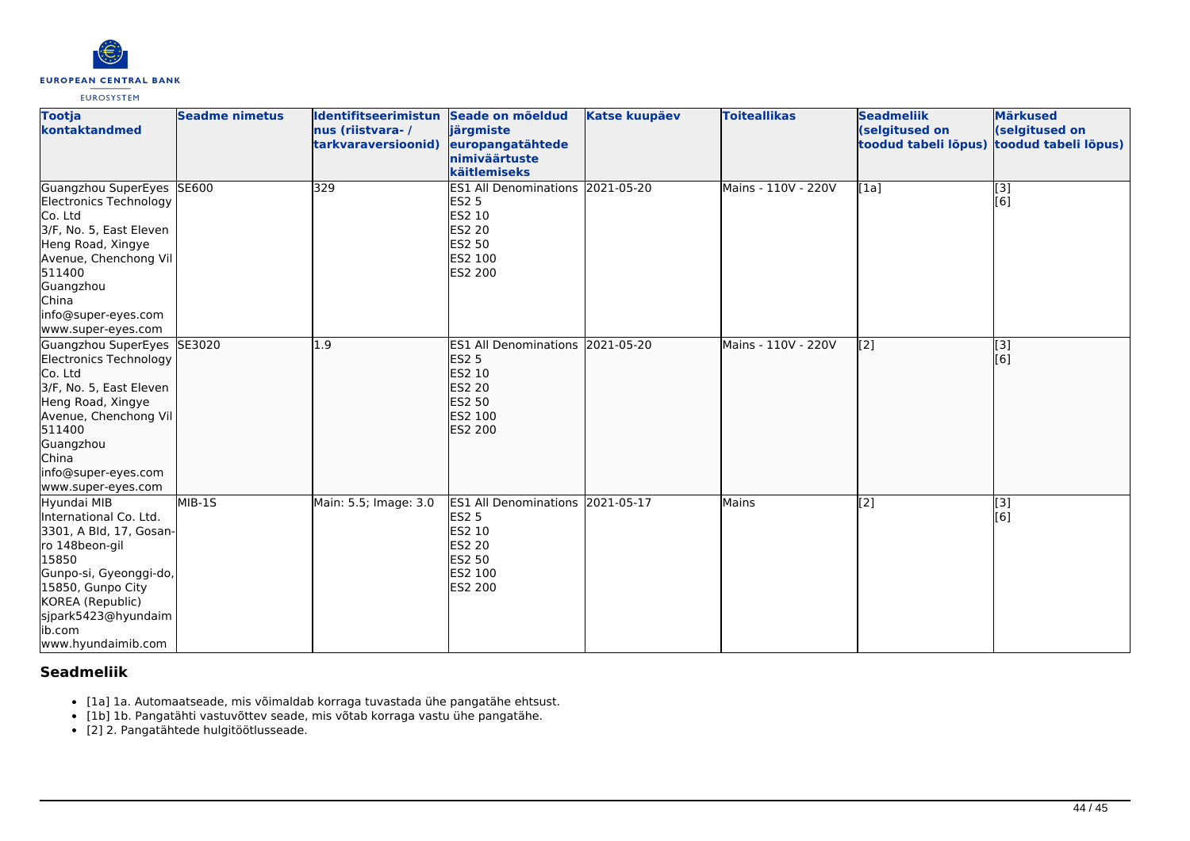| Tootja kontaktandmed | Seadme nimetus | Identifitseerimistunnus (riistvara- / tarkvaraversioonid) | Seade on mõeldud järgmiste europangatähtede nimiväärtuste käitlemiseks | Katse kuupäev | Toiteallikas | Seadmeliik (selgitused on toodud tabeli lõpus) | Märkused (selgitused on toodud tabeli lõpus) |
|---|---|---|---|---|---|---|---|
| Guangzhou SuperEyes Electronics Technology Co. Ltd<br>3/F, No. 5, East Eleven Heng Road, Xingye Avenue, Chenchong Vil<br>511400<br>Guangzhou<br>China<br>info@super-eyes.com<br>www.super-eyes.com | SE600 | 329 | ES1 All Denominations<br>ES2 5<br>ES2 10<br>ES2 20<br>ES2 50<br>ES2 100<br>ES2 200 | 2021-05-20 | Mains - 110V - 220V | [1a] | [3]<br>[6] |
| Guangzhou SuperEyes Electronics Technology Co. Ltd<br>3/F, No. 5, East Eleven Heng Road, Xingye Avenue, Chenchong Vil<br>511400<br>Guangzhou<br>China<br>info@super-eyes.com<br>www.super-eyes.com | SE3020 | 1.9 | ES1 All Denominations<br>ES2 5<br>ES2 10<br>ES2 20<br>ES2 50<br>ES2 100<br>ES2 200 | 2021-05-20 | Mains - 110V - 220V | [2] | [3]<br>[6] |
| Hyundai MIB International Co. Ltd.<br>3301, A Bld, 17, Gosan-ro 148beon-gil<br>15850<br>Gunpo-si, Gyeonggi-do, 15850, Gunpo City<br>KOREA (Republic)<br>sjpark5423@hyundaimib.com<br>www.hyundaimib.com | MIB-1S | Main: 5.5; Image: 3.0 | ES1 All Denominations<br>ES2 5<br>ES2 10<br>ES2 20<br>ES2 50<br>ES2 100<br>ES2 200 | 2021-05-17 | Mains | [2] | [3]<br>[6] |

## Seadmeliik

- [1a] 1a. Automaatseade, mis võimaldab korraga tuvastada ühe pangatähe ehtsust.
- [1b] 1b. Pangatähti vastuvõttev seade, mis võtab korraga vastu ühe pangatähe.
- [2] 2. Pangatähtede hulgitöötlusseade.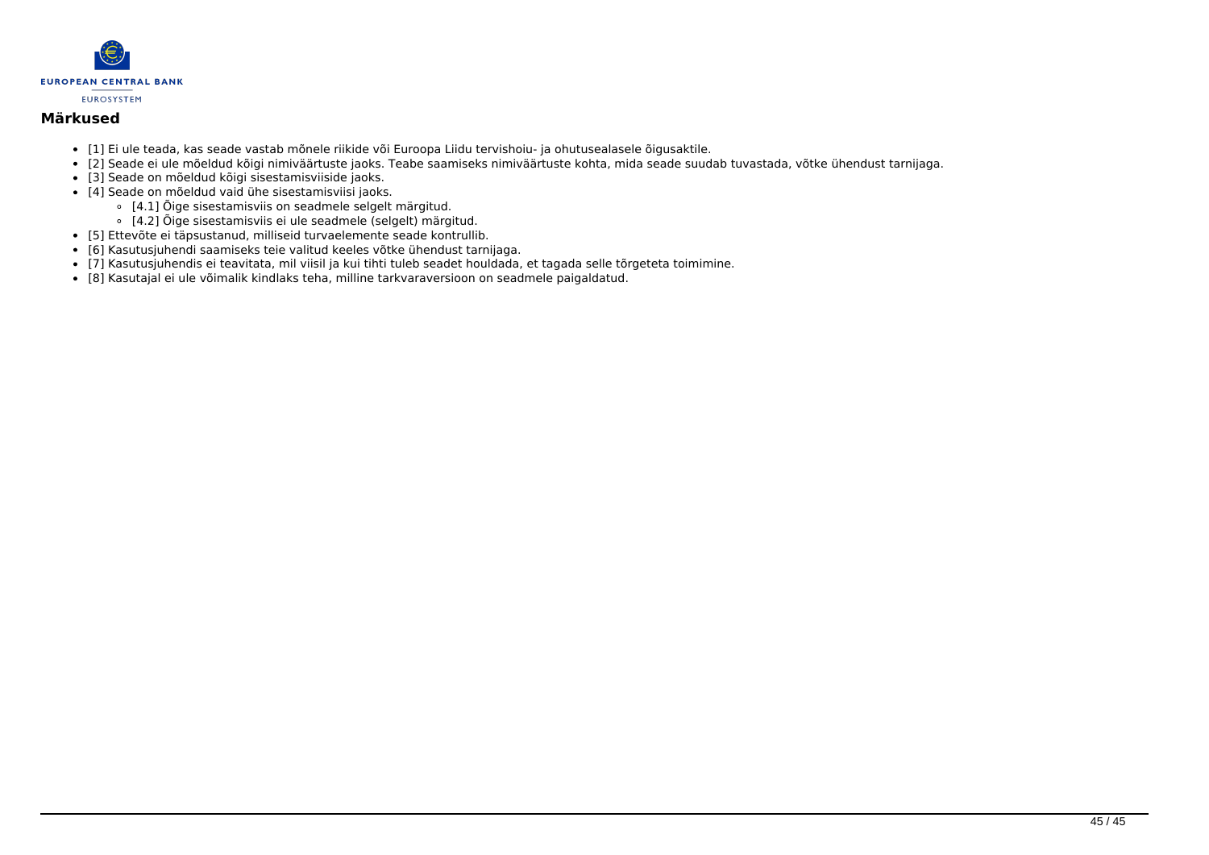## Märkused

- [1] Ei ule teada, kas seade vastab mõnele riikide või Euroopa Liidu tervishoiu- ja ohutusealasele õigusaktile.
- [2] Seade ei ule mõeldud kõigi nimiväärtuste jaoks. Teabe saamiseks nimiväärtuste kohta, mida seade suudab tuvastada, võtke ühendust tarnijaga.
- [3] Seade on mõeldud kõigi sisestamisviiside jaoks.
- [4] Seade on mõeldud vaid ühe sisestamisviisi jaoks.
  - [4.1] Õige sisestamisviis on seadmele selgelt märgitud.
  - [4.2] Õige sisestamisviis ei ule seadmele (selgelt) märgitud.
- [5] Ettevõte ei täpsustanud, milliseid turvaelemente seade kontrullib.
- [6] Kasutusjuhendi saamiseks teie valitud keeles võtke ühendust tarnijaga.
- [7] Kasutusjuhendis ei teavitata, mil viisil ja kui tihti tuleb seadet houldada, et tagada selle tõrgeteta toimimine.
- [8] Kasutajal ei ule võimalik kindlaks teha, milline tarkvaraversioon on seadmele paigaldatud.